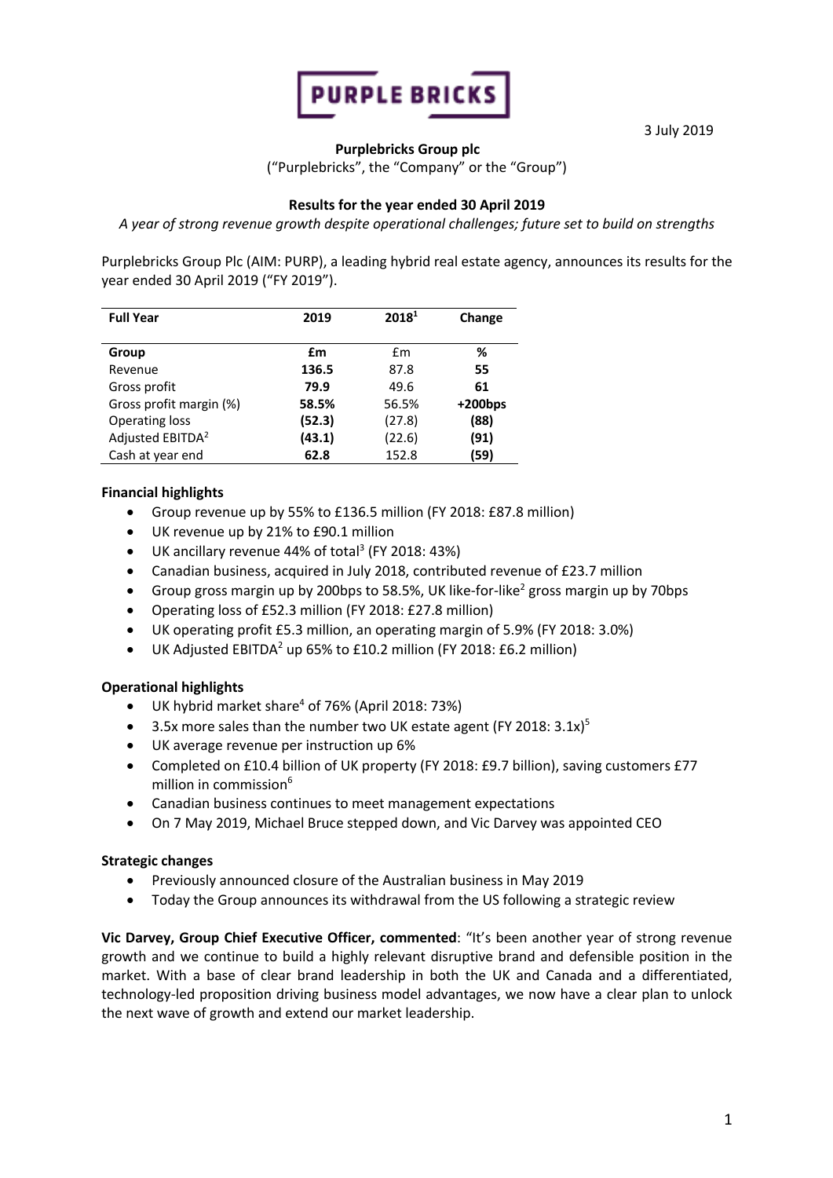**PURPLE BRICKS**

3 July 2019

**Purplebricks Group plc**

("Purplebricks", the "Company" or the "Group")

**Results for the year ended 30 April 2019**

*A year of strong revenue growth despite operational challenges; future set to build on strengths*

Purplebricks Group Plc (AIM: PURP), a leading hybrid real estate agency, announces its results for the year ended 30 April 2019 ("FY 2019").

| Full Year | 2019 | 2018[1] | Change |
|---|---|---|---|
| **Group** | **£m** | £m | **%** |
| Revenue | **136.5** | 87.8 | **55** |
| Gross profit | **79.9** | 49.6 | **61** |
| Gross profit margin (%) | **58.5%** | 56.5% | **+200bps** |
| Operating loss | **(52.3)** | (27.8) | **(88)** |
| Adjusted EBITDA[2] | **(43.1)** | (22.6) | **(91)** |
| Cash at year end | **62.8** | 152.8 | **(59)** |

**Financial highlights**

- Group revenue up by 55% to £136.5 million (FY 2018: £87.8 million)
- UK revenue up by 21% to £90.1 million
- UK ancillary revenue 44% of total[3] (FY 2018: 43%)
- Canadian business, acquired in July 2018, contributed revenue of £23.7 million
- Group gross margin up by 200bps to 58.5%, UK like-for-like[2] gross margin up by 70bps
- Operating loss of £52.3 million (FY 2018: £27.8 million)
- UK operating profit £5.3 million, an operating margin of 5.9% (FY 2018: 3.0%)
- UK Adjusted EBITDA[2] up 65% to £10.2 million (FY 2018: £6.2 million)

**Operational highlights**

- UK hybrid market share[4] of 76% (April 2018: 73%)
- 3.5x more sales than the number two UK estate agent (FY 2018: 3.1x)[5]
- UK average revenue per instruction up 6%
- Completed on £10.4 billion of UK property (FY 2018: £9.7 billion), saving customers £77 million in commission[6]
- Canadian business continues to meet management expectations
- On 7 May 2019, Michael Bruce stepped down, and Vic Darvey was appointed CEO

**Strategic changes**

- Previously announced closure of the Australian business in May 2019
- Today the Group announces its withdrawal from the US following a strategic review

**Vic Darvey, Group Chief Executive Officer, commented**: "It's been another year of strong revenue growth and we continue to build a highly relevant disruptive brand and defensible position in the market. With a base of clear brand leadership in both the UK and Canada and a differentiated, technology-led proposition driving business model advantages, we now have a clear plan to unlock the next wave of growth and extend our market leadership.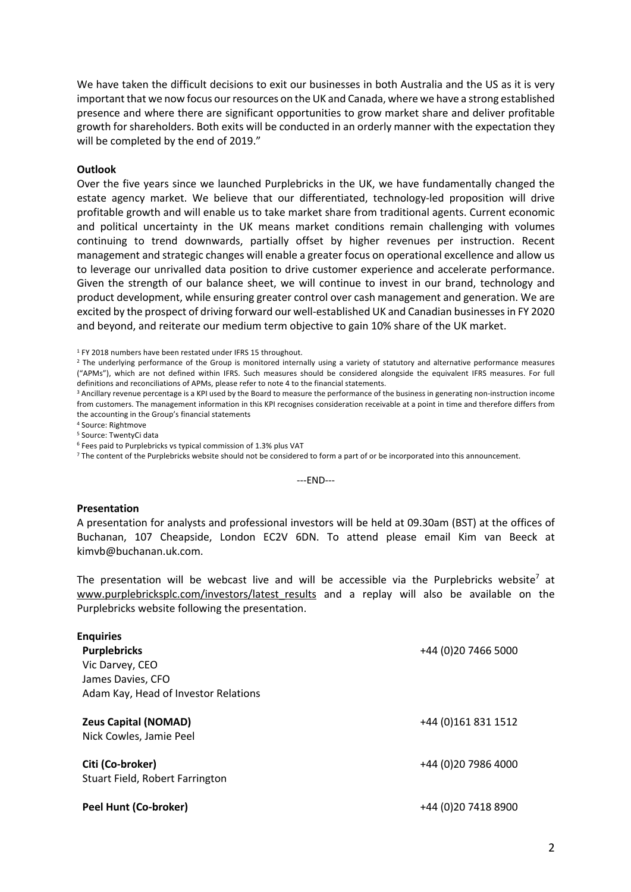We have taken the difficult decisions to exit our businesses in both Australia and the US as it is very important that we now focus our resources on the UK and Canada, where we have a strong established presence and where there are significant opportunities to grow market share and deliver profitable growth for shareholders. Both exits will be conducted in an orderly manner with the expectation they will be completed by the end of 2019."

**Outlook**

Over the five years since we launched Purplebricks in the UK, we have fundamentally changed the estate agency market. We believe that our differentiated, technology-led proposition will drive profitable growth and will enable us to take market share from traditional agents. Current economic and political uncertainty in the UK means market conditions remain challenging with volumes continuing to trend downwards, partially offset by higher revenues per instruction. Recent management and strategic changes will enable a greater focus on operational excellence and allow us to leverage our unrivalled data position to drive customer experience and accelerate performance. Given the strength of our balance sheet, we will continue to invest in our brand, technology and product development, while ensuring greater control over cash management and generation. We are excited by the prospect of driving forward our well-established UK and Canadian businesses in FY 2020 and beyond, and reiterate our medium term objective to gain 10% share of the UK market.

[1] FY 2018 numbers have been restated under IFRS 15 throughout.

[2] The underlying performance of the Group is monitored internally using a variety of statutory and alternative performance measures ("APMs"), which are not defined within IFRS. Such measures should be considered alongside the equivalent IFRS measures. For full definitions and reconciliations of APMs, please refer to note 4 to the financial statements.

[3] Ancillary revenue percentage is a KPI used by the Board to measure the performance of the business in generating non-instruction income from customers. The management information in this KPI recognises consideration receivable at a point in time and therefore differs from the accounting in the Group's financial statements

[4] Source: Rightmove

[5] Source: TwentyCi data

[6] Fees paid to Purplebricks vs typical commission of 1.3% plus VAT

[7] The content of the Purplebricks website should not be considered to form a part of or be incorporated into this announcement.

---END---

**Presentation**

A presentation for analysts and professional investors will be held at 09.30am (BST) at the offices of Buchanan, 107 Cheapside, London EC2V 6DN. To attend please email Kim van Beeck at kimvb@buchanan.uk.com.

The presentation will be webcast live and will be accessible via the Purplebricks website[7] at www.purplebricksplc.com/investors/latest_results and a replay will also be available on the Purplebricks website following the presentation.

**Enquiries**

| | |
|---|---|
| **Purplebricks**<br>Vic Darvey, CEO<br>James Davies, CFO<br>Adam Kay, Head of Investor Relations | +44 (0)20 7466 5000 |
| **Zeus Capital (NOMAD)**<br>Nick Cowles, Jamie Peel | +44 (0)161 831 1512 |
| **Citi (Co-broker)**<br>Stuart Field, Robert Farrington | +44 (0)20 7986 4000 |
| **Peel Hunt (Co-broker)** | +44 (0)20 7418 8900 |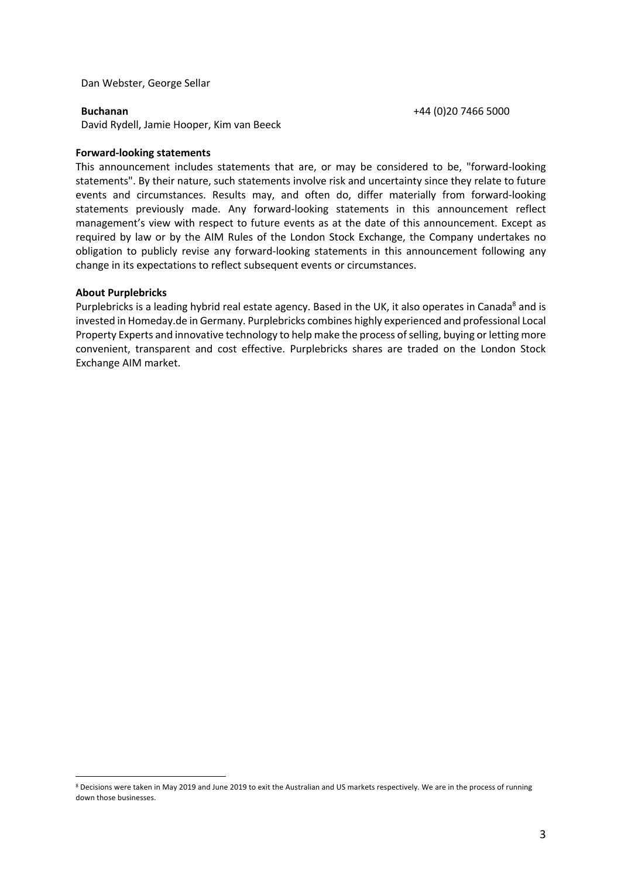Dan Webster, George Sellar

**Buchanan** +44 (0)20 7466 5000
David Rydell, Jamie Hooper, Kim van Beeck

**Forward-looking statements**

This announcement includes statements that are, or may be considered to be, "forward-looking statements". By their nature, such statements involve risk and uncertainty since they relate to future events and circumstances. Results may, and often do, differ materially from forward-looking statements previously made. Any forward-looking statements in this announcement reflect management's view with respect to future events as at the date of this announcement. Except as required by law or by the AIM Rules of the London Stock Exchange, the Company undertakes no obligation to publicly revise any forward-looking statements in this announcement following any change in its expectations to reflect subsequent events or circumstances.

**About Purplebricks**

Purplebricks is a leading hybrid real estate agency. Based in the UK, it also operates in Canada[8] and is invested in Homeday.de in Germany. Purplebricks combines highly experienced and professional Local Property Experts and innovative technology to help make the process of selling, buying or letting more convenient, transparent and cost effective. Purplebricks shares are traded on the London Stock Exchange AIM market.

[8] Decisions were taken in May 2019 and June 2019 to exit the Australian and US markets respectively. We are in the process of running down those businesses.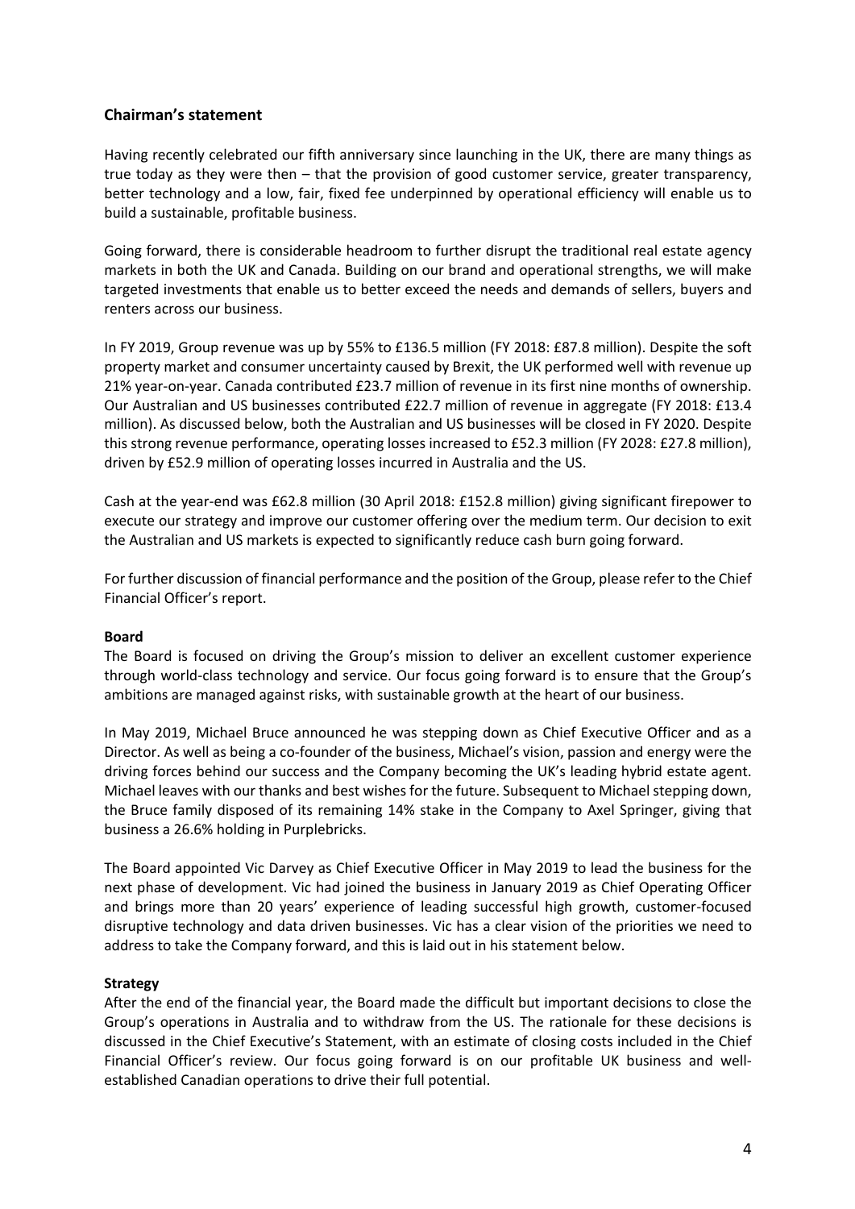## Chairman's statement

Having recently celebrated our fifth anniversary since launching in the UK, there are many things as true today as they were then – that the provision of good customer service, greater transparency, better technology and a low, fair, fixed fee underpinned by operational efficiency will enable us to build a sustainable, profitable business.

Going forward, there is considerable headroom to further disrupt the traditional real estate agency markets in both the UK and Canada. Building on our brand and operational strengths, we will make targeted investments that enable us to better exceed the needs and demands of sellers, buyers and renters across our business.

In FY 2019, Group revenue was up by 55% to £136.5 million (FY 2018: £87.8 million). Despite the soft property market and consumer uncertainty caused by Brexit, the UK performed well with revenue up 21% year-on-year. Canada contributed £23.7 million of revenue in its first nine months of ownership. Our Australian and US businesses contributed £22.7 million of revenue in aggregate (FY 2018: £13.4 million). As discussed below, both the Australian and US businesses will be closed in FY 2020. Despite this strong revenue performance, operating losses increased to £52.3 million (FY 2028: £27.8 million), driven by £52.9 million of operating losses incurred in Australia and the US.

Cash at the year-end was £62.8 million (30 April 2018: £152.8 million) giving significant firepower to execute our strategy and improve our customer offering over the medium term. Our decision to exit the Australian and US markets is expected to significantly reduce cash burn going forward.

For further discussion of financial performance and the position of the Group, please refer to the Chief Financial Officer's report.

### Board

The Board is focused on driving the Group's mission to deliver an excellent customer experience through world-class technology and service. Our focus going forward is to ensure that the Group's ambitions are managed against risks, with sustainable growth at the heart of our business.

In May 2019, Michael Bruce announced he was stepping down as Chief Executive Officer and as a Director. As well as being a co-founder of the business, Michael's vision, passion and energy were the driving forces behind our success and the Company becoming the UK's leading hybrid estate agent. Michael leaves with our thanks and best wishes for the future. Subsequent to Michael stepping down, the Bruce family disposed of its remaining 14% stake in the Company to Axel Springer, giving that business a 26.6% holding in Purplebricks.

The Board appointed Vic Darvey as Chief Executive Officer in May 2019 to lead the business for the next phase of development. Vic had joined the business in January 2019 as Chief Operating Officer and brings more than 20 years' experience of leading successful high growth, customer-focused disruptive technology and data driven businesses. Vic has a clear vision of the priorities we need to address to take the Company forward, and this is laid out in his statement below.

### Strategy

After the end of the financial year, the Board made the difficult but important decisions to close the Group's operations in Australia and to withdraw from the US. The rationale for these decisions is discussed in the Chief Executive's Statement, with an estimate of closing costs included in the Chief Financial Officer's review. Our focus going forward is on our profitable UK business and well-established Canadian operations to drive their full potential.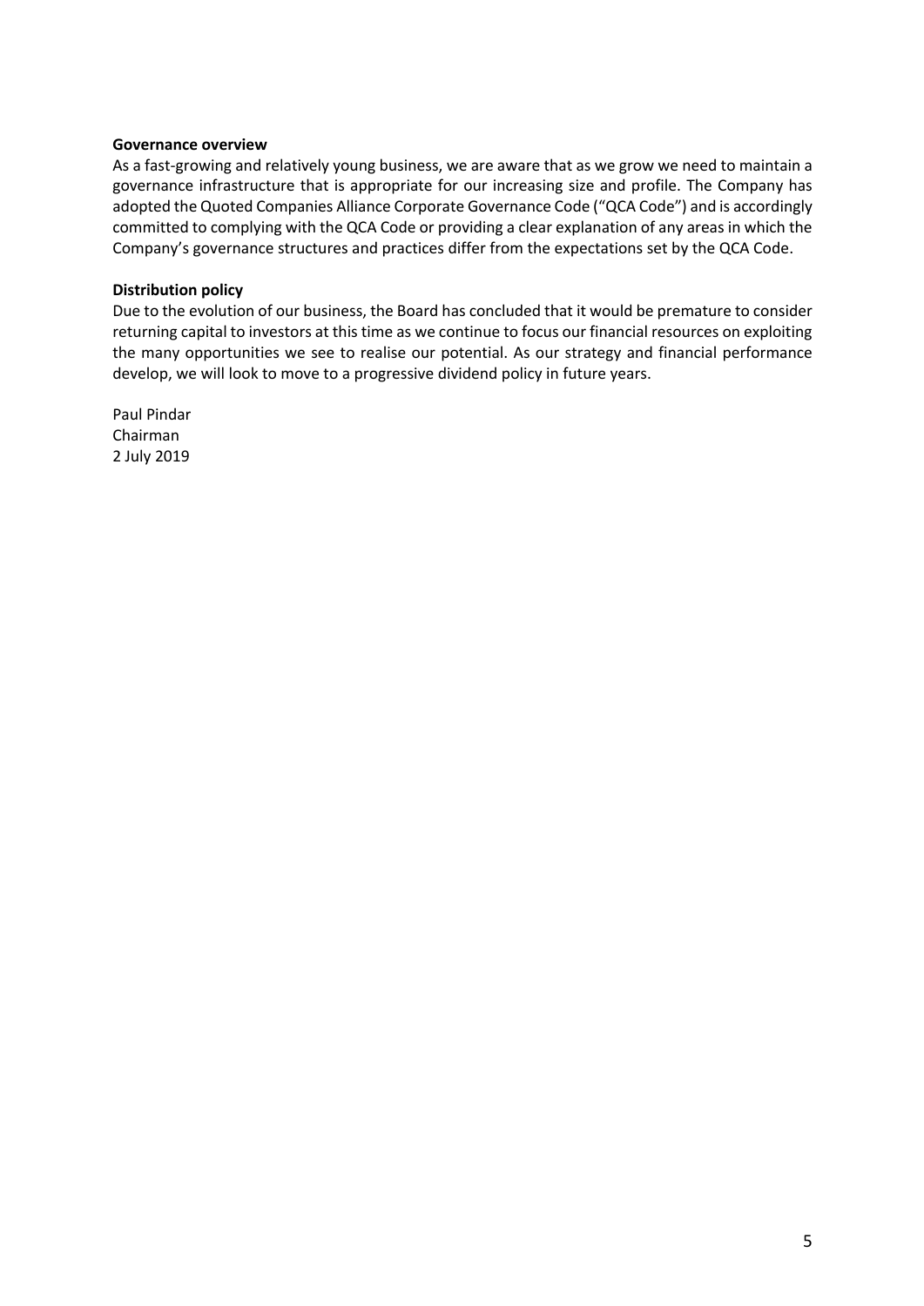**Governance overview**

As a fast-growing and relatively young business, we are aware that as we grow we need to maintain a governance infrastructure that is appropriate for our increasing size and profile. The Company has adopted the Quoted Companies Alliance Corporate Governance Code ("QCA Code") and is accordingly committed to complying with the QCA Code or providing a clear explanation of any areas in which the Company's governance structures and practices differ from the expectations set by the QCA Code.

**Distribution policy**

Due to the evolution of our business, the Board has concluded that it would be premature to consider returning capital to investors at this time as we continue to focus our financial resources on exploiting the many opportunities we see to realise our potential. As our strategy and financial performance develop, we will look to move to a progressive dividend policy in future years.

Paul Pindar
Chairman
2 July 2019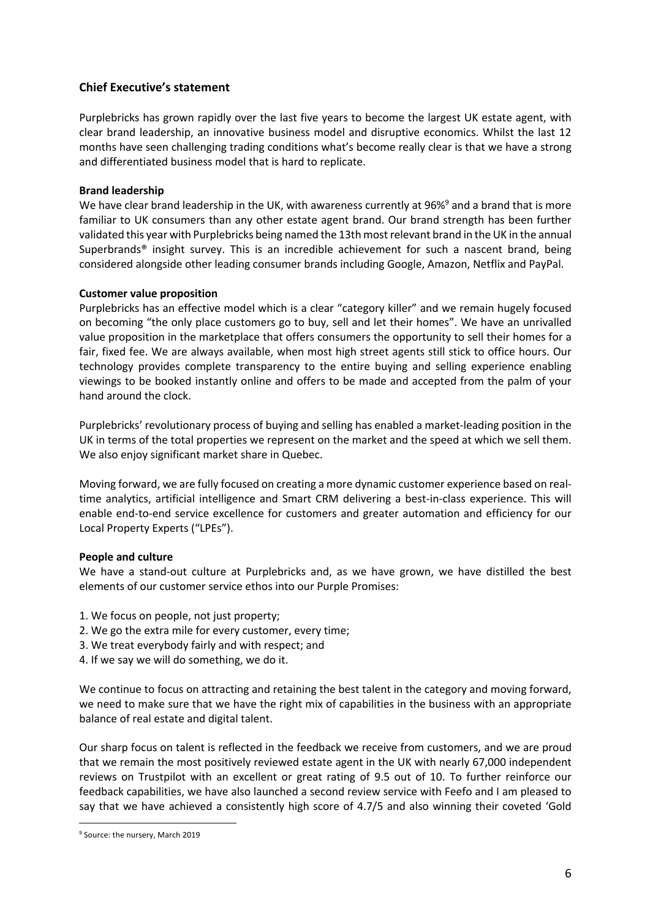## Chief Executive's statement

Purplebricks has grown rapidly over the last five years to become the largest UK estate agent, with clear brand leadership, an innovative business model and disruptive economics. Whilst the last 12 months have seen challenging trading conditions what's become really clear is that we have a strong and differentiated business model that is hard to replicate.

**Brand leadership**

We have clear brand leadership in the UK, with awareness currently at 96%[9] and a brand that is more familiar to UK consumers than any other estate agent brand. Our brand strength has been further validated this year with Purplebricks being named the 13th most relevant brand in the UK in the annual Superbrands® insight survey. This is an incredible achievement for such a nascent brand, being considered alongside other leading consumer brands including Google, Amazon, Netflix and PayPal.

**Customer value proposition**

Purplebricks has an effective model which is a clear "category killer" and we remain hugely focused on becoming "the only place customers go to buy, sell and let their homes". We have an unrivalled value proposition in the marketplace that offers consumers the opportunity to sell their homes for a fair, fixed fee. We are always available, when most high street agents still stick to office hours. Our technology provides complete transparency to the entire buying and selling experience enabling viewings to be booked instantly online and offers to be made and accepted from the palm of your hand around the clock.

Purplebricks' revolutionary process of buying and selling has enabled a market-leading position in the UK in terms of the total properties we represent on the market and the speed at which we sell them. We also enjoy significant market share in Quebec.

Moving forward, we are fully focused on creating a more dynamic customer experience based on real-time analytics, artificial intelligence and Smart CRM delivering a best-in-class experience. This will enable end-to-end service excellence for customers and greater automation and efficiency for our Local Property Experts ("LPEs").

**People and culture**

We have a stand-out culture at Purplebricks and, as we have grown, we have distilled the best elements of our customer service ethos into our Purple Promises:

1. We focus on people, not just property;
2. We go the extra mile for every customer, every time;
3. We treat everybody fairly and with respect; and
4. If we say we will do something, we do it.

We continue to focus on attracting and retaining the best talent in the category and moving forward, we need to make sure that we have the right mix of capabilities in the business with an appropriate balance of real estate and digital talent.

Our sharp focus on talent is reflected in the feedback we receive from customers, and we are proud that we remain the most positively reviewed estate agent in the UK with nearly 67,000 independent reviews on Trustpilot with an excellent or great rating of 9.5 out of 10. To further reinforce our feedback capabilities, we have also launched a second review service with Feefo and I am pleased to say that we have achieved a consistently high score of 4.7/5 and also winning their coveted 'Gold

---

[9] Source: the nursery, March 2019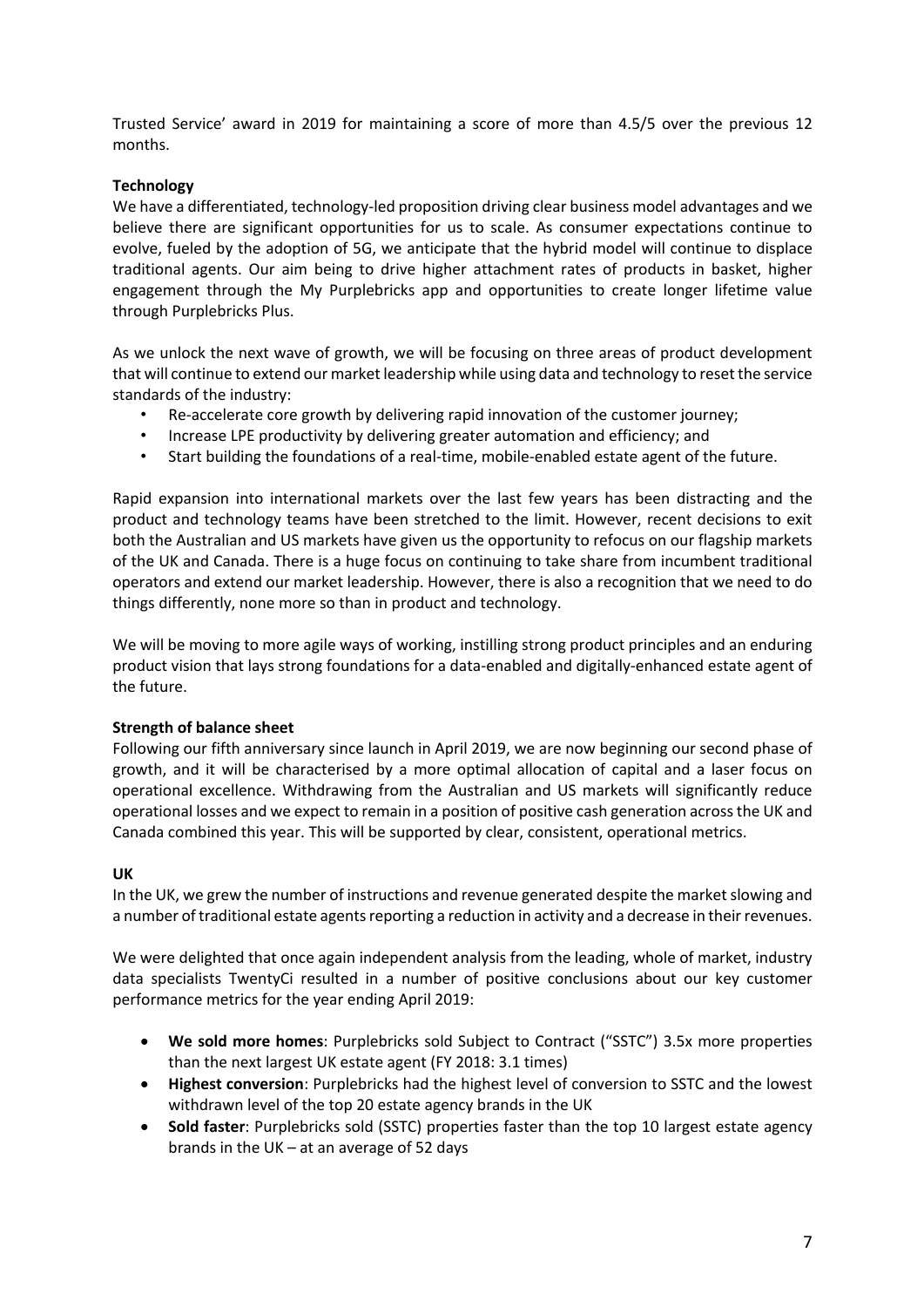Trusted Service' award in 2019 for maintaining a score of more than 4.5/5 over the previous 12 months.

**Technology**

We have a differentiated, technology-led proposition driving clear business model advantages and we believe there are significant opportunities for us to scale. As consumer expectations continue to evolve, fueled by the adoption of 5G, we anticipate that the hybrid model will continue to displace traditional agents. Our aim being to drive higher attachment rates of products in basket, higher engagement through the My Purplebricks app and opportunities to create longer lifetime value through Purplebricks Plus.

As we unlock the next wave of growth, we will be focusing on three areas of product development that will continue to extend our market leadership while using data and technology to reset the service standards of the industry:

- Re-accelerate core growth by delivering rapid innovation of the customer journey;
- Increase LPE productivity by delivering greater automation and efficiency; and
- Start building the foundations of a real-time, mobile-enabled estate agent of the future.

Rapid expansion into international markets over the last few years has been distracting and the product and technology teams have been stretched to the limit. However, recent decisions to exit both the Australian and US markets have given us the opportunity to refocus on our flagship markets of the UK and Canada. There is a huge focus on continuing to take share from incumbent traditional operators and extend our market leadership. However, there is also a recognition that we need to do things differently, none more so than in product and technology.

We will be moving to more agile ways of working, instilling strong product principles and an enduring product vision that lays strong foundations for a data-enabled and digitally-enhanced estate agent of the future.

**Strength of balance sheet**

Following our fifth anniversary since launch in April 2019, we are now beginning our second phase of growth, and it will be characterised by a more optimal allocation of capital and a laser focus on operational excellence. Withdrawing from the Australian and US markets will significantly reduce operational losses and we expect to remain in a position of positive cash generation across the UK and Canada combined this year. This will be supported by clear, consistent, operational metrics.

**UK**

In the UK, we grew the number of instructions and revenue generated despite the market slowing and a number of traditional estate agents reporting a reduction in activity and a decrease in their revenues.

We were delighted that once again independent analysis from the leading, whole of market, industry data specialists TwentyCi resulted in a number of positive conclusions about our key customer performance metrics for the year ending April 2019:

- **We sold more homes**: Purplebricks sold Subject to Contract ("SSTC") 3.5x more properties than the next largest UK estate agent (FY 2018: 3.1 times)
- **Highest conversion**: Purplebricks had the highest level of conversion to SSTC and the lowest withdrawn level of the top 20 estate agency brands in the UK
- **Sold faster**: Purplebricks sold (SSTC) properties faster than the top 10 largest estate agency brands in the UK – at an average of 52 days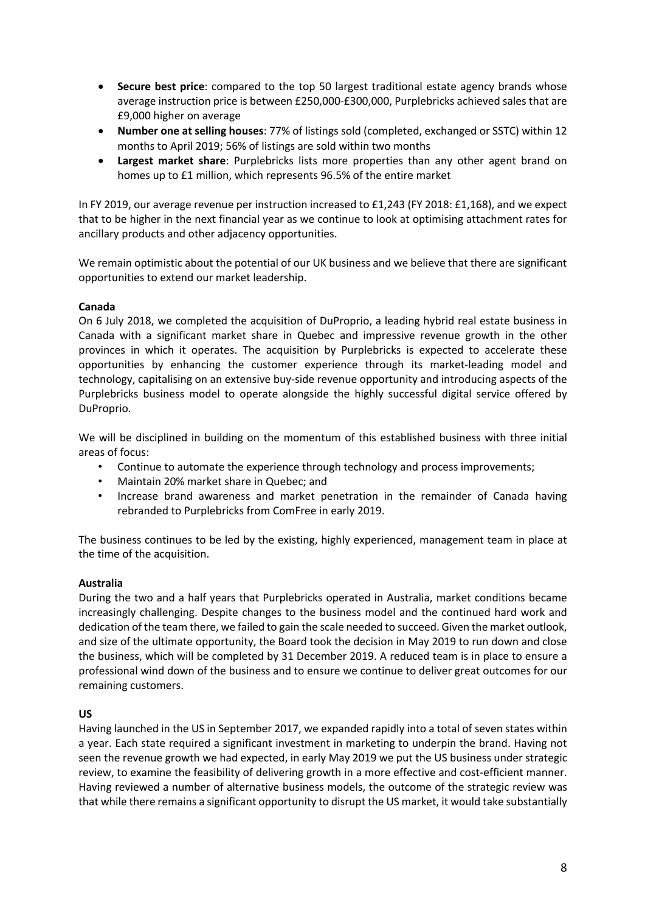- **Secure best price**: compared to the top 50 largest traditional estate agency brands whose average instruction price is between £250,000-£300,000, Purplebricks achieved sales that are £9,000 higher on average
- **Number one at selling houses**: 77% of listings sold (completed, exchanged or SSTC) within 12 months to April 2019; 56% of listings are sold within two months
- **Largest market share**: Purplebricks lists more properties than any other agent brand on homes up to £1 million, which represents 96.5% of the entire market

In FY 2019, our average revenue per instruction increased to £1,243 (FY 2018: £1,168), and we expect that to be higher in the next financial year as we continue to look at optimising attachment rates for ancillary products and other adjacency opportunities.

We remain optimistic about the potential of our UK business and we believe that there are significant opportunities to extend our market leadership.

**Canada**

On 6 July 2018, we completed the acquisition of DuProprio, a leading hybrid real estate business in Canada with a significant market share in Quebec and impressive revenue growth in the other provinces in which it operates. The acquisition by Purplebricks is expected to accelerate these opportunities by enhancing the customer experience through its market-leading model and technology, capitalising on an extensive buy-side revenue opportunity and introducing aspects of the Purplebricks business model to operate alongside the highly successful digital service offered by DuProprio.

We will be disciplined in building on the momentum of this established business with three initial areas of focus:

- Continue to automate the experience through technology and process improvements;
- Maintain 20% market share in Quebec; and
- Increase brand awareness and market penetration in the remainder of Canada having rebranded to Purplebricks from ComFree in early 2019.

The business continues to be led by the existing, highly experienced, management team in place at the time of the acquisition.

**Australia**

During the two and a half years that Purplebricks operated in Australia, market conditions became increasingly challenging. Despite changes to the business model and the continued hard work and dedication of the team there, we failed to gain the scale needed to succeed. Given the market outlook, and size of the ultimate opportunity, the Board took the decision in May 2019 to run down and close the business, which will be completed by 31 December 2019. A reduced team is in place to ensure a professional wind down of the business and to ensure we continue to deliver great outcomes for our remaining customers.

**US**

Having launched in the US in September 2017, we expanded rapidly into a total of seven states within a year. Each state required a significant investment in marketing to underpin the brand. Having not seen the revenue growth we had expected, in early May 2019 we put the US business under strategic review, to examine the feasibility of delivering growth in a more effective and cost-efficient manner. Having reviewed a number of alternative business models, the outcome of the strategic review was that while there remains a significant opportunity to disrupt the US market, it would take substantially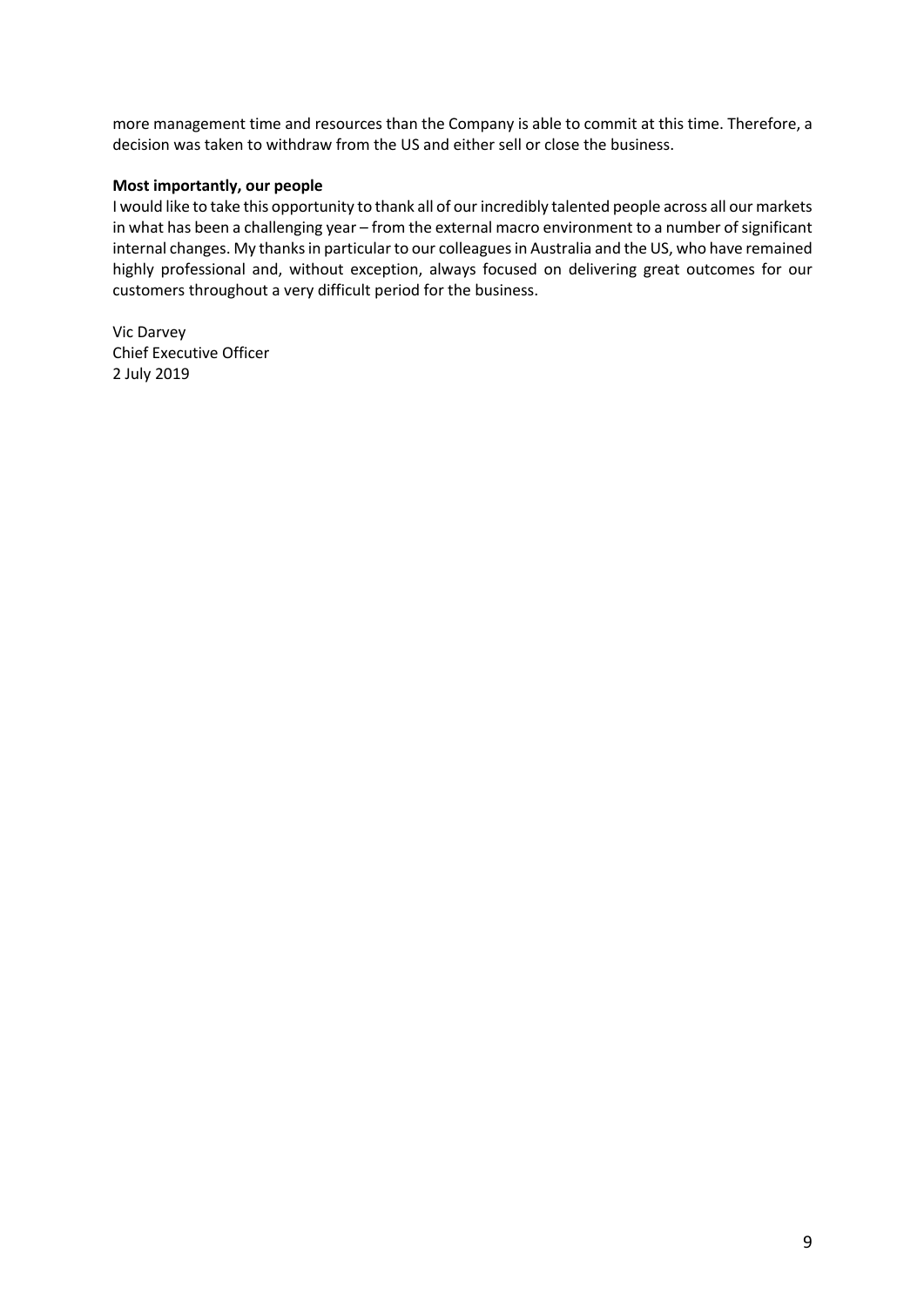more management time and resources than the Company is able to commit at this time. Therefore, a decision was taken to withdraw from the US and either sell or close the business.

**Most importantly, our people**

I would like to take this opportunity to thank all of our incredibly talented people across all our markets in what has been a challenging year – from the external macro environment to a number of significant internal changes. My thanks in particular to our colleagues in Australia and the US, who have remained highly professional and, without exception, always focused on delivering great outcomes for our customers throughout a very difficult period for the business.

Vic Darvey
Chief Executive Officer
2 July 2019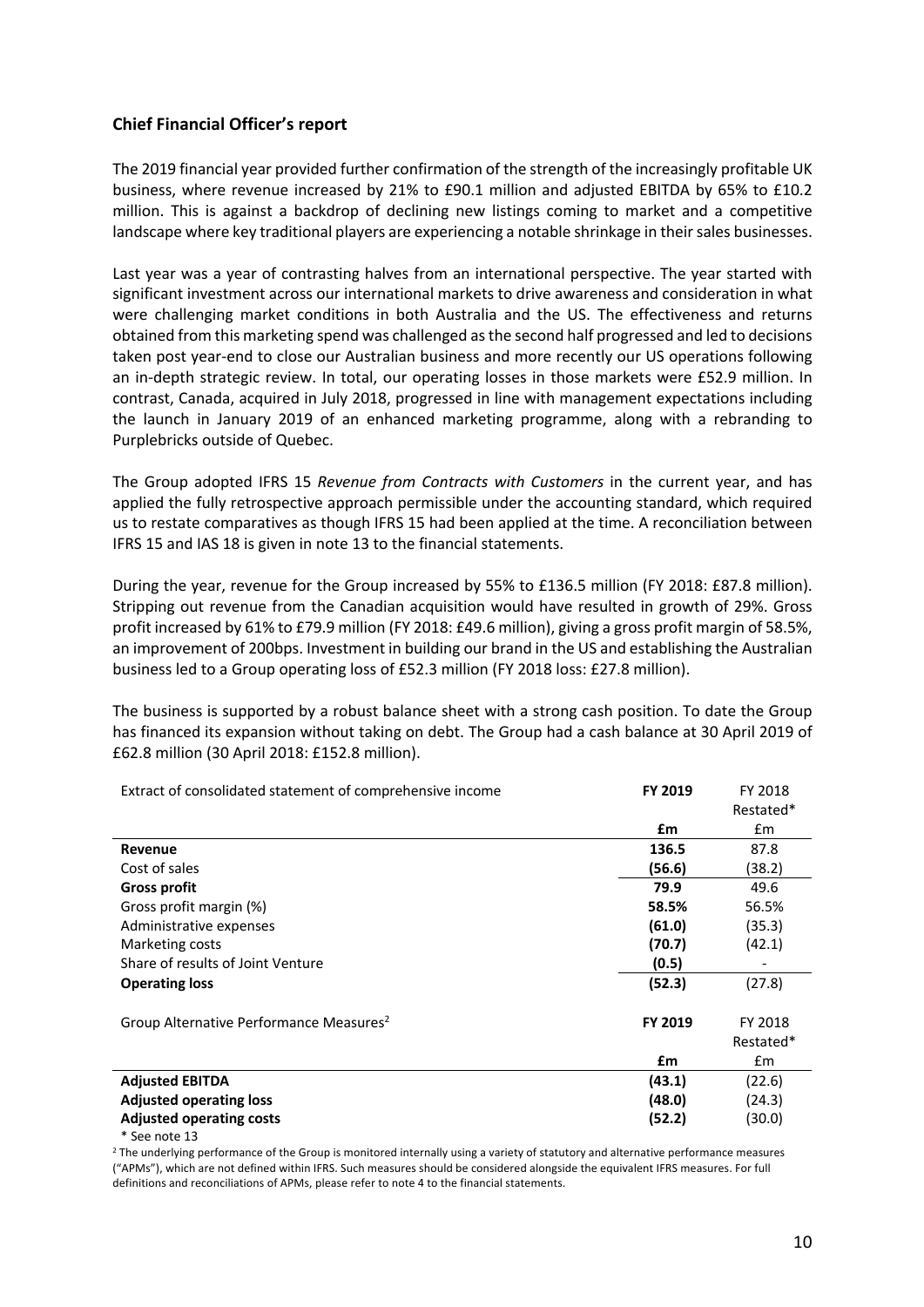## Chief Financial Officer's report

The 2019 financial year provided further confirmation of the strength of the increasingly profitable UK business, where revenue increased by 21% to £90.1 million and adjusted EBITDA by 65% to £10.2 million. This is against a backdrop of declining new listings coming to market and a competitive landscape where key traditional players are experiencing a notable shrinkage in their sales businesses.

Last year was a year of contrasting halves from an international perspective. The year started with significant investment across our international markets to drive awareness and consideration in what were challenging market conditions in both Australia and the US. The effectiveness and returns obtained from this marketing spend was challenged as the second half progressed and led to decisions taken post year-end to close our Australian business and more recently our US operations following an in-depth strategic review. In total, our operating losses in those markets were £52.9 million. In contrast, Canada, acquired in July 2018, progressed in line with management expectations including the launch in January 2019 of an enhanced marketing programme, along with a rebranding to Purplebricks outside of Quebec.

The Group adopted IFRS 15 *Revenue from Contracts with Customers* in the current year, and has applied the fully retrospective approach permissible under the accounting standard, which required us to restate comparatives as though IFRS 15 had been applied at the time. A reconciliation between IFRS 15 and IAS 18 is given in note 13 to the financial statements.

During the year, revenue for the Group increased by 55% to £136.5 million (FY 2018: £87.8 million). Stripping out revenue from the Canadian acquisition would have resulted in growth of 29%. Gross profit increased by 61% to £79.9 million (FY 2018: £49.6 million), giving a gross profit margin of 58.5%, an improvement of 200bps. Investment in building our brand in the US and establishing the Australian business led to a Group operating loss of £52.3 million (FY 2018 loss: £27.8 million).

The business is supported by a robust balance sheet with a strong cash position. To date the Group has financed its expansion without taking on debt. The Group had a cash balance at 30 April 2019 of £62.8 million (30 April 2018: £152.8 million).

| Extract of consolidated statement of comprehensive income | **FY 2019** | FY 2018 Restated* |
|---|---|---|
| | **£m** | £m |
| **Revenue** | **136.5** | 87.8 |
| Cost of sales | **(56.6)** | (38.2) |
| **Gross profit** | **79.9** | 49.6 |
| Gross profit margin (%) | **58.5%** | 56.5% |
| Administrative expenses | **(61.0)** | (35.3) |
| Marketing costs | **(70.7)** | (42.1) |
| Share of results of Joint Venture | **(0.5)** | - |
| **Operating loss** | **(52.3)** | (27.8) |

| Group Alternative Performance Measures[2] | **FY 2019** | FY 2018 Restated* |
|---|---|---|
| | **£m** | £m |
| **Adjusted EBITDA** | **(43.1)** | (22.6) |
| **Adjusted operating loss** | **(48.0)** | (24.3) |
| **Adjusted operating costs** | **(52.2)** | (30.0) |

\* See note 13

[2] The underlying performance of the Group is monitored internally using a variety of statutory and alternative performance measures ("APMs"), which are not defined within IFRS. Such measures should be considered alongside the equivalent IFRS measures. For full definitions and reconciliations of APMs, please refer to note 4 to the financial statements.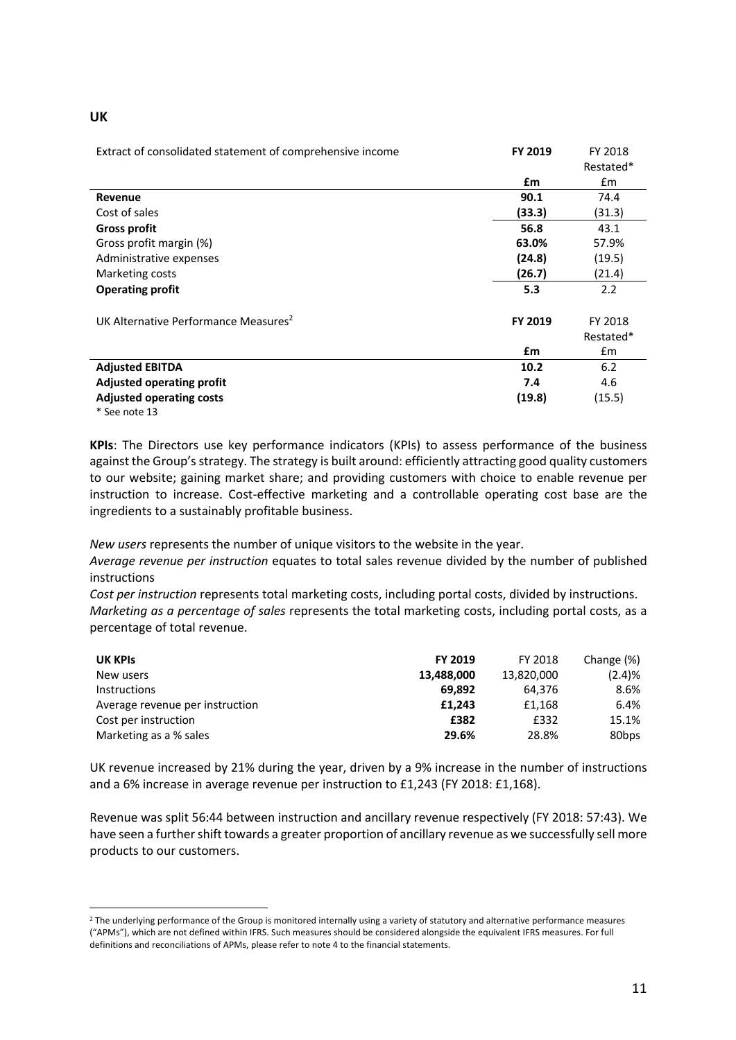## UK

| Extract of consolidated statement of comprehensive income | **FY 2019** | FY 2018 Restated* |
|---|---|---|
| | **£m** | £m |
| **Revenue** | **90.1** | 74.4 |
| Cost of sales | **(33.3)** | (31.3) |
| **Gross profit** | **56.8** | 43.1 |
| Gross profit margin (%) | **63.0%** | 57.9% |
| Administrative expenses | **(24.8)** | (19.5) |
| Marketing costs | **(26.7)** | (21.4) |
| **Operating profit** | **5.3** | 2.2 |

| UK Alternative Performance Measures[2] | **FY 2019** | FY 2018 Restated* |
|---|---|---|
| | **£m** | £m |
| **Adjusted EBITDA** | **10.2** | 6.2 |
| **Adjusted operating profit** | **7.4** | 4.6 |
| **Adjusted operating costs** | **(19.8)** | (15.5) |

* See note 13

**KPIs**: The Directors use key performance indicators (KPIs) to assess performance of the business against the Group's strategy. The strategy is built around: efficiently attracting good quality customers to our website; gaining market share; and providing customers with choice to enable revenue per instruction to increase. Cost-effective marketing and a controllable operating cost base are the ingredients to a sustainably profitable business.

*New users* represents the number of unique visitors to the website in the year.
*Average revenue per instruction* equates to total sales revenue divided by the number of published instructions
*Cost per instruction* represents total marketing costs, including portal costs, divided by instructions.
*Marketing as a percentage of sales* represents the total marketing costs, including portal costs, as a percentage of total revenue.

| **UK KPIs** | **FY 2019** | FY 2018 | Change (%) |
|---|---|---|---|
| New users | **13,488,000** | 13,820,000 | (2.4)% |
| Instructions | **69,892** | 64,376 | 8.6% |
| Average revenue per instruction | **£1,243** | £1,168 | 6.4% |
| Cost per instruction | **£382** | £332 | 15.1% |
| Marketing as a % sales | **29.6%** | 28.8% | 80bps |

UK revenue increased by 21% during the year, driven by a 9% increase in the number of instructions and a 6% increase in average revenue per instruction to £1,243 (FY 2018: £1,168).

Revenue was split 56:44 between instruction and ancillary revenue respectively (FY 2018: 57:43). We have seen a further shift towards a greater proportion of ancillary revenue as we successfully sell more products to our customers.

[2] The underlying performance of the Group is monitored internally using a variety of statutory and alternative performance measures ("APMs"), which are not defined within IFRS. Such measures should be considered alongside the equivalent IFRS measures. For full definitions and reconciliations of APMs, please refer to note 4 to the financial statements.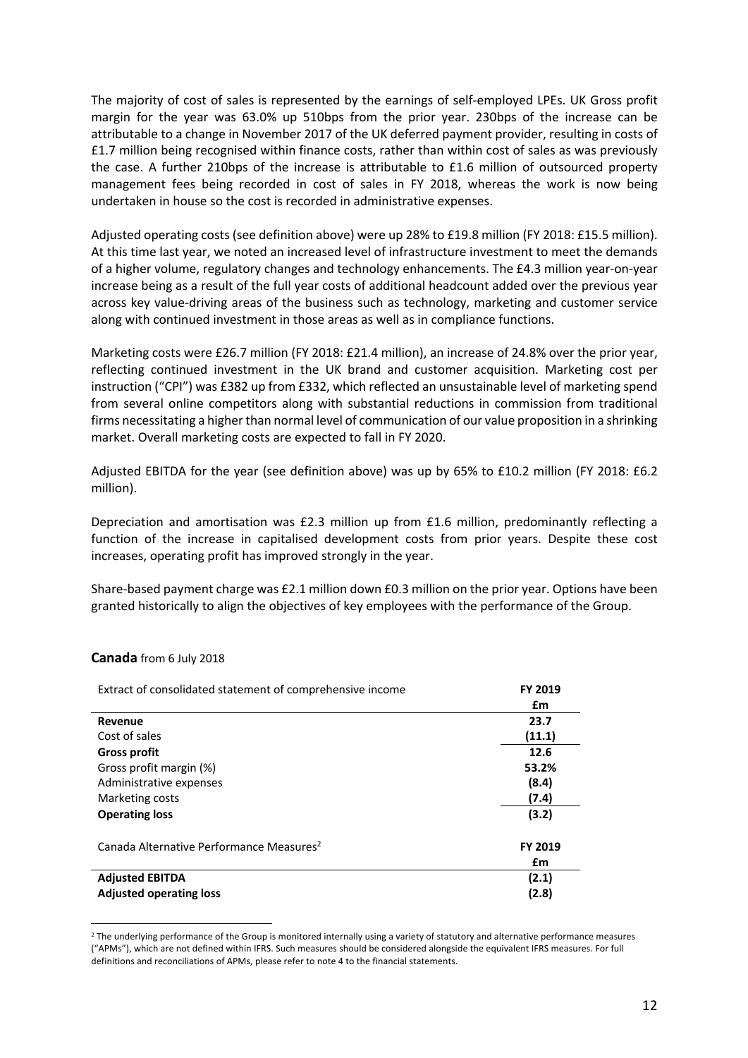The majority of cost of sales is represented by the earnings of self-employed LPEs. UK Gross profit margin for the year was 63.0% up 510bps from the prior year. 230bps of the increase can be attributable to a change in November 2017 of the UK deferred payment provider, resulting in costs of £1.7 million being recognised within finance costs, rather than within cost of sales as was previously the case. A further 210bps of the increase is attributable to £1.6 million of outsourced property management fees being recorded in cost of sales in FY 2018, whereas the work is now being undertaken in house so the cost is recorded in administrative expenses.

Adjusted operating costs (see definition above) were up 28% to £19.8 million (FY 2018: £15.5 million). At this time last year, we noted an increased level of infrastructure investment to meet the demands of a higher volume, regulatory changes and technology enhancements. The £4.3 million year-on-year increase being as a result of the full year costs of additional headcount added over the previous year across key value-driving areas of the business such as technology, marketing and customer service along with continued investment in those areas as well as in compliance functions.

Marketing costs were £26.7 million (FY 2018: £21.4 million), an increase of 24.8% over the prior year, reflecting continued investment in the UK brand and customer acquisition. Marketing cost per instruction ("CPI") was £382 up from £332, which reflected an unsustainable level of marketing spend from several online competitors along with substantial reductions in commission from traditional firms necessitating a higher than normal level of communication of our value proposition in a shrinking market. Overall marketing costs are expected to fall in FY 2020.

Adjusted EBITDA for the year (see definition above) was up by 65% to £10.2 million (FY 2018: £6.2 million).

Depreciation and amortisation was £2.3 million up from £1.6 million, predominantly reflecting a function of the increase in capitalised development costs from prior years. Despite these cost increases, operating profit has improved strongly in the year.

Share-based payment charge was £2.1 million down £0.3 million on the prior year. Options have been granted historically to align the objectives of key employees with the performance of the Group.

**Canada** from 6 July 2018

| Extract of consolidated statement of comprehensive income | FY 2019 £m |
|---|---|
| **Revenue** | **23.7** |
| Cost of sales | (11.1) |
| **Gross profit** | **12.6** |
| Gross profit margin (%) | **53.2%** |
| Administrative expenses | (8.4) |
| Marketing costs | (7.4) |
| **Operating loss** | **(3.2)** |

| Canada Alternative Performance Measures[2] | FY 2019 £m |
|---|---|
| **Adjusted EBITDA** | **(2.1)** |
| **Adjusted operating loss** | **(2.8)** |

[2] The underlying performance of the Group is monitored internally using a variety of statutory and alternative performance measures ("APMs"), which are not defined within IFRS. Such measures should be considered alongside the equivalent IFRS measures. For full definitions and reconciliations of APMs, please refer to note 4 to the financial statements.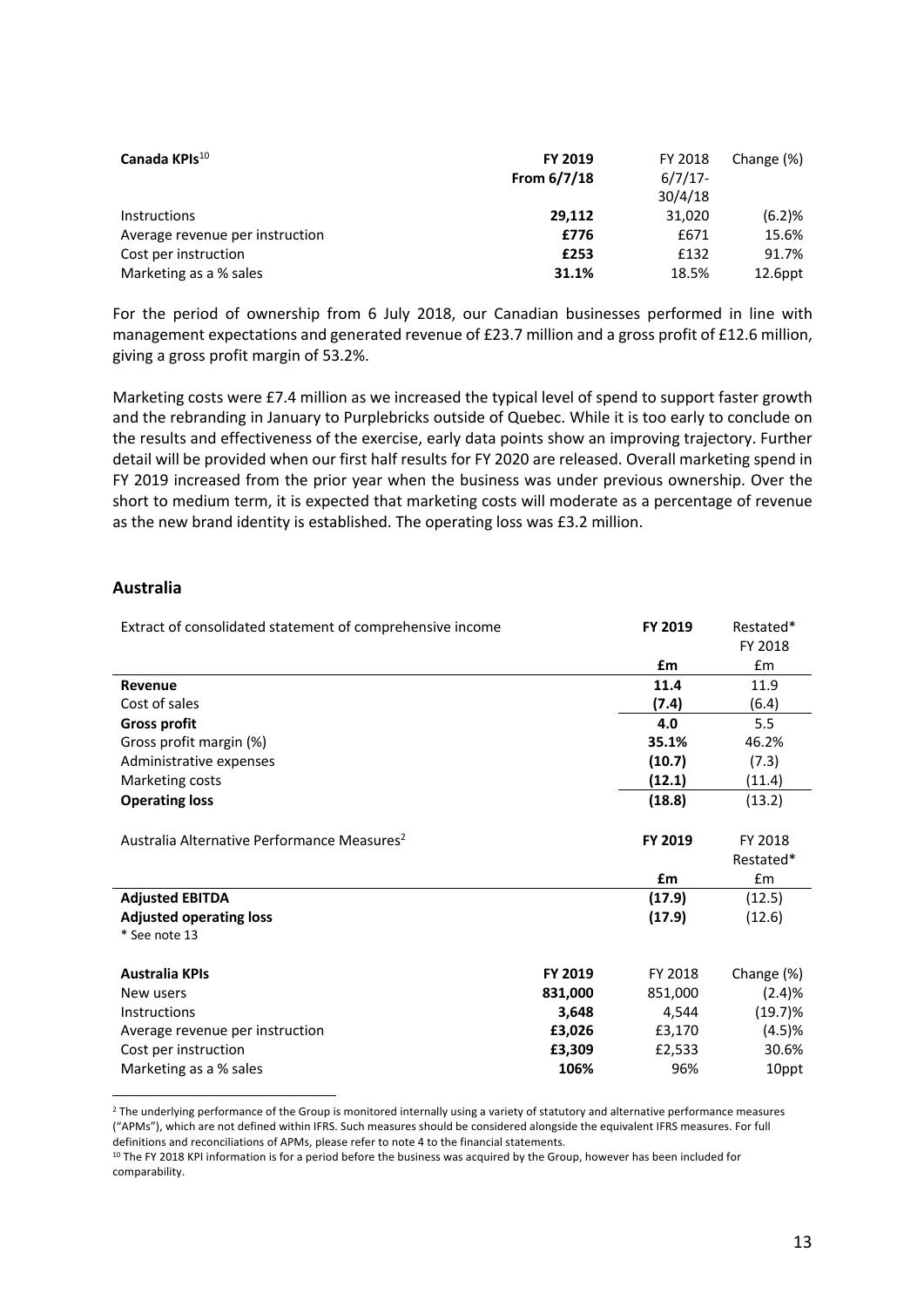| **Canada KPIs**[10] | **FY 2019 From 6/7/18** | FY 2018 6/7/17-30/4/18 | Change (%) |
|---|---|---|---|
| Instructions | **29,112** | 31,020 | (6.2)% |
| Average revenue per instruction | **£776** | £671 | 15.6% |
| Cost per instruction | **£253** | £132 | 91.7% |
| Marketing as a % sales | **31.1%** | 18.5% | 12.6ppt |

For the period of ownership from 6 July 2018, our Canadian businesses performed in line with management expectations and generated revenue of £23.7 million and a gross profit of £12.6 million, giving a gross profit margin of 53.2%.

Marketing costs were £7.4 million as we increased the typical level of spend to support faster growth and the rebranding in January to Purplebricks outside of Quebec. While it is too early to conclude on the results and effectiveness of the exercise, early data points show an improving trajectory. Further detail will be provided when our first half results for FY 2020 are released. Overall marketing spend in FY 2019 increased from the prior year when the business was under previous ownership. Over the short to medium term, it is expected that marketing costs will moderate as a percentage of revenue as the new brand identity is established. The operating loss was £3.2 million.

## Australia

| Extract of consolidated statement of comprehensive income | **FY 2019** | Restated* FY 2018 |
|---|---|---|
| | **£m** | £m |
| **Revenue** | **11.4** | 11.9 |
| Cost of sales | **(7.4)** | (6.4) |
| **Gross profit** | **4.0** | 5.5 |
| Gross profit margin (%) | **35.1%** | 46.2% |
| Administrative expenses | **(10.7)** | (7.3) |
| Marketing costs | **(12.1)** | (11.4) |
| **Operating loss** | **(18.8)** | (13.2) |

| Australia Alternative Performance Measures[2] | **FY 2019** | FY 2018 Restated* |
|---|---|---|
| | **£m** | £m |
| **Adjusted EBITDA** | **(17.9)** | (12.5) |
| **Adjusted operating loss** | **(17.9)** | (12.6) |

\* See note 13

| **Australia KPIs** | **FY 2019** | FY 2018 | Change (%) |
|---|---|---|---|
| New users | **831,000** | 851,000 | (2.4)% |
| Instructions | **3,648** | 4,544 | (19.7)% |
| Average revenue per instruction | **£3,026** | £3,170 | (4.5)% |
| Cost per instruction | **£3,309** | £2,533 | 30.6% |
| Marketing as a % sales | **106%** | 96% | 10ppt |

[2] The underlying performance of the Group is monitored internally using a variety of statutory and alternative performance measures ("APMs"), which are not defined within IFRS. Such measures should be considered alongside the equivalent IFRS measures. For full definitions and reconciliations of APMs, please refer to note 4 to the financial statements.

[10] The FY 2018 KPI information is for a period before the business was acquired by the Group, however has been included for comparability.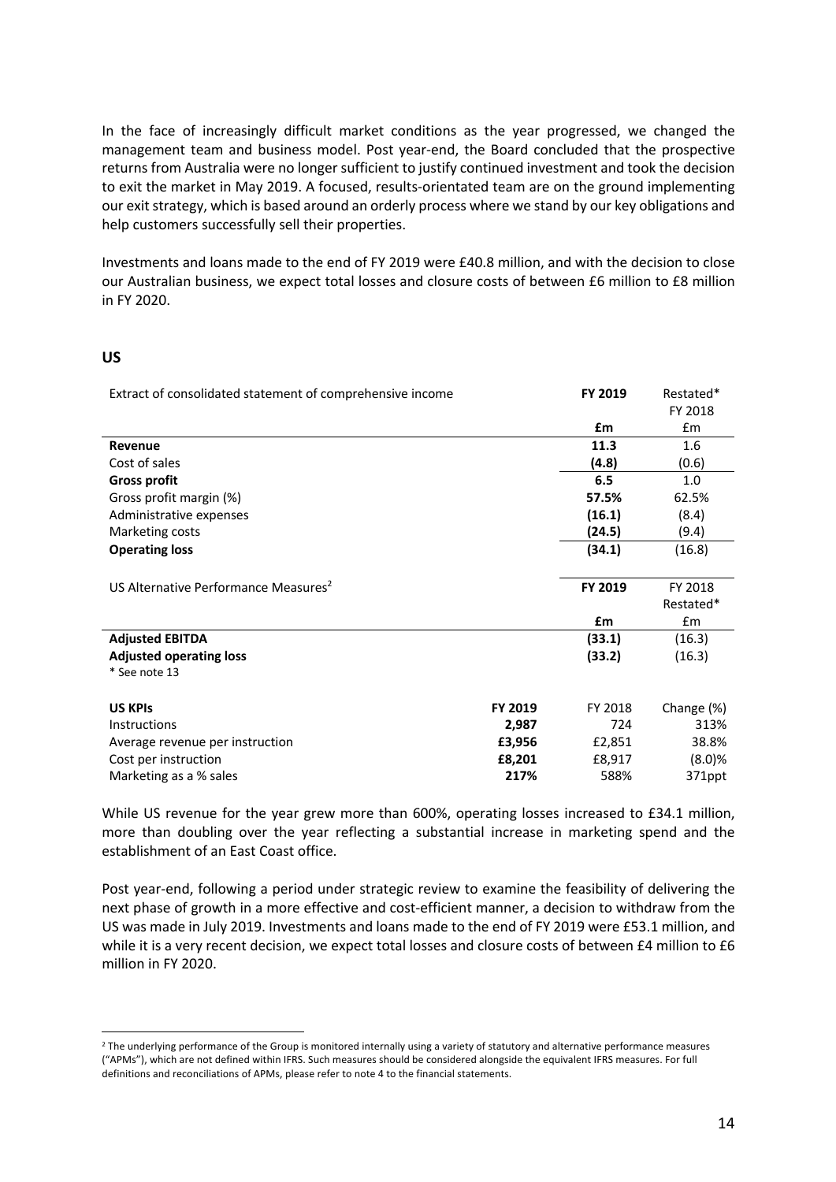In the face of increasingly difficult market conditions as the year progressed, we changed the management team and business model. Post year-end, the Board concluded that the prospective returns from Australia were no longer sufficient to justify continued investment and took the decision to exit the market in May 2019. A focused, results-orientated team are on the ground implementing our exit strategy, which is based around an orderly process where we stand by our key obligations and help customers successfully sell their properties.

Investments and loans made to the end of FY 2019 were £40.8 million, and with the decision to close our Australian business, we expect total losses and closure costs of between £6 million to £8 million in FY 2020.

## US

| Extract of consolidated statement of comprehensive income | FY 2019 | Restated* FY 2018 |
|---|---|---|
| | £m | £m |
| **Revenue** | **11.3** | 1.6 |
| Cost of sales | **(4.8)** | (0.6) |
| **Gross profit** | **6.5** | 1.0 |
| Gross profit margin (%) | **57.5%** | 62.5% |
| Administrative expenses | **(16.1)** | (8.4) |
| Marketing costs | **(24.5)** | (9.4) |
| **Operating loss** | **(34.1)** | (16.8) |

| US Alternative Performance Measures[2] | FY 2019 | FY 2018 Restated* |
|---|---|---|
| | £m | £m |
| **Adjusted EBITDA** | **(33.1)** | (16.3) |
| **Adjusted operating loss** | **(33.2)** | (16.3) |

\* See note 13

| US KPIs | FY 2019 | FY 2018 | Change (%) |
|---|---|---|---|
| Instructions | **2,987** | 724 | 313% |
| Average revenue per instruction | **£3,956** | £2,851 | 38.8% |
| Cost per instruction | **£8,201** | £8,917 | (8.0)% |
| Marketing as a % sales | **217%** | 588% | 371ppt |

While US revenue for the year grew more than 600%, operating losses increased to £34.1 million, more than doubling over the year reflecting a substantial increase in marketing spend and the establishment of an East Coast office.

Post year-end, following a period under strategic review to examine the feasibility of delivering the next phase of growth in a more effective and cost-efficient manner, a decision to withdraw from the US was made in July 2019. Investments and loans made to the end of FY 2019 were £53.1 million, and while it is a very recent decision, we expect total losses and closure costs of between £4 million to £6 million in FY 2020.

[2] The underlying performance of the Group is monitored internally using a variety of statutory and alternative performance measures ("APMs"), which are not defined within IFRS. Such measures should be considered alongside the equivalent IFRS measures. For full definitions and reconciliations of APMs, please refer to note 4 to the financial statements.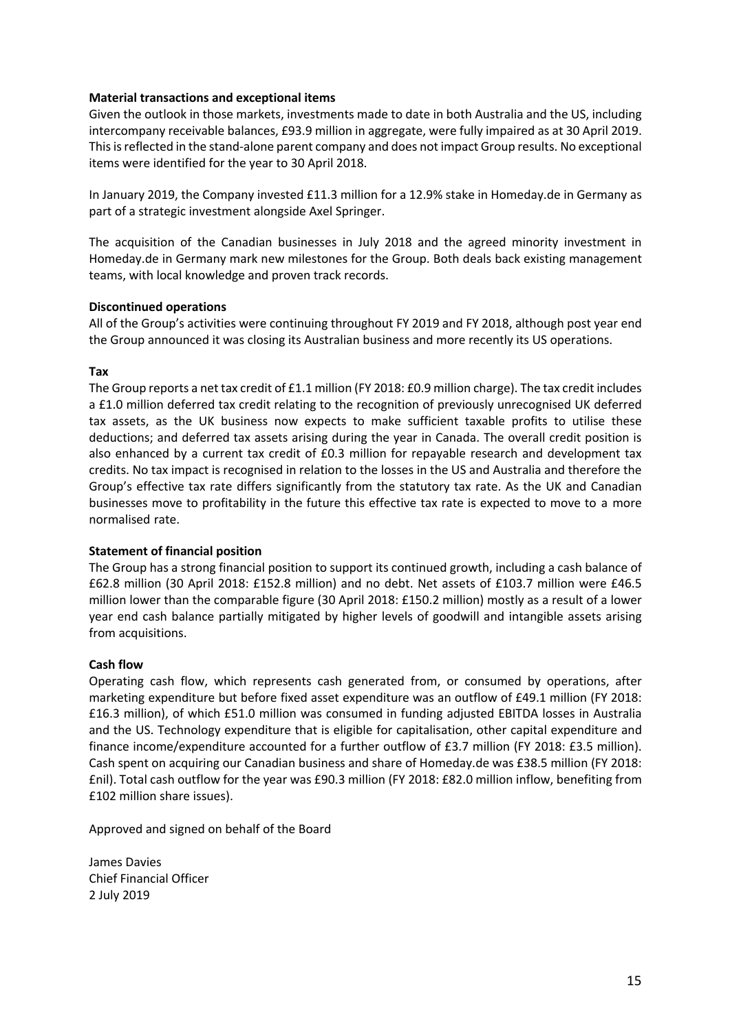**Material transactions and exceptional items**

Given the outlook in those markets, investments made to date in both Australia and the US, including intercompany receivable balances, £93.9 million in aggregate, were fully impaired as at 30 April 2019. This is reflected in the stand-alone parent company and does not impact Group results. No exceptional items were identified for the year to 30 April 2018.

In January 2019, the Company invested £11.3 million for a 12.9% stake in Homeday.de in Germany as part of a strategic investment alongside Axel Springer.

The acquisition of the Canadian businesses in July 2018 and the agreed minority investment in Homeday.de in Germany mark new milestones for the Group. Both deals back existing management teams, with local knowledge and proven track records.

**Discontinued operations**

All of the Group's activities were continuing throughout FY 2019 and FY 2018, although post year end the Group announced it was closing its Australian business and more recently its US operations.

**Tax**

The Group reports a net tax credit of £1.1 million (FY 2018: £0.9 million charge). The tax credit includes a £1.0 million deferred tax credit relating to the recognition of previously unrecognised UK deferred tax assets, as the UK business now expects to make sufficient taxable profits to utilise these deductions; and deferred tax assets arising during the year in Canada. The overall credit position is also enhanced by a current tax credit of £0.3 million for repayable research and development tax credits. No tax impact is recognised in relation to the losses in the US and Australia and therefore the Group's effective tax rate differs significantly from the statutory tax rate. As the UK and Canadian businesses move to profitability in the future this effective tax rate is expected to move to a more normalised rate.

**Statement of financial position**

The Group has a strong financial position to support its continued growth, including a cash balance of £62.8 million (30 April 2018: £152.8 million) and no debt. Net assets of £103.7 million were £46.5 million lower than the comparable figure (30 April 2018: £150.2 million) mostly as a result of a lower year end cash balance partially mitigated by higher levels of goodwill and intangible assets arising from acquisitions.

**Cash flow**

Operating cash flow, which represents cash generated from, or consumed by operations, after marketing expenditure but before fixed asset expenditure was an outflow of £49.1 million (FY 2018: £16.3 million), of which £51.0 million was consumed in funding adjusted EBITDA losses in Australia and the US. Technology expenditure that is eligible for capitalisation, other capital expenditure and finance income/expenditure accounted for a further outflow of £3.7 million (FY 2018: £3.5 million). Cash spent on acquiring our Canadian business and share of Homeday.de was £38.5 million (FY 2018: £nil). Total cash outflow for the year was £90.3 million (FY 2018: £82.0 million inflow, benefiting from £102 million share issues).

Approved and signed on behalf of the Board

James Davies
Chief Financial Officer
2 July 2019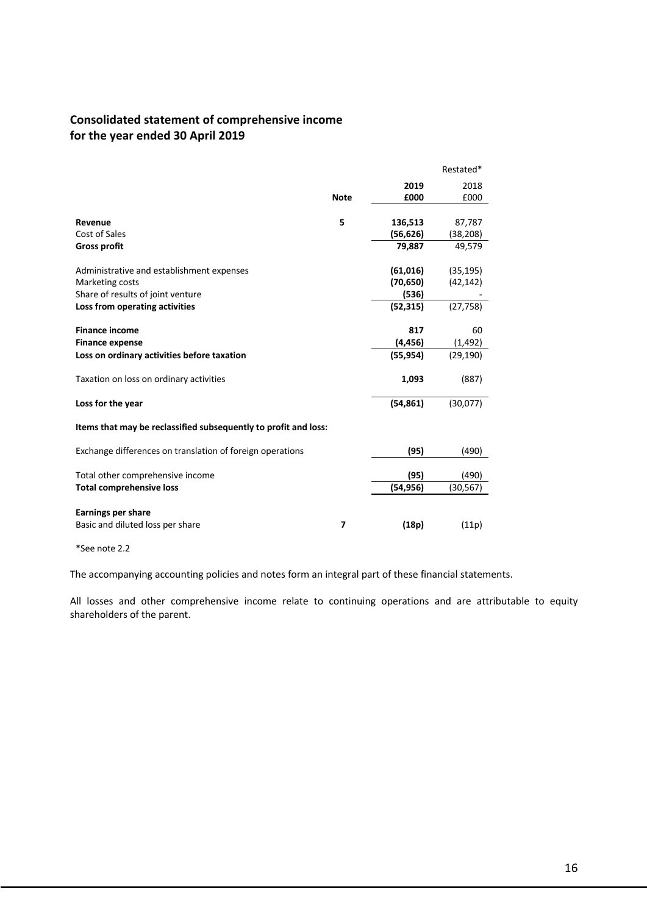## Consolidated statement of comprehensive income
## for the year ended 30 April 2019

| | Note | 2019<br>£000 | Restated*<br>2018<br>£000 |
|---|---|---|---|
| **Revenue** | 5 | **136,513** | 87,787 |
| Cost of Sales | | **(56,626)** | (38,208) |
| **Gross profit** | | **79,887** | 49,579 |
| | | | |
| Administrative and establishment expenses | | **(61,016)** | (35,195) |
| Marketing costs | | **(70,650)** | (42,142) |
| Share of results of joint venture | | **(536)** | - |
| **Loss from operating activities** | | **(52,315)** | (27,758) |
| | | | |
| **Finance income** | | **817** | 60 |
| **Finance expense** | | **(4,456)** | (1,492) |
| **Loss on ordinary activities before taxation** | | **(55,954)** | (29,190) |
| | | | |
| Taxation on loss on ordinary activities | | **1,093** | (887) |
| | | | |
| **Loss for the year** | | **(54,861)** | (30,077) |
| | | | |
| **Items that may be reclassified subsequently to profit and loss:** | | | |
| | | | |
| Exchange differences on translation of foreign operations | | **(95)** | (490) |
| | | | |
| Total other comprehensive income | | **(95)** | (490) |
| **Total comprehensive loss** | | **(54,956)** | (30,567) |
| | | | |
| **Earnings per share** | | | |
| Basic and diluted loss per share | 7 | **(18p)** | (11p) |

*See note 2.2

The accompanying accounting policies and notes form an integral part of these financial statements.

All losses and other comprehensive income relate to continuing operations and are attributable to equity shareholders of the parent.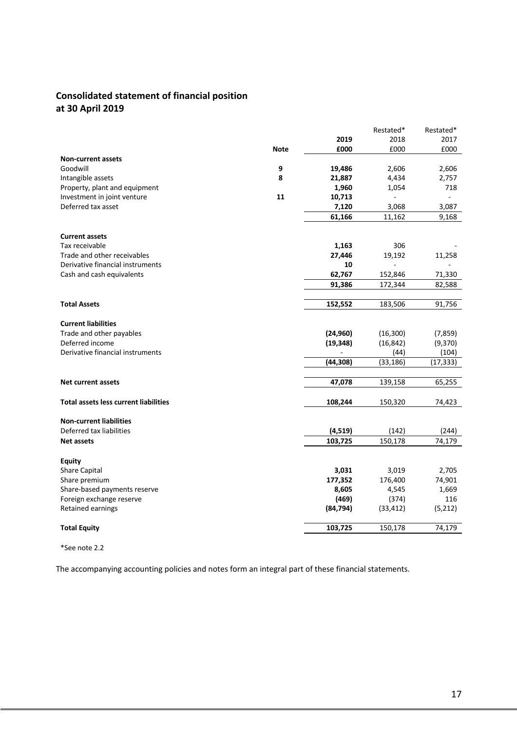## Consolidated statement of financial position
## at 30 April 2019

| | Note | 2019<br>£000 | Restated*<br>2018<br>£000 | Restated*<br>2017<br>£000 |
|---|---|---|---|---|
| **Non-current assets** | | | | |
| Goodwill | **9** | **19,486** | 2,606 | 2,606 |
| Intangible assets | **8** | **21,887** | 4,434 | 2,757 |
| Property, plant and equipment | | **1,960** | 1,054 | 718 |
| Investment in joint venture | **11** | **10,713** | - | - |
| Deferred tax asset | | **7,120** | 3,068 | 3,087 |
| | | **61,166** | 11,162 | 9,168 |
| **Current assets** | | | | |
| Tax receivable | | **1,163** | 306 | - |
| Trade and other receivables | | **27,446** | 19,192 | 11,258 |
| Derivative financial instruments | | **10** | - | - |
| Cash and cash equivalents | | **62,767** | 152,846 | 71,330 |
| | | **91,386** | 172,344 | 82,588 |
| **Total Assets** | | **152,552** | 183,506 | 91,756 |
| **Current liabilities** | | | | |
| Trade and other payables | | **(24,960)** | (16,300) | (7,859) |
| Deferred income | | **(19,348)** | (16,842) | (9,370) |
| Derivative financial instruments | | - | (44) | (104) |
| | | **(44,308)** | (33,186) | (17,333) |
| **Net current assets** | | **47,078** | 139,158 | 65,255 |
| **Total assets less current liabilities** | | **108,244** | 150,320 | 74,423 |
| **Non-current liabilities** | | | | |
| Deferred tax liabilities | | **(4,519)** | (142) | (244) |
| **Net assets** | | **103,725** | 150,178 | 74,179 |
| **Equity** | | | | |
| Share Capital | | **3,031** | 3,019 | 2,705 |
| Share premium | | **177,352** | 176,400 | 74,901 |
| Share-based payments reserve | | **8,605** | 4,545 | 1,669 |
| Foreign exchange reserve | | **(469)** | (374) | 116 |
| Retained earnings | | **(84,794)** | (33,412) | (5,212) |
| **Total Equity** | | **103,725** | 150,178 | 74,179 |

*See note 2.2

The accompanying accounting policies and notes form an integral part of these financial statements.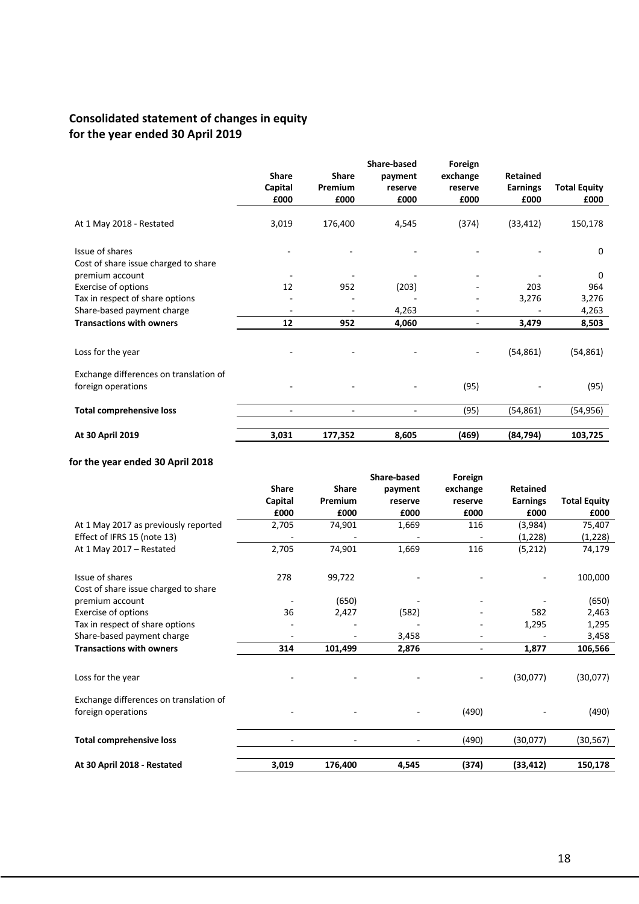## Consolidated statement of changes in equity for the year ended 30 April 2019

| | Share Capital £000 | Share Premium £000 | Share-based payment reserve £000 | Foreign exchange reserve £000 | Retained Earnings £000 | Total Equity £000 |
|---|---|---|---|---|---|---|
| At 1 May 2018 - Restated | 3,019 | 176,400 | 4,545 | (374) | (33,412) | 150,178 |
| Issue of shares | - | - | - | - | - | 0 |
| Cost of share issue charged to share premium account | - | - | - | - | - | 0 |
| Exercise of options | 12 | 952 | (203) | - | 203 | 964 |
| Tax in respect of share options | - | - | - | - | 3,276 | 3,276 |
| Share-based payment charge | - | - | 4,263 | - | - | 4,263 |
| **Transactions with owners** | **12** | **952** | **4,060** | - | **3,479** | **8,503** |
| Loss for the year | - | - | - | - | (54,861) | (54,861) |
| Exchange differences on translation of foreign operations | - | - | - | (95) | - | (95) |
| **Total comprehensive loss** | - | - | - | (95) | (54,861) | (54,956) |
| **At 30 April 2019** | **3,031** | **177,352** | **8,605** | **(469)** | **(84,794)** | **103,725** |

**for the year ended 30 April 2018**

| | Share Capital £000 | Share Premium £000 | Share-based payment reserve £000 | Foreign exchange reserve £000 | Retained Earnings £000 | Total Equity £000 |
|---|---|---|---|---|---|---|
| At 1 May 2017 as previously reported | 2,705 | 74,901 | 1,669 | 116 | (3,984) | 75,407 |
| Effect of IFRS 15 (note 13) | - | - | - | - | (1,228) | (1,228) |
| At 1 May 2017 – Restated | 2,705 | 74,901 | 1,669 | 116 | (5,212) | 74,179 |
| Issue of shares | 278 | 99,722 | - | - | - | 100,000 |
| Cost of share issue charged to share premium account | - | (650) | - | - | - | (650) |
| Exercise of options | 36 | 2,427 | (582) | - | 582 | 2,463 |
| Tax in respect of share options | - | - | - | - | 1,295 | 1,295 |
| Share-based payment charge | - | - | 3,458 | - | - | 3,458 |
| **Transactions with owners** | **314** | **101,499** | **2,876** | - | **1,877** | **106,566** |
| Loss for the year | - | - | - | - | (30,077) | (30,077) |
| Exchange differences on translation of foreign operations | - | - | - | (490) | - | (490) |
| **Total comprehensive loss** | - | - | - | (490) | (30,077) | (30,567) |
| **At 30 April 2018 - Restated** | **3,019** | **176,400** | **4,545** | **(374)** | **(33,412)** | **150,178** |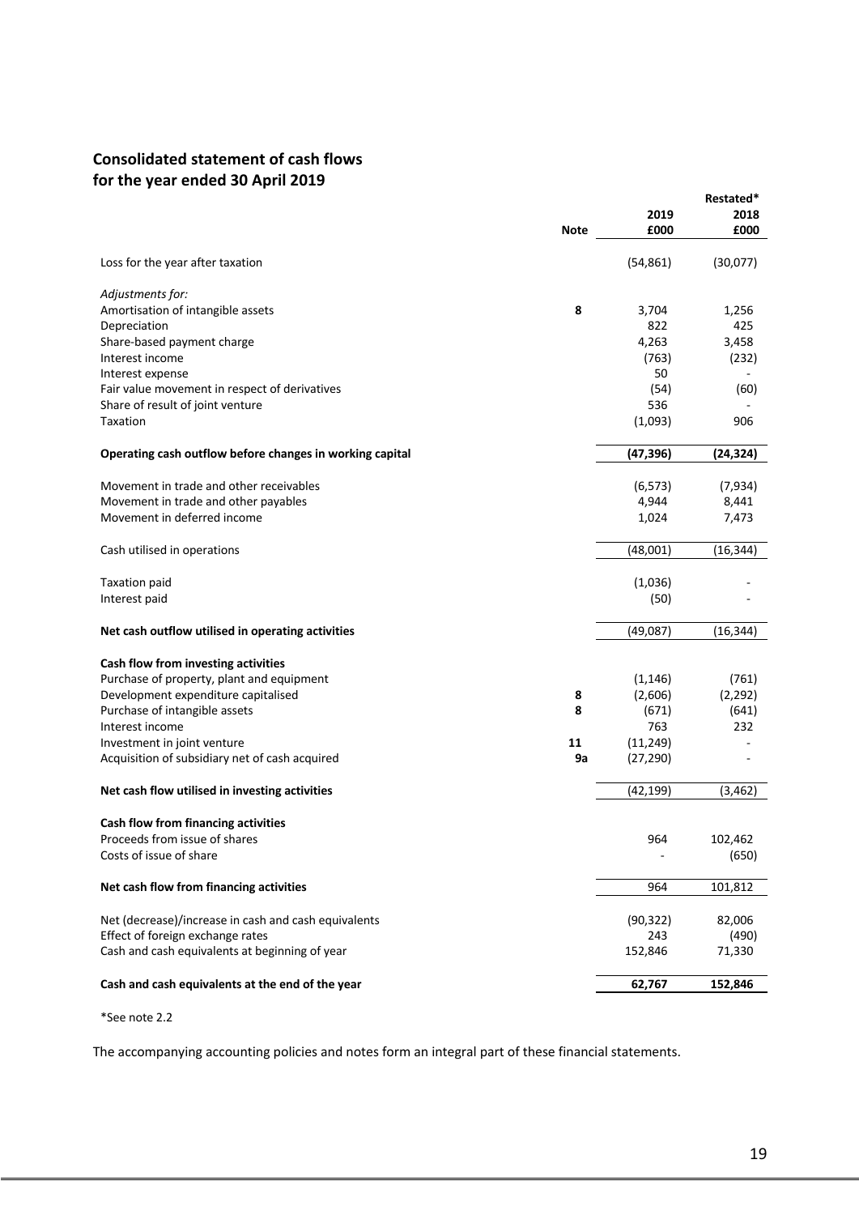## Consolidated statement of cash flows
## for the year ended 30 April 2019

| | Note | 2019<br>£000 | Restated*<br>2018<br>£000 |
|---|---|---|---|
| Loss for the year after taxation | | (54,861) | (30,077) |
| *Adjustments for:* | | | |
| Amortisation of intangible assets | 8 | 3,704 | 1,256 |
| Depreciation | | 822 | 425 |
| Share-based payment charge | | 4,263 | 3,458 |
| Interest income | | (763) | (232) |
| Interest expense | | 50 | - |
| Fair value movement in respect of derivatives | | (54) | (60) |
| Share of result of joint venture | | 536 | - |
| Taxation | | (1,093) | 906 |
| **Operating cash outflow before changes in working capital** | | **(47,396)** | **(24,324)** |
| Movement in trade and other receivables | | (6,573) | (7,934) |
| Movement in trade and other payables | | 4,944 | 8,441 |
| Movement in deferred income | | 1,024 | 7,473 |
| Cash utilised in operations | | (48,001) | (16,344) |
| Taxation paid | | (1,036) | - |
| Interest paid | | (50) | - |
| **Net cash outflow utilised in operating activities** | | (49,087) | (16,344) |
| **Cash flow from investing activities** | | | |
| Purchase of property, plant and equipment | | (1,146) | (761) |
| Development expenditure capitalised | 8 | (2,606) | (2,292) |
| Purchase of intangible assets | 8 | (671) | (641) |
| Interest income | | 763 | 232 |
| Investment in joint venture | 11 | (11,249) | - |
| Acquisition of subsidiary net of cash acquired | 9a | (27,290) | - |
| **Net cash flow utilised in investing activities** | | (42,199) | (3,462) |
| **Cash flow from financing activities** | | | |
| Proceeds from issue of shares | | 964 | 102,462 |
| Costs of issue of share | | - | (650) |
| **Net cash flow from financing activities** | | 964 | 101,812 |
| Net (decrease)/increase in cash and cash equivalents | | (90,322) | 82,006 |
| Effect of foreign exchange rates | | 243 | (490) |
| Cash and cash equivalents at beginning of year | | 152,846 | 71,330 |
| **Cash and cash equivalents at the end of the year** | | **62,767** | **152,846** |

*See note 2.2

The accompanying accounting policies and notes form an integral part of these financial statements.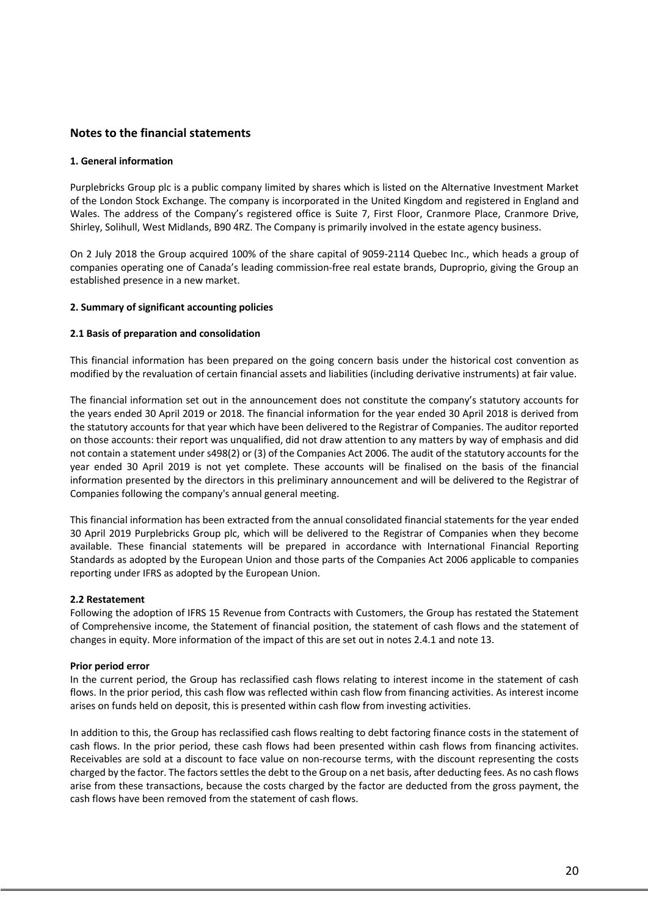## Notes to the financial statements

**1. General information**

Purplebricks Group plc is a public company limited by shares which is listed on the Alternative Investment Market of the London Stock Exchange. The company is incorporated in the United Kingdom and registered in England and Wales. The address of the Company's registered office is Suite 7, First Floor, Cranmore Place, Cranmore Drive, Shirley, Solihull, West Midlands, B90 4RZ. The Company is primarily involved in the estate agency business.

On 2 July 2018 the Group acquired 100% of the share capital of 9059-2114 Quebec Inc., which heads a group of companies operating one of Canada's leading commission-free real estate brands, Duproprio, giving the Group an established presence in a new market.

**2. Summary of significant accounting policies**

**2.1 Basis of preparation and consolidation**

This financial information has been prepared on the going concern basis under the historical cost convention as modified by the revaluation of certain financial assets and liabilities (including derivative instruments) at fair value.

The financial information set out in the announcement does not constitute the company's statutory accounts for the years ended 30 April 2019 or 2018. The financial information for the year ended 30 April 2018 is derived from the statutory accounts for that year which have been delivered to the Registrar of Companies. The auditor reported on those accounts: their report was unqualified, did not draw attention to any matters by way of emphasis and did not contain a statement under s498(2) or (3) of the Companies Act 2006. The audit of the statutory accounts for the year ended 30 April 2019 is not yet complete. These accounts will be finalised on the basis of the financial information presented by the directors in this preliminary announcement and will be delivered to the Registrar of Companies following the company's annual general meeting.

This financial information has been extracted from the annual consolidated financial statements for the year ended 30 April 2019 Purplebricks Group plc, which will be delivered to the Registrar of Companies when they become available. These financial statements will be prepared in accordance with International Financial Reporting Standards as adopted by the European Union and those parts of the Companies Act 2006 applicable to companies reporting under IFRS as adopted by the European Union.

**2.2 Restatement**

Following the adoption of IFRS 15 Revenue from Contracts with Customers, the Group has restated the Statement of Comprehensive income, the Statement of financial position, the statement of cash flows and the statement of changes in equity. More information of the impact of this are set out in notes 2.4.1 and note 13.

**Prior period error**

In the current period, the Group has reclassified cash flows relating to interest income in the statement of cash flows. In the prior period, this cash flow was reflected within cash flow from financing activities. As interest income arises on funds held on deposit, this is presented within cash flow from investing activities.

In addition to this, the Group has reclassified cash flows realting to debt factoring finance costs in the statement of cash flows. In the prior period, these cash flows had been presented within cash flows from financing activites. Receivables are sold at a discount to face value on non-recourse terms, with the discount representing the costs charged by the factor. The factors settles the debt to the Group on a net basis, after deducting fees. As no cash flows arise from these transactions, because the costs charged by the factor are deducted from the gross payment, the cash flows have been removed from the statement of cash flows.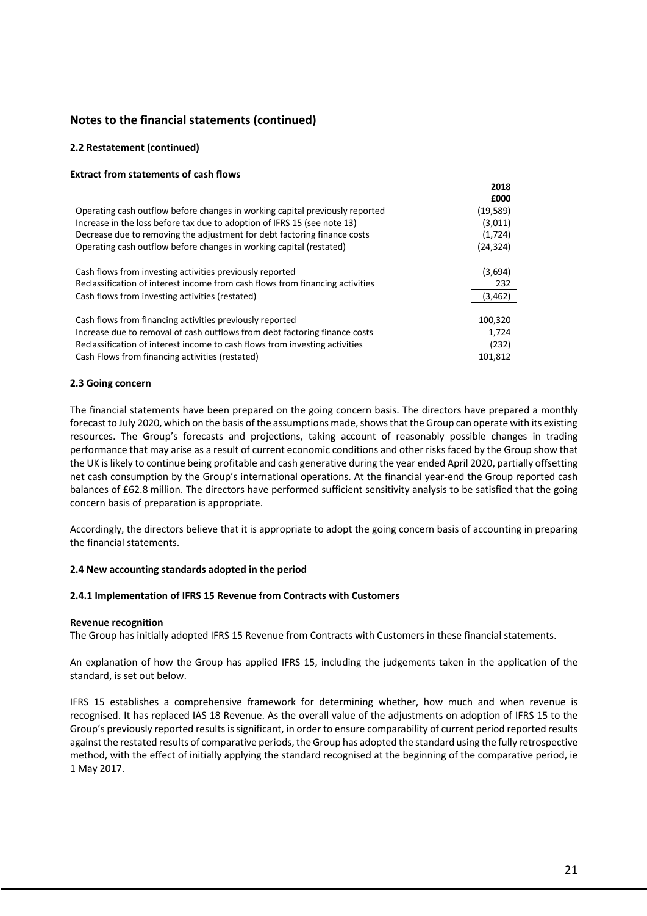## Notes to the financial statements (continued)

### 2.2 Restatement (continued)

**Extract from statements of cash flows**

| | 2018 £000 |
|---|---|
| Operating cash outflow before changes in working capital previously reported | (19,589) |
| Increase in the loss before tax due to adoption of IFRS 15 (see note 13) | (3,011) |
| Decrease due to removing the adjustment for debt factoring finance costs | (1,724) |
| Operating cash outflow before changes in working capital (restated) | (24,324) |
| | |
| Cash flows from investing activities previously reported | (3,694) |
| Reclassification of interest income from cash flows from financing activities | 232 |
| Cash flows from investing activities (restated) | (3,462) |
| | |
| Cash flows from financing activities previously reported | 100,320 |
| Increase due to removal of cash outflows from debt factoring finance costs | 1,724 |
| Reclassification of interest income to cash flows from investing activities | (232) |
| Cash Flows from financing activities (restated) | 101,812 |

### 2.3 Going concern

The financial statements have been prepared on the going concern basis. The directors have prepared a monthly forecast to July 2020, which on the basis of the assumptions made, shows that the Group can operate with its existing resources. The Group's forecasts and projections, taking account of reasonably possible changes in trading performance that may arise as a result of current economic conditions and other risks faced by the Group show that the UK is likely to continue being profitable and cash generative during the year ended April 2020, partially offsetting net cash consumption by the Group's international operations. At the financial year-end the Group reported cash balances of £62.8 million. The directors have performed sufficient sensitivity analysis to be satisfied that the going concern basis of preparation is appropriate.

Accordingly, the directors believe that it is appropriate to adopt the going concern basis of accounting in preparing the financial statements.

### 2.4 New accounting standards adopted in the period

#### 2.4.1 Implementation of IFRS 15 Revenue from Contracts with Customers

**Revenue recognition**

The Group has initially adopted IFRS 15 Revenue from Contracts with Customers in these financial statements.

An explanation of how the Group has applied IFRS 15, including the judgements taken in the application of the standard, is set out below.

IFRS 15 establishes a comprehensive framework for determining whether, how much and when revenue is recognised. It has replaced IAS 18 Revenue. As the overall value of the adjustments on adoption of IFRS 15 to the Group's previously reported results is significant, in order to ensure comparability of current period reported results against the restated results of comparative periods, the Group has adopted the standard using the fully retrospective method, with the effect of initially applying the standard recognised at the beginning of the comparative period, ie 1 May 2017.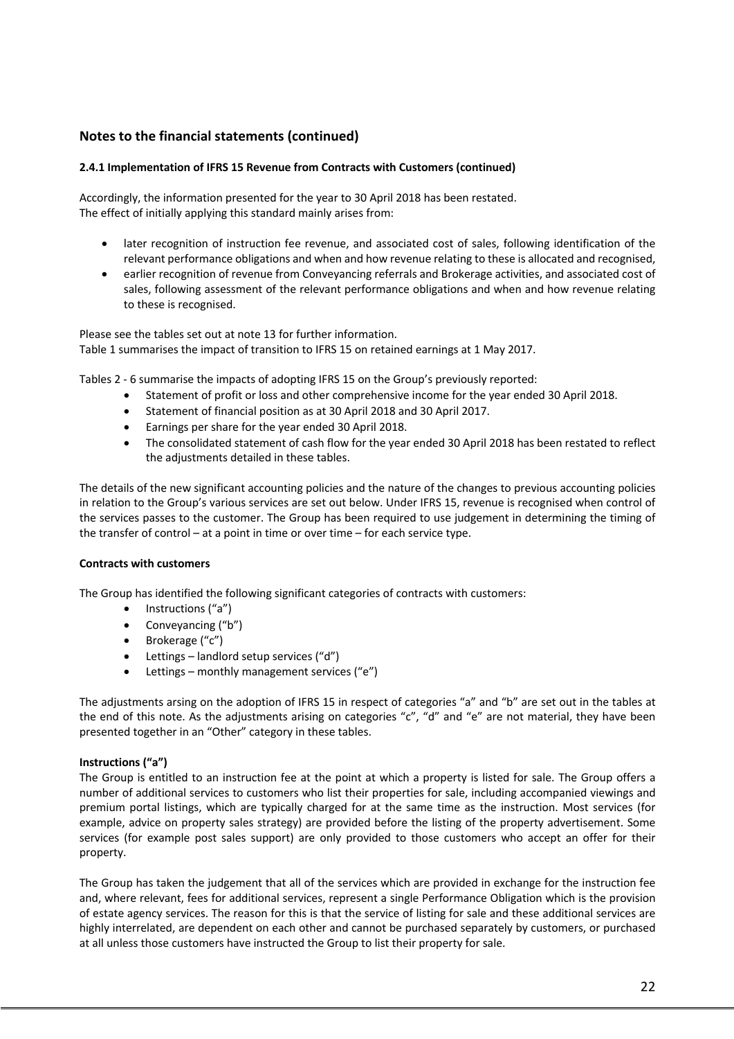## Notes to the financial statements (continued)

### 2.4.1 Implementation of IFRS 15 Revenue from Contracts with Customers (continued)

Accordingly, the information presented for the year to 30 April 2018 has been restated.
The effect of initially applying this standard mainly arises from:

- later recognition of instruction fee revenue, and associated cost of sales, following identification of the relevant performance obligations and when and how revenue relating to these is allocated and recognised,
- earlier recognition of revenue from Conveyancing referrals and Brokerage activities, and associated cost of sales, following assessment of the relevant performance obligations and when and how revenue relating to these is recognised.

Please see the tables set out at note 13 for further information.
Table 1 summarises the impact of transition to IFRS 15 on retained earnings at 1 May 2017.

Tables 2 - 6 summarise the impacts of adopting IFRS 15 on the Group's previously reported:

- Statement of profit or loss and other comprehensive income for the year ended 30 April 2018.
- Statement of financial position as at 30 April 2018 and 30 April 2017.
- Earnings per share for the year ended 30 April 2018.
- The consolidated statement of cash flow for the year ended 30 April 2018 has been restated to reflect the adjustments detailed in these tables.

The details of the new significant accounting policies and the nature of the changes to previous accounting policies in relation to the Group's various services are set out below. Under IFRS 15, revenue is recognised when control of the services passes to the customer. The Group has been required to use judgement in determining the timing of the transfer of control – at a point in time or over time – for each service type.

**Contracts with customers**

The Group has identified the following significant categories of contracts with customers:

- Instructions ("a")
- Conveyancing ("b")
- Brokerage ("c")
- Lettings – landlord setup services ("d")
- Lettings – monthly management services ("e")

The adjustments arsing on the adoption of IFRS 15 in respect of categories "a" and "b" are set out in the tables at the end of this note. As the adjustments arising on categories "c", "d" and "e" are not material, they have been presented together in an "Other" category in these tables.

**Instructions ("a")**

The Group is entitled to an instruction fee at the point at which a property is listed for sale. The Group offers a number of additional services to customers who list their properties for sale, including accompanied viewings and premium portal listings, which are typically charged for at the same time as the instruction. Most services (for example, advice on property sales strategy) are provided before the listing of the property advertisement. Some services (for example post sales support) are only provided to those customers who accept an offer for their property.

The Group has taken the judgement that all of the services which are provided in exchange for the instruction fee and, where relevant, fees for additional services, represent a single Performance Obligation which is the provision of estate agency services. The reason for this is that the service of listing for sale and these additional services are highly interrelated, are dependent on each other and cannot be purchased separately by customers, or purchased at all unless those customers have instructed the Group to list their property for sale.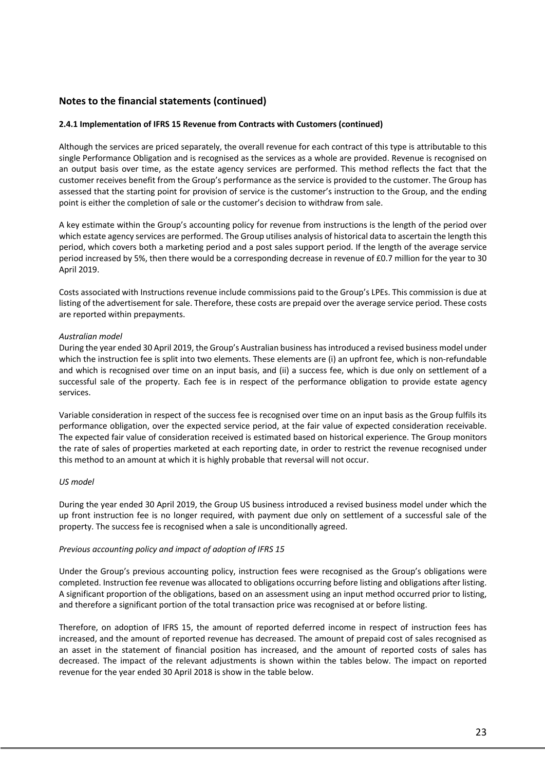## Notes to the financial statements (continued)

**2.4.1 Implementation of IFRS 15 Revenue from Contracts with Customers (continued)**

Although the services are priced separately, the overall revenue for each contract of this type is attributable to this single Performance Obligation and is recognised as the services as a whole are provided. Revenue is recognised on an output basis over time, as the estate agency services are performed. This method reflects the fact that the customer receives benefit from the Group's performance as the service is provided to the customer. The Group has assessed that the starting point for provision of service is the customer's instruction to the Group, and the ending point is either the completion of sale or the customer's decision to withdraw from sale.

A key estimate within the Group's accounting policy for revenue from instructions is the length of the period over which estate agency services are performed. The Group utilises analysis of historical data to ascertain the length this period, which covers both a marketing period and a post sales support period. If the length of the average service period increased by 5%, then there would be a corresponding decrease in revenue of £0.7 million for the year to 30 April 2019.

Costs associated with Instructions revenue include commissions paid to the Group's LPEs. This commission is due at listing of the advertisement for sale. Therefore, these costs are prepaid over the average service period. These costs are reported within prepayments.

*Australian model*

During the year ended 30 April 2019, the Group's Australian business has introduced a revised business model under which the instruction fee is split into two elements. These elements are (i) an upfront fee, which is non-refundable and which is recognised over time on an input basis, and (ii) a success fee, which is due only on settlement of a successful sale of the property. Each fee is in respect of the performance obligation to provide estate agency services.

Variable consideration in respect of the success fee is recognised over time on an input basis as the Group fulfils its performance obligation, over the expected service period, at the fair value of expected consideration receivable. The expected fair value of consideration received is estimated based on historical experience. The Group monitors the rate of sales of properties marketed at each reporting date, in order to restrict the revenue recognised under this method to an amount at which it is highly probable that reversal will not occur.

*US model*

During the year ended 30 April 2019, the Group US business introduced a revised business model under which the up front instruction fee is no longer required, with payment due only on settlement of a successful sale of the property. The success fee is recognised when a sale is unconditionally agreed.

*Previous accounting policy and impact of adoption of IFRS 15*

Under the Group's previous accounting policy, instruction fees were recognised as the Group's obligations were completed. Instruction fee revenue was allocated to obligations occurring before listing and obligations after listing. A significant proportion of the obligations, based on an assessment using an input method occurred prior to listing, and therefore a significant portion of the total transaction price was recognised at or before listing.

Therefore, on adoption of IFRS 15, the amount of reported deferred income in respect of instruction fees has increased, and the amount of reported revenue has decreased. The amount of prepaid cost of sales recognised as an asset in the statement of financial position has increased, and the amount of reported costs of sales has decreased. The impact of the relevant adjustments is shown within the tables below. The impact on reported revenue for the year ended 30 April 2018 is show in the table below.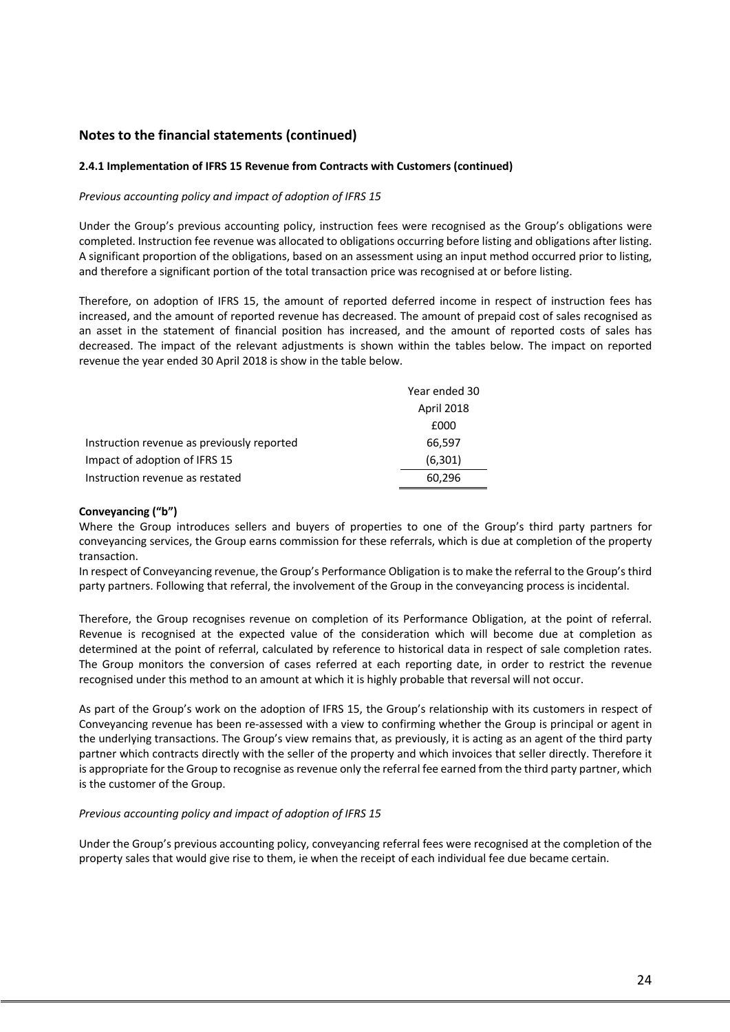## Notes to the financial statements (continued)

### 2.4.1 Implementation of IFRS 15 Revenue from Contracts with Customers (continued)

*Previous accounting policy and impact of adoption of IFRS 15*

Under the Group's previous accounting policy, instruction fees were recognised as the Group's obligations were completed. Instruction fee revenue was allocated to obligations occurring before listing and obligations after listing. A significant proportion of the obligations, based on an assessment using an input method occurred prior to listing, and therefore a significant portion of the total transaction price was recognised at or before listing.

Therefore, on adoption of IFRS 15, the amount of reported deferred income in respect of instruction fees has increased, and the amount of reported revenue has decreased. The amount of prepaid cost of sales recognised as an asset in the statement of financial position has increased, and the amount of reported costs of sales has decreased. The impact of the relevant adjustments is shown within the tables below. The impact on reported revenue the year ended 30 April 2018 is show in the table below.

| | Year ended 30 April 2018 |
|---|---|
| | £000 |
| Instruction revenue as previously reported | 66,597 |
| Impact of adoption of IFRS 15 | (6,301) |
| Instruction revenue as restated | 60,296 |

**Conveyancing ("b")**

Where the Group introduces sellers and buyers of properties to one of the Group's third party partners for conveyancing services, the Group earns commission for these referrals, which is due at completion of the property transaction.

In respect of Conveyancing revenue, the Group's Performance Obligation is to make the referral to the Group's third party partners. Following that referral, the involvement of the Group in the conveyancing process is incidental.

Therefore, the Group recognises revenue on completion of its Performance Obligation, at the point of referral. Revenue is recognised at the expected value of the consideration which will become due at completion as determined at the point of referral, calculated by reference to historical data in respect of sale completion rates. The Group monitors the conversion of cases referred at each reporting date, in order to restrict the revenue recognised under this method to an amount at which it is highly probable that reversal will not occur.

As part of the Group's work on the adoption of IFRS 15, the Group's relationship with its customers in respect of Conveyancing revenue has been re-assessed with a view to confirming whether the Group is principal or agent in the underlying transactions. The Group's view remains that, as previously, it is acting as an agent of the third party partner which contracts directly with the seller of the property and which invoices that seller directly. Therefore it is appropriate for the Group to recognise as revenue only the referral fee earned from the third party partner, which is the customer of the Group.

*Previous accounting policy and impact of adoption of IFRS 15*

Under the Group's previous accounting policy, conveyancing referral fees were recognised at the completion of the property sales that would give rise to them, ie when the receipt of each individual fee due became certain.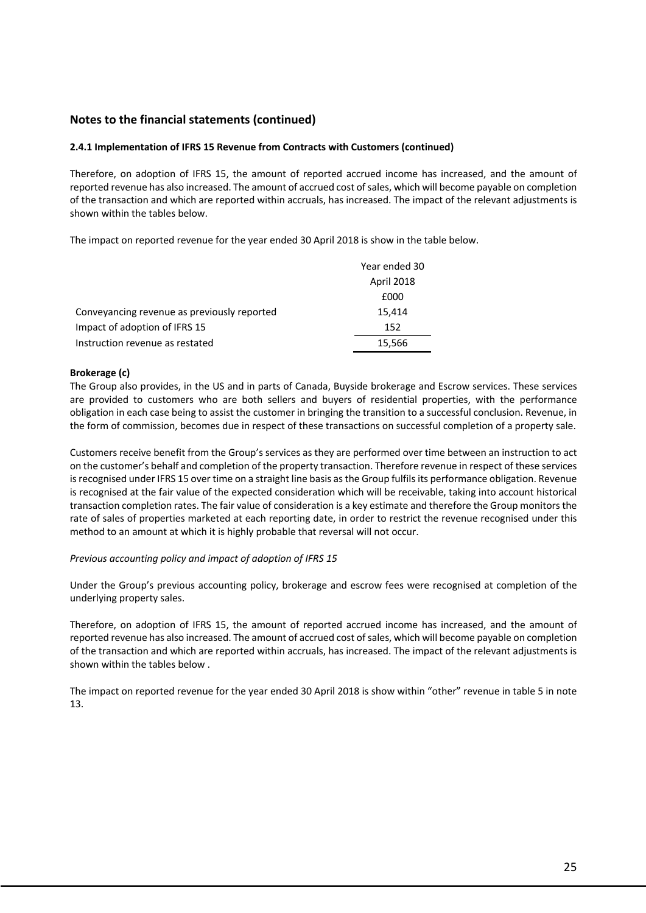## Notes to the financial statements (continued)

**2.4.1 Implementation of IFRS 15 Revenue from Contracts with Customers (continued)**

Therefore, on adoption of IFRS 15, the amount of reported accrued income has increased, and the amount of reported revenue has also increased. The amount of accrued cost of sales, which will become payable on completion of the transaction and which are reported within accruals, has increased. The impact of the relevant adjustments is shown within the tables below.

The impact on reported revenue for the year ended 30 April 2018 is show in the table below.

| | Year ended 30 April 2018 |
|---|---|
| | £000 |
| Conveyancing revenue as previously reported | 15,414 |
| Impact of adoption of IFRS 15 | 152 |
| Instruction revenue as restated | 15,566 |

**Brokerage (c)**

The Group also provides, in the US and in parts of Canada, Buyside brokerage and Escrow services. These services are provided to customers who are both sellers and buyers of residential properties, with the performance obligation in each case being to assist the customer in bringing the transition to a successful conclusion. Revenue, in the form of commission, becomes due in respect of these transactions on successful completion of a property sale.

Customers receive benefit from the Group's services as they are performed over time between an instruction to act on the customer's behalf and completion of the property transaction. Therefore revenue in respect of these services is recognised under IFRS 15 over time on a straight line basis as the Group fulfils its performance obligation. Revenue is recognised at the fair value of the expected consideration which will be receivable, taking into account historical transaction completion rates. The fair value of consideration is a key estimate and therefore the Group monitors the rate of sales of properties marketed at each reporting date, in order to restrict the revenue recognised under this method to an amount at which it is highly probable that reversal will not occur.

*Previous accounting policy and impact of adoption of IFRS 15*

Under the Group's previous accounting policy, brokerage and escrow fees were recognised at completion of the underlying property sales.

Therefore, on adoption of IFRS 15, the amount of reported accrued income has increased, and the amount of reported revenue has also increased. The amount of accrued cost of sales, which will become payable on completion of the transaction and which are reported within accruals, has increased. The impact of the relevant adjustments is shown within the tables below .

The impact on reported revenue for the year ended 30 April 2018 is show within "other" revenue in table 5 in note 13.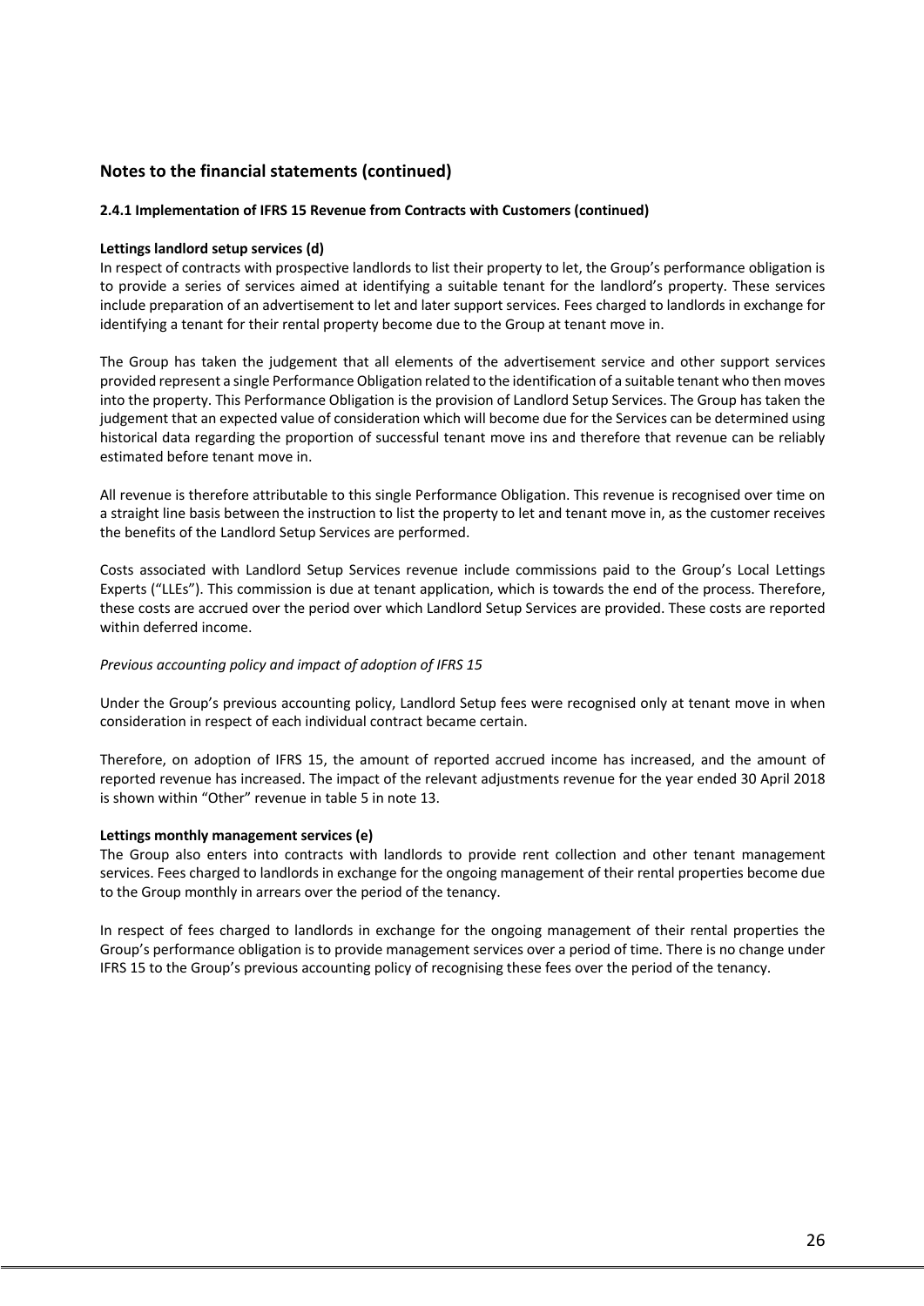## Notes to the financial statements (continued)

### 2.4.1 Implementation of IFRS 15 Revenue from Contracts with Customers (continued)

**Lettings landlord setup services (d)**

In respect of contracts with prospective landlords to list their property to let, the Group's performance obligation is to provide a series of services aimed at identifying a suitable tenant for the landlord's property. These services include preparation of an advertisement to let and later support services. Fees charged to landlords in exchange for identifying a tenant for their rental property become due to the Group at tenant move in.

The Group has taken the judgement that all elements of the advertisement service and other support services provided represent a single Performance Obligation related to the identification of a suitable tenant who then moves into the property. This Performance Obligation is the provision of Landlord Setup Services. The Group has taken the judgement that an expected value of consideration which will become due for the Services can be determined using historical data regarding the proportion of successful tenant move ins and therefore that revenue can be reliably estimated before tenant move in.

All revenue is therefore attributable to this single Performance Obligation. This revenue is recognised over time on a straight line basis between the instruction to list the property to let and tenant move in, as the customer receives the benefits of the Landlord Setup Services are performed.

Costs associated with Landlord Setup Services revenue include commissions paid to the Group's Local Lettings Experts ("LLEs"). This commission is due at tenant application, which is towards the end of the process. Therefore, these costs are accrued over the period over which Landlord Setup Services are provided. These costs are reported within deferred income.

*Previous accounting policy and impact of adoption of IFRS 15*

Under the Group's previous accounting policy, Landlord Setup fees were recognised only at tenant move in when consideration in respect of each individual contract became certain.

Therefore, on adoption of IFRS 15, the amount of reported accrued income has increased, and the amount of reported revenue has increased. The impact of the relevant adjustments revenue for the year ended 30 April 2018 is shown within "Other" revenue in table 5 in note 13.

**Lettings monthly management services (e)**

The Group also enters into contracts with landlords to provide rent collection and other tenant management services. Fees charged to landlords in exchange for the ongoing management of their rental properties become due to the Group monthly in arrears over the period of the tenancy.

In respect of fees charged to landlords in exchange for the ongoing management of their rental properties the Group's performance obligation is to provide management services over a period of time. There is no change under IFRS 15 to the Group's previous accounting policy of recognising these fees over the period of the tenancy.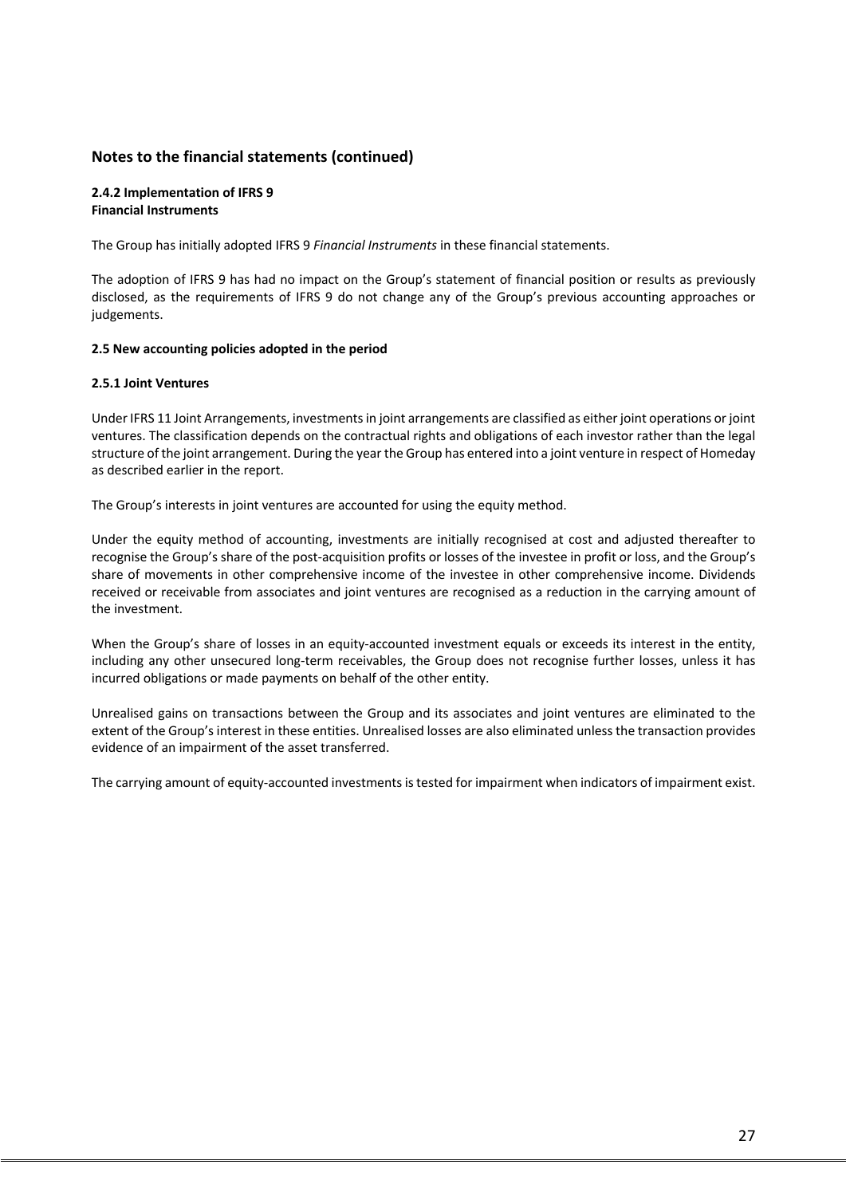## Notes to the financial statements (continued)

**2.4.2 Implementation of IFRS 9**
**Financial Instruments**

The Group has initially adopted IFRS 9 *Financial Instruments* in these financial statements.

The adoption of IFRS 9 has had no impact on the Group's statement of financial position or results as previously disclosed, as the requirements of IFRS 9 do not change any of the Group's previous accounting approaches or judgements.

**2.5 New accounting policies adopted in the period**

**2.5.1 Joint Ventures**

Under IFRS 11 Joint Arrangements, investments in joint arrangements are classified as either joint operations or joint ventures. The classification depends on the contractual rights and obligations of each investor rather than the legal structure of the joint arrangement. During the year the Group has entered into a joint venture in respect of Homeday as described earlier in the report.

The Group's interests in joint ventures are accounted for using the equity method.

Under the equity method of accounting, investments are initially recognised at cost and adjusted thereafter to recognise the Group's share of the post-acquisition profits or losses of the investee in profit or loss, and the Group's share of movements in other comprehensive income of the investee in other comprehensive income. Dividends received or receivable from associates and joint ventures are recognised as a reduction in the carrying amount of the investment.

When the Group's share of losses in an equity-accounted investment equals or exceeds its interest in the entity, including any other unsecured long-term receivables, the Group does not recognise further losses, unless it has incurred obligations or made payments on behalf of the other entity.

Unrealised gains on transactions between the Group and its associates and joint ventures are eliminated to the extent of the Group's interest in these entities. Unrealised losses are also eliminated unless the transaction provides evidence of an impairment of the asset transferred.

The carrying amount of equity-accounted investments is tested for impairment when indicators of impairment exist.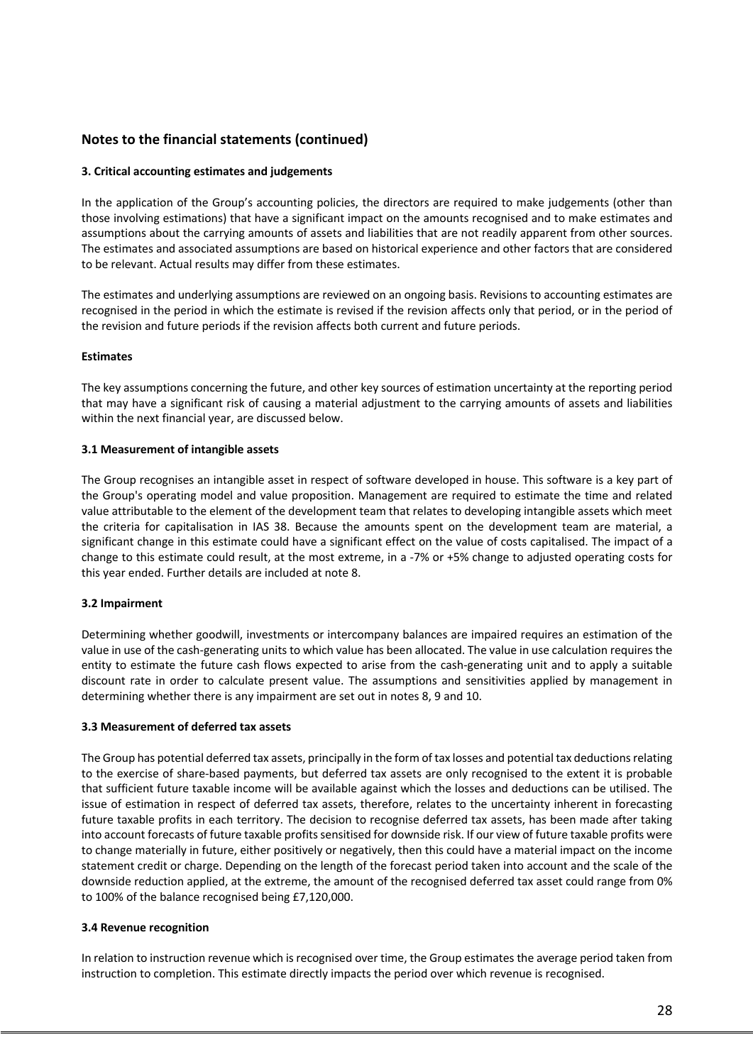## Notes to the financial statements (continued)

**3. Critical accounting estimates and judgements**

In the application of the Group’s accounting policies, the directors are required to make judgements (other than those involving estimations) that have a significant impact on the amounts recognised and to make estimates and assumptions about the carrying amounts of assets and liabilities that are not readily apparent from other sources. The estimates and associated assumptions are based on historical experience and other factors that are considered to be relevant. Actual results may differ from these estimates.

The estimates and underlying assumptions are reviewed on an ongoing basis. Revisions to accounting estimates are recognised in the period in which the estimate is revised if the revision affects only that period, or in the period of the revision and future periods if the revision affects both current and future periods.

**Estimates**

The key assumptions concerning the future, and other key sources of estimation uncertainty at the reporting period that may have a significant risk of causing a material adjustment to the carrying amounts of assets and liabilities within the next financial year, are discussed below.

**3.1 Measurement of intangible assets**

The Group recognises an intangible asset in respect of software developed in house. This software is a key part of the Group's operating model and value proposition. Management are required to estimate the time and related value attributable to the element of the development team that relates to developing intangible assets which meet the criteria for capitalisation in IAS 38. Because the amounts spent on the development team are material, a significant change in this estimate could have a significant effect on the value of costs capitalised. The impact of a change to this estimate could result, at the most extreme, in a -7% or +5% change to adjusted operating costs for this year ended. Further details are included at note 8.

**3.2 Impairment**

Determining whether goodwill, investments or intercompany balances are impaired requires an estimation of the value in use of the cash-generating units to which value has been allocated. The value in use calculation requires the entity to estimate the future cash flows expected to arise from the cash-generating unit and to apply a suitable discount rate in order to calculate present value. The assumptions and sensitivities applied by management in determining whether there is any impairment are set out in notes 8, 9 and 10.

**3.3 Measurement of deferred tax assets**

The Group has potential deferred tax assets, principally in the form of tax losses and potential tax deductions relating to the exercise of share-based payments, but deferred tax assets are only recognised to the extent it is probable that sufficient future taxable income will be available against which the losses and deductions can be utilised. The issue of estimation in respect of deferred tax assets, therefore, relates to the uncertainty inherent in forecasting future taxable profits in each territory. The decision to recognise deferred tax assets, has been made after taking into account forecasts of future taxable profits sensitised for downside risk. If our view of future taxable profits were to change materially in future, either positively or negatively, then this could have a material impact on the income statement credit or charge. Depending on the length of the forecast period taken into account and the scale of the downside reduction applied, at the extreme, the amount of the recognised deferred tax asset could range from 0% to 100% of the balance recognised being £7,120,000.

**3.4 Revenue recognition**

In relation to instruction revenue which is recognised over time, the Group estimates the average period taken from instruction to completion. This estimate directly impacts the period over which revenue is recognised.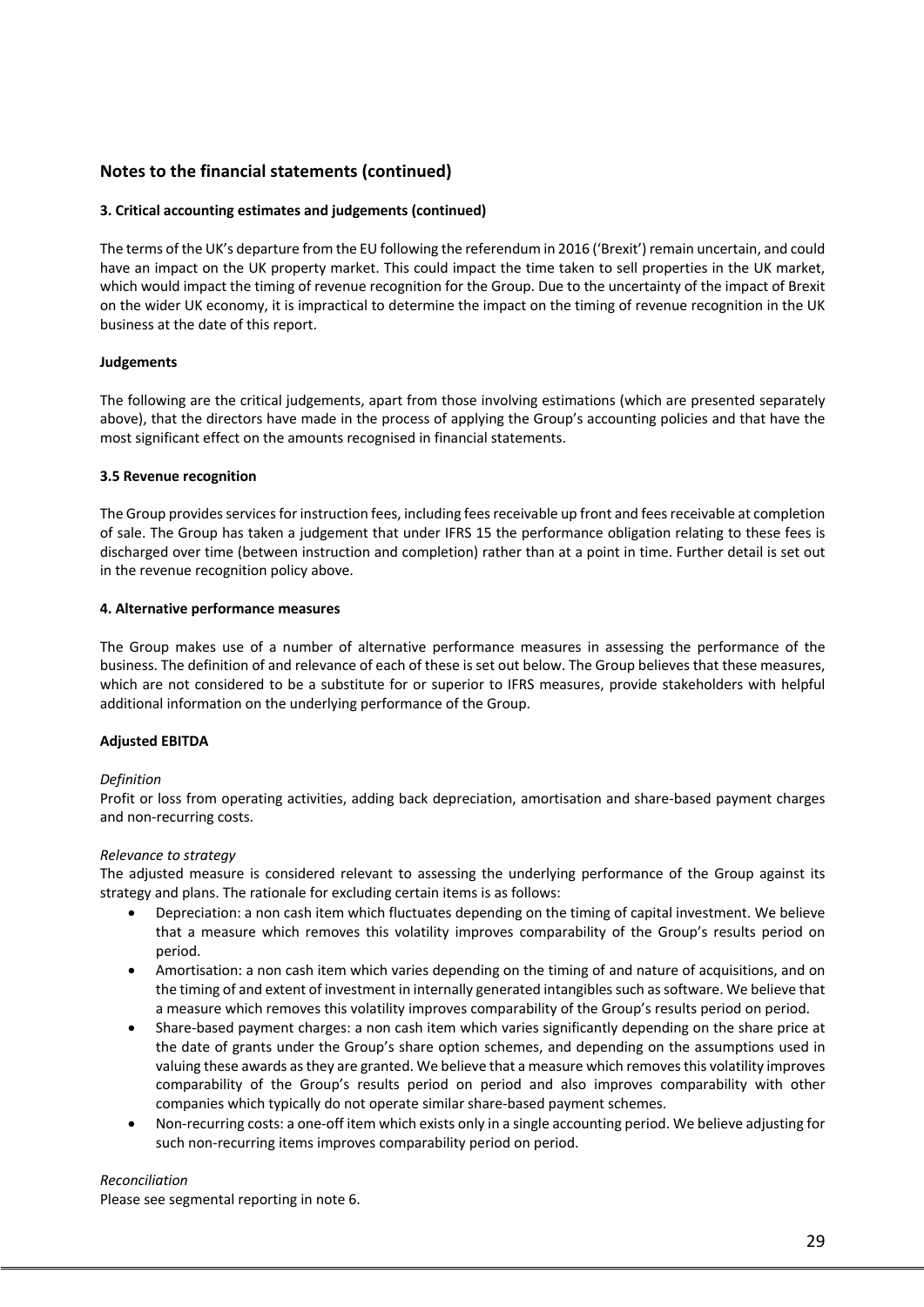## Notes to the financial statements (continued)

**3. Critical accounting estimates and judgements (continued)**

The terms of the UK's departure from the EU following the referendum in 2016 ('Brexit') remain uncertain, and could have an impact on the UK property market. This could impact the time taken to sell properties in the UK market, which would impact the timing of revenue recognition for the Group. Due to the uncertainty of the impact of Brexit on the wider UK economy, it is impractical to determine the impact on the timing of revenue recognition in the UK business at the date of this report.

**Judgements**

The following are the critical judgements, apart from those involving estimations (which are presented separately above), that the directors have made in the process of applying the Group's accounting policies and that have the most significant effect on the amounts recognised in financial statements.

**3.5 Revenue recognition**

The Group provides services for instruction fees, including fees receivable up front and fees receivable at completion of sale. The Group has taken a judgement that under IFRS 15 the performance obligation relating to these fees is discharged over time (between instruction and completion) rather than at a point in time. Further detail is set out in the revenue recognition policy above.

**4. Alternative performance measures**

The Group makes use of a number of alternative performance measures in assessing the performance of the business. The definition of and relevance of each of these is set out below. The Group believes that these measures, which are not considered to be a substitute for or superior to IFRS measures, provide stakeholders with helpful additional information on the underlying performance of the Group.

**Adjusted EBITDA**

*Definition*
Profit or loss from operating activities, adding back depreciation, amortisation and share-based payment charges and non-recurring costs.

*Relevance to strategy*
The adjusted measure is considered relevant to assessing the underlying performance of the Group against its strategy and plans. The rationale for excluding certain items is as follows:

- Depreciation: a non cash item which fluctuates depending on the timing of capital investment. We believe that a measure which removes this volatility improves comparability of the Group's results period on period.
- Amortisation: a non cash item which varies depending on the timing of and nature of acquisitions, and on the timing of and extent of investment in internally generated intangibles such as software. We believe that a measure which removes this volatility improves comparability of the Group's results period on period.
- Share-based payment charges: a non cash item which varies significantly depending on the share price at the date of grants under the Group's share option schemes, and depending on the assumptions used in valuing these awards as they are granted. We believe that a measure which removes this volatility improves comparability of the Group's results period on period and also improves comparability with other companies which typically do not operate similar share-based payment schemes.
- Non-recurring costs: a one-off item which exists only in a single accounting period. We believe adjusting for such non-recurring items improves comparability period on period.

*Reconciliation*
Please see segmental reporting in note 6.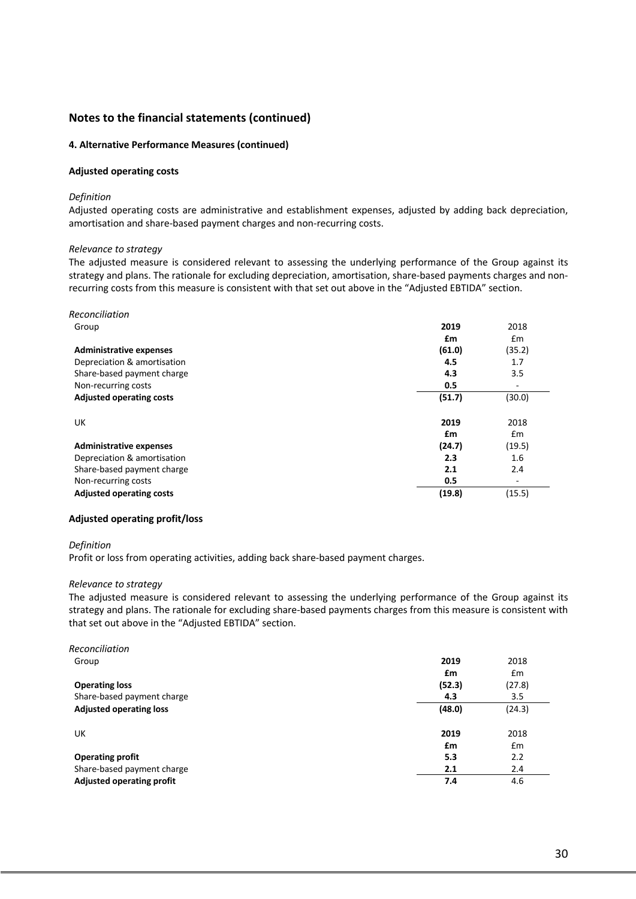## Notes to the financial statements (continued)

### 4. Alternative Performance Measures (continued)

#### Adjusted operating costs

*Definition*

Adjusted operating costs are administrative and establishment expenses, adjusted by adding back depreciation, amortisation and share-based payment charges and non-recurring costs.

*Relevance to strategy*

The adjusted measure is considered relevant to assessing the underlying performance of the Group against its strategy and plans. The rationale for excluding depreciation, amortisation, share-based payments charges and non-recurring costs from this measure is consistent with that set out above in the "Adjusted EBTIDA" section.

*Reconciliation*

| Group | **2019** | 2018 |
|---|---|---|
| | **£m** | £m |
| **Administrative expenses** | **(61.0)** | (35.2) |
| Depreciation & amortisation | **4.5** | 1.7 |
| Share-based payment charge | **4.3** | 3.5 |
| Non-recurring costs | **0.5** | - |
| **Adjusted operating costs** | **(51.7)** | (30.0) |

| UK | **2019** | 2018 |
|---|---|---|
| | **£m** | £m |
| **Administrative expenses** | **(24.7)** | (19.5) |
| Depreciation & amortisation | **2.3** | 1.6 |
| Share-based payment charge | **2.1** | 2.4 |
| Non-recurring costs | **0.5** | - |
| **Adjusted operating costs** | **(19.8)** | (15.5) |

#### Adjusted operating profit/loss

*Definition*

Profit or loss from operating activities, adding back share-based payment charges.

*Relevance to strategy*

The adjusted measure is considered relevant to assessing the underlying performance of the Group against its strategy and plans. The rationale for excluding share-based payments charges from this measure is consistent with that set out above in the "Adjusted EBTIDA" section.

*Reconciliation*

| Group | **2019** | 2018 |
|---|---|---|
| | **£m** | £m |
| **Operating loss** | **(52.3)** | (27.8) |
| Share-based payment charge | **4.3** | 3.5 |
| **Adjusted operating loss** | **(48.0)** | (24.3) |

| UK | **2019** | 2018 |
|---|---|---|
| | **£m** | £m |
| **Operating profit** | **5.3** | 2.2 |
| Share-based payment charge | **2.1** | 2.4 |
| **Adjusted operating profit** | **7.4** | 4.6 |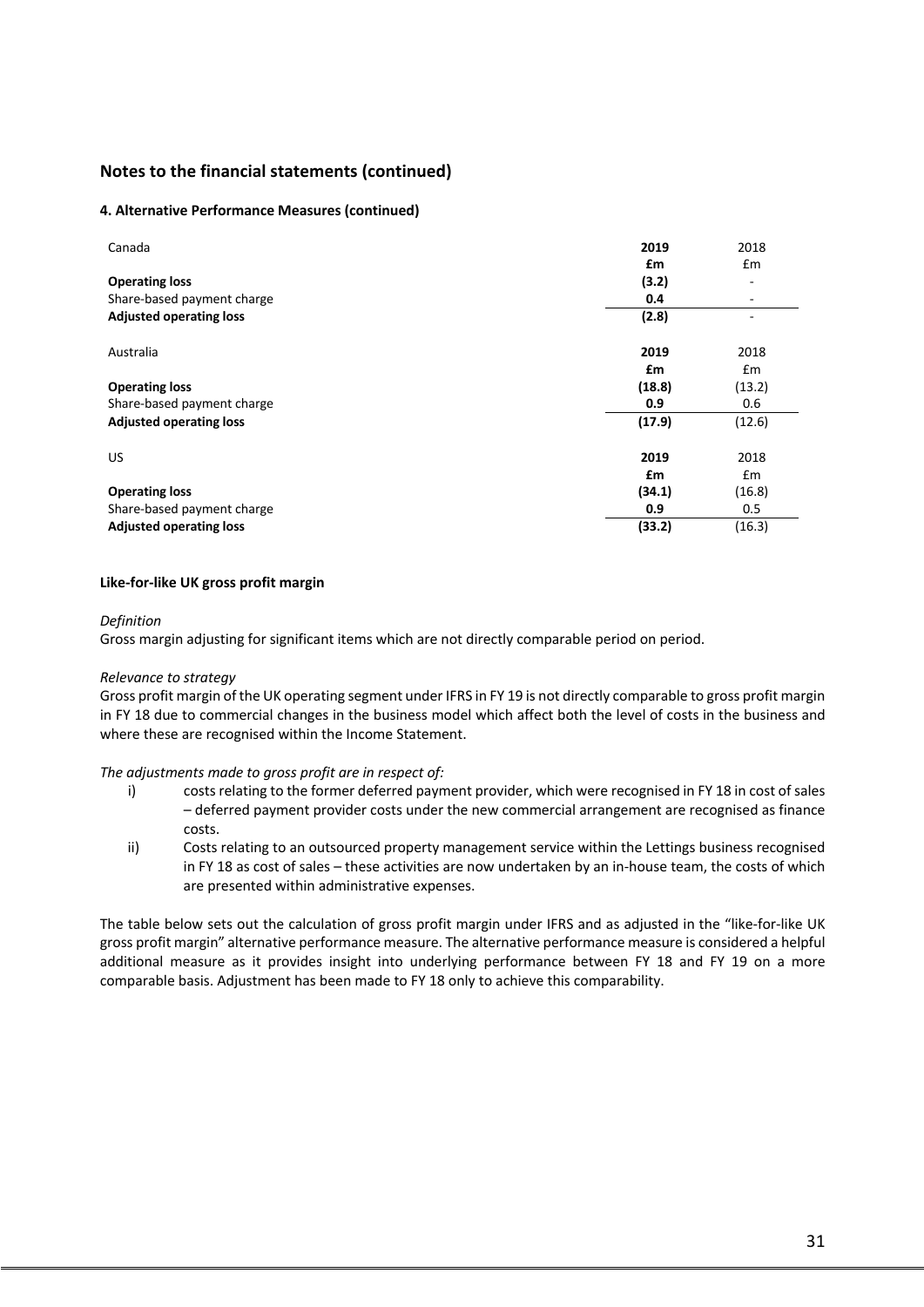## Notes to the financial statements (continued)

### 4. Alternative Performance Measures (continued)

| Canada | 2019 | 2018 |
|---|---|---|
| | **£m** | £m |
| **Operating loss** | **(3.2)** | - |
| Share-based payment charge | **0.4** | - |
| **Adjusted operating loss** | **(2.8)** | - |

| Australia | 2019 | 2018 |
|---|---|---|
| | **£m** | £m |
| **Operating loss** | **(18.8)** | (13.2) |
| Share-based payment charge | **0.9** | 0.6 |
| **Adjusted operating loss** | **(17.9)** | (12.6) |

| US | 2019 | 2018 |
|---|---|---|
| | **£m** | £m |
| **Operating loss** | **(34.1)** | (16.8) |
| Share-based payment charge | **0.9** | 0.5 |
| **Adjusted operating loss** | **(33.2)** | (16.3) |

**Like-for-like UK gross profit margin**

*Definition*

Gross margin adjusting for significant items which are not directly comparable period on period.

*Relevance to strategy*

Gross profit margin of the UK operating segment under IFRS in FY 19 is not directly comparable to gross profit margin in FY 18 due to commercial changes in the business model which affect both the level of costs in the business and where these are recognised within the Income Statement.

*The adjustments made to gross profit are in respect of:*

i) costs relating to the former deferred payment provider, which were recognised in FY 18 in cost of sales – deferred payment provider costs under the new commercial arrangement are recognised as finance costs.

ii) Costs relating to an outsourced property management service within the Lettings business recognised in FY 18 as cost of sales – these activities are now undertaken by an in-house team, the costs of which are presented within administrative expenses.

The table below sets out the calculation of gross profit margin under IFRS and as adjusted in the "like-for-like UK gross profit margin" alternative performance measure. The alternative performance measure is considered a helpful additional measure as it provides insight into underlying performance between FY 18 and FY 19 on a more comparable basis. Adjustment has been made to FY 18 only to achieve this comparability.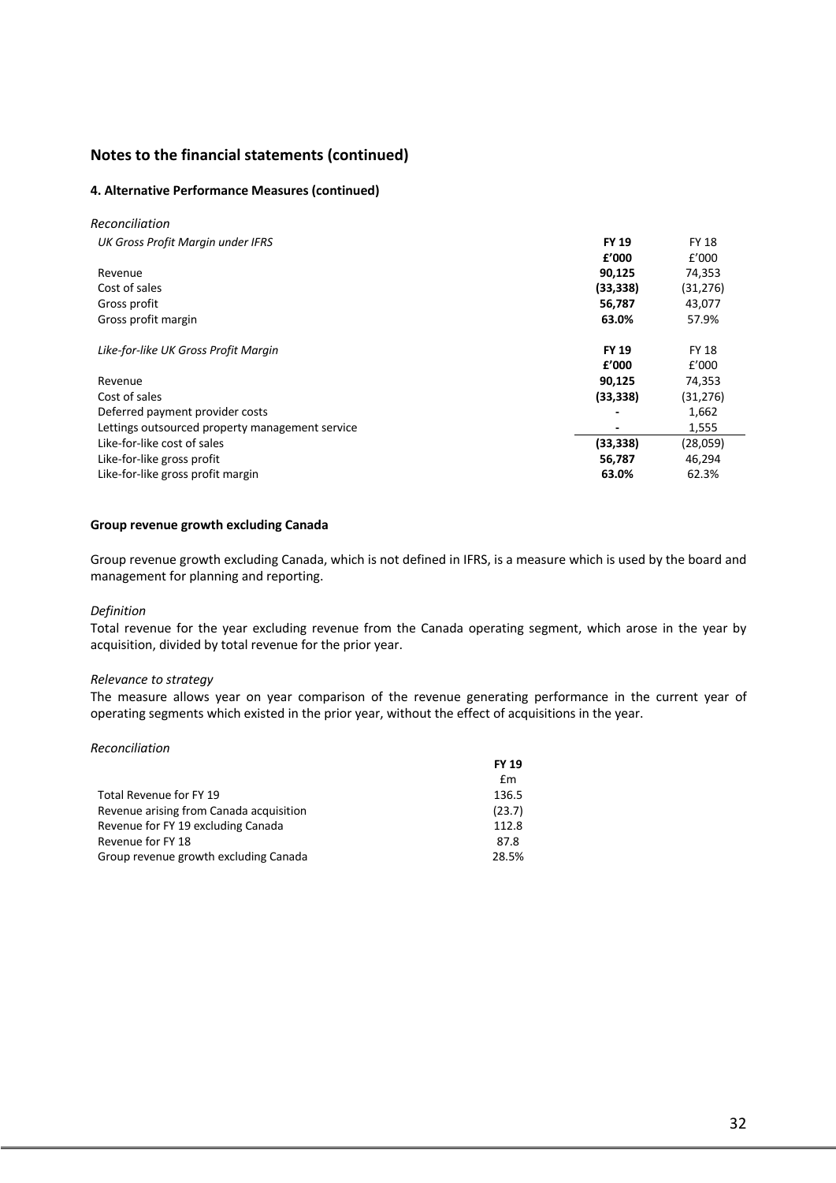## Notes to the financial statements (continued)

### 4. Alternative Performance Measures (continued)

*Reconciliation*

| *UK Gross Profit Margin under IFRS* | **FY 19** | FY 18 |
|---|---|---|
| | **£'000** | £'000 |
| Revenue | **90,125** | 74,353 |
| Cost of sales | **(33,338)** | (31,276) |
| Gross profit | **56,787** | 43,077 |
| Gross profit margin | **63.0%** | 57.9% |

| *Like-for-like UK Gross Profit Margin* | **FY 19** | FY 18 |
|---|---|---|
| | **£'000** | £'000 |
| Revenue | **90,125** | 74,353 |
| Cost of sales | **(33,338)** | (31,276) |
| Deferred payment provider costs | **-** | 1,662 |
| Lettings outsourced property management service | **-** | 1,555 |
| Like-for-like cost of sales | **(33,338)** | (28,059) |
| Like-for-like gross profit | **56,787** | 46,294 |
| Like-for-like gross profit margin | **63.0%** | 62.3% |

**Group revenue growth excluding Canada**

Group revenue growth excluding Canada, which is not defined in IFRS, is a measure which is used by the board and management for planning and reporting.

*Definition*

Total revenue for the year excluding revenue from the Canada operating segment, which arose in the year by acquisition, divided by total revenue for the prior year.

*Relevance to strategy*

The measure allows year on year comparison of the revenue generating performance in the current year of operating segments which existed in the prior year, without the effect of acquisitions in the year.

*Reconciliation*

| | **FY 19** |
|---|---|
| | £m |
| Total Revenue for FY 19 | 136.5 |
| Revenue arising from Canada acquisition | (23.7) |
| Revenue for FY 19 excluding Canada | 112.8 |
| Revenue for FY 18 | 87.8 |
| Group revenue growth excluding Canada | 28.5% |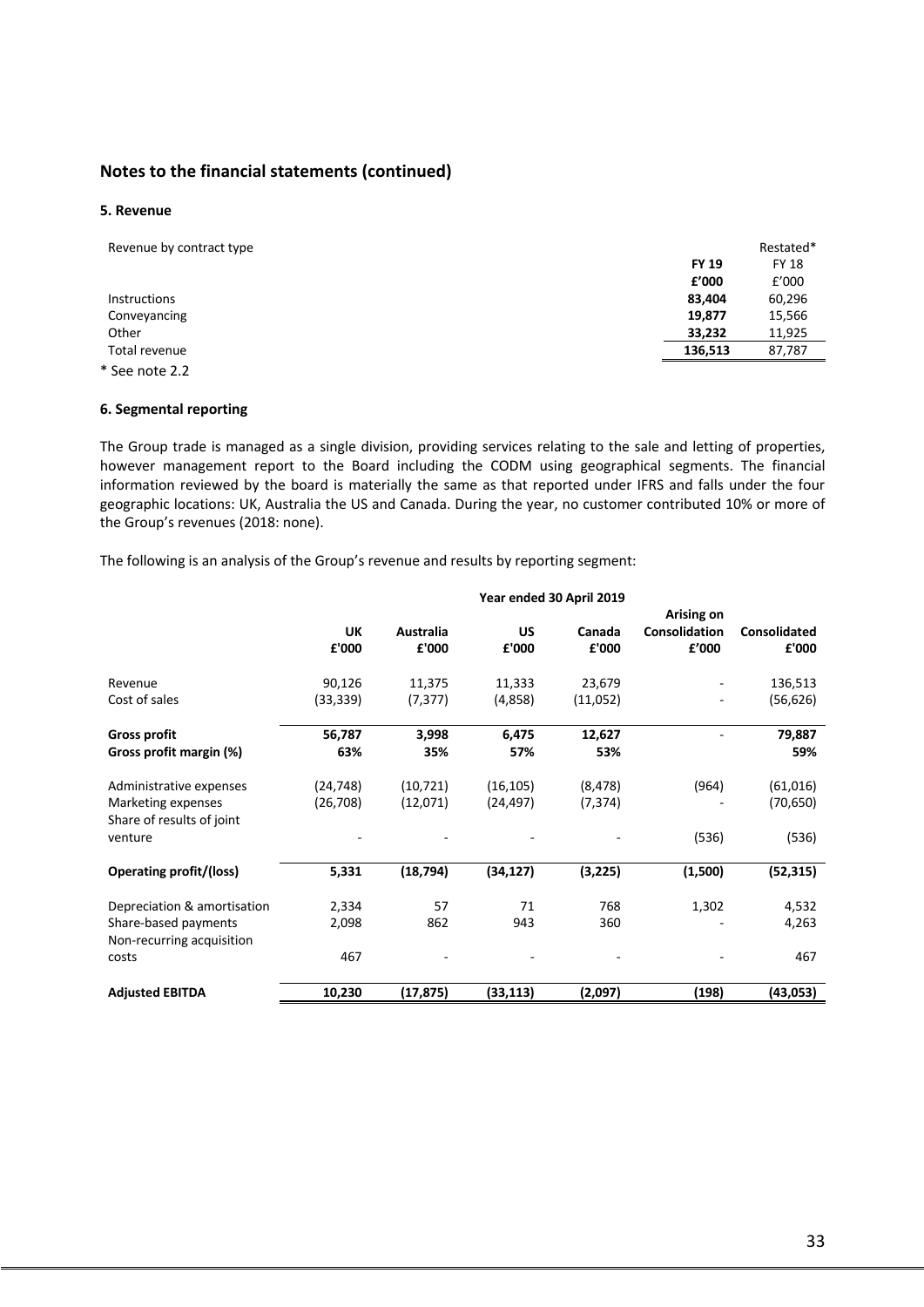## Notes to the financial statements (continued)

### 5. Revenue

| Revenue by contract type | **FY 19** | Restated* FY 18 |
|---|---|---|
| | **£'000** | £'000 |
| Instructions | **83,404** | 60,296 |
| Conveyancing | **19,877** | 15,566 |
| Other | **33,232** | 11,925 |
| Total revenue | **136,513** | 87,787 |

* See note 2.2

### 6. Segmental reporting

The Group trade is managed as a single division, providing services relating to the sale and letting of properties, however management report to the Board including the CODM using geographical segments. The financial information reviewed by the board is materially the same as that reported under IFRS and falls under the four geographic locations: UK, Australia the US and Canada. During the year, no customer contributed 10% or more of the Group's revenues (2018: none).

The following is an analysis of the Group's revenue and results by reporting segment:

| | **Year ended 30 April 2019** | | | | | |
|---|---|---|---|---|---|---|
| | **UK £'000** | **Australia £'000** | **US £'000** | **Canada £'000** | **Arising on Consolidation £'000** | **Consolidated £'000** |
| Revenue | 90,126 | 11,375 | 11,333 | 23,679 | - | 136,513 |
| Cost of sales | (33,339) | (7,377) | (4,858) | (11,052) | - | (56,626) |
| **Gross profit** | **56,787** | **3,998** | **6,475** | **12,627** | - | **79,887** |
| **Gross profit margin (%)** | **63%** | **35%** | **57%** | **53%** | | **59%** |
| Administrative expenses | (24,748) | (10,721) | (16,105) | (8,478) | (964) | (61,016) |
| Marketing expenses | (26,708) | (12,071) | (24,497) | (7,374) | - | (70,650) |
| Share of results of joint venture | - | - | - | - | (536) | (536) |
| **Operating profit/(loss)** | **5,331** | **(18,794)** | **(34,127)** | **(3,225)** | **(1,500)** | **(52,315)** |
| Depreciation & amortisation | 2,334 | 57 | 71 | 768 | 1,302 | 4,532 |
| Share-based payments | 2,098 | 862 | 943 | 360 | - | 4,263 |
| Non-recurring acquisition costs | 467 | - | - | - | - | 467 |
| **Adjusted EBITDA** | **10,230** | **(17,875)** | **(33,113)** | **(2,097)** | **(198)** | **(43,053)** |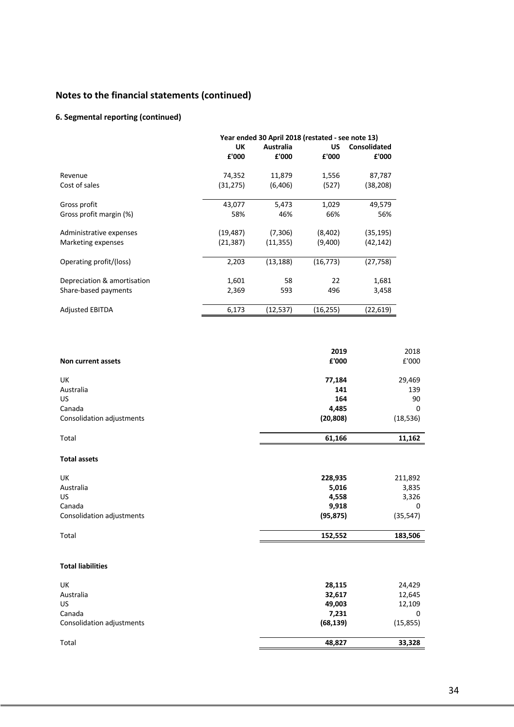## Notes to the financial statements (continued)

### 6. Segmental reporting (continued)

| | Year ended 30 April 2018 (restated - see note 13) | | | |
|---|---|---|---|---|
| | **UK** | **Australia** | **US** | **Consolidated** |
| | **£'000** | **£'000** | **£'000** | **£'000** |
| Revenue | 74,352 | 11,879 | 1,556 | 87,787 |
| Cost of sales | (31,275) | (6,406) | (527) | (38,208) |
| Gross profit | 43,077 | 5,473 | 1,029 | 49,579 |
| Gross profit margin (%) | 58% | 46% | 66% | 56% |
| Administrative expenses | (19,487) | (7,306) | (8,402) | (35,195) |
| Marketing expenses | (21,387) | (11,355) | (9,400) | (42,142) |
| Operating profit/(loss) | 2,203 | (13,188) | (16,773) | (27,758) |
| Depreciation & amortisation | 1,601 | 58 | 22 | 1,681 |
| Share-based payments | 2,369 | 593 | 496 | 3,458 |
| Adjusted EBITDA | 6,173 | (12,537) | (16,255) | (22,619) |

| | **2019** | 2018 |
|---|---|---|
| **Non current assets** | **£'000** | £'000 |
| UK | **77,184** | 29,469 |
| Australia | **141** | 139 |
| US | **164** | 90 |
| Canada | **4,485** | 0 |
| Consolidation adjustments | **(20,808)** | (18,536) |
| Total | **61,166** | **11,162** |
| **Total assets** | | |
| UK | **228,935** | 211,892 |
| Australia | **5,016** | 3,835 |
| US | **4,558** | 3,326 |
| Canada | **9,918** | 0 |
| Consolidation adjustments | **(95,875)** | (35,547) |
| Total | **152,552** | **183,506** |
| **Total liabilities** | | |
| UK | **28,115** | 24,429 |
| Australia | **32,617** | 12,645 |
| US | **49,003** | 12,109 |
| Canada | **7,231** | 0 |
| Consolidation adjustments | **(68,139)** | (15,855) |
| Total | **48,827** | **33,328** |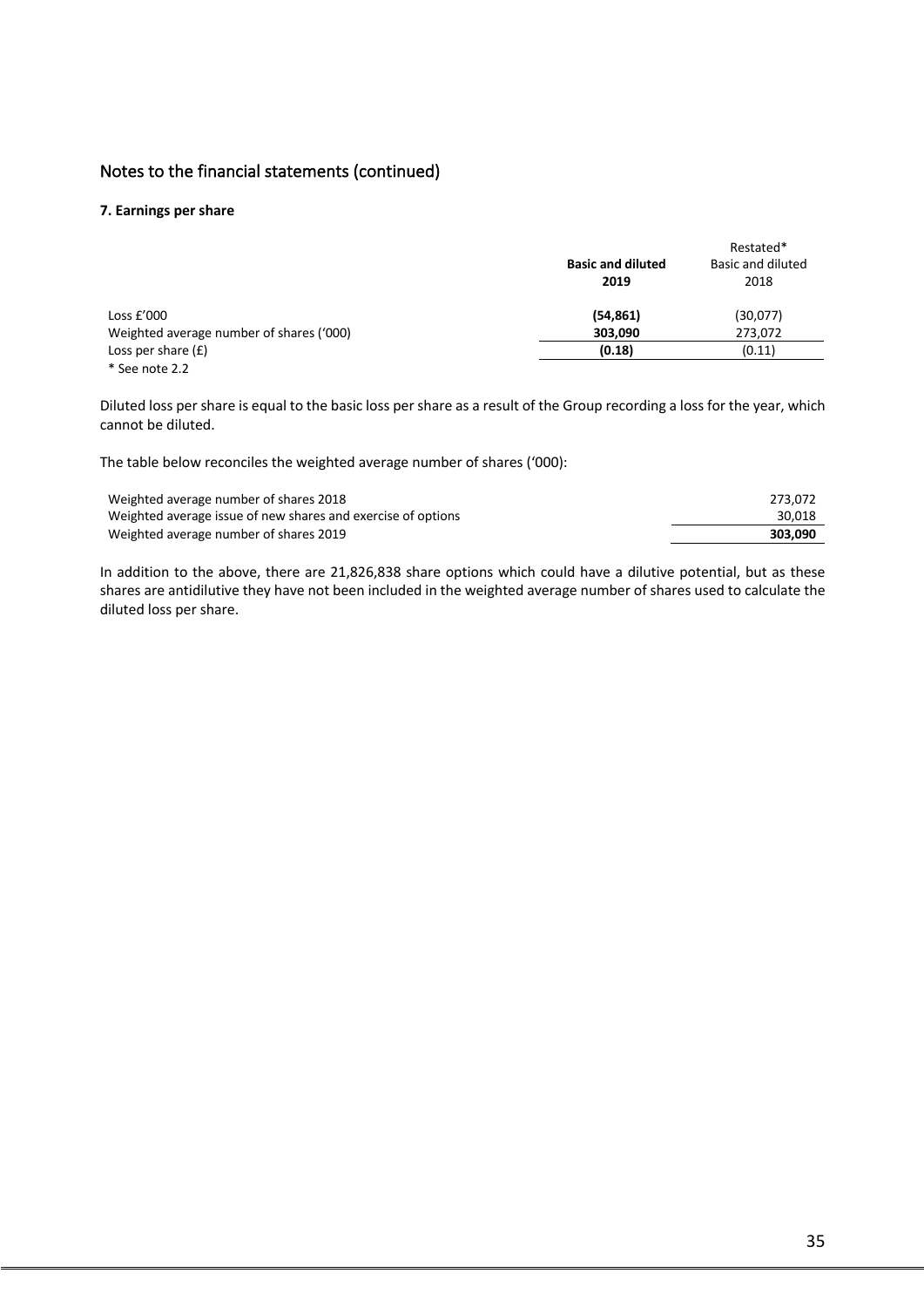## Notes to the financial statements (continued)

### 7. Earnings per share

| | **Basic and diluted 2019** | Restated* Basic and diluted 2018 |
|---|---|---|
| Loss £'000 | **(54,861)** | (30,077) |
| Weighted average number of shares ('000) | **303,090** | 273,072 |
| Loss per share (£) | **(0.18)** | (0.11) |

* See note 2.2

Diluted loss per share is equal to the basic loss per share as a result of the Group recording a loss for the year, which cannot be diluted.

The table below reconciles the weighted average number of shares ('000):

| | |
|---|---|
| Weighted average number of shares 2018 | 273,072 |
| Weighted average issue of new shares and exercise of options | 30,018 |
| Weighted average number of shares 2019 | **303,090** |

In addition to the above, there are 21,826,838 share options which could have a dilutive potential, but as these shares are antidilutive they have not been included in the weighted average number of shares used to calculate the diluted loss per share.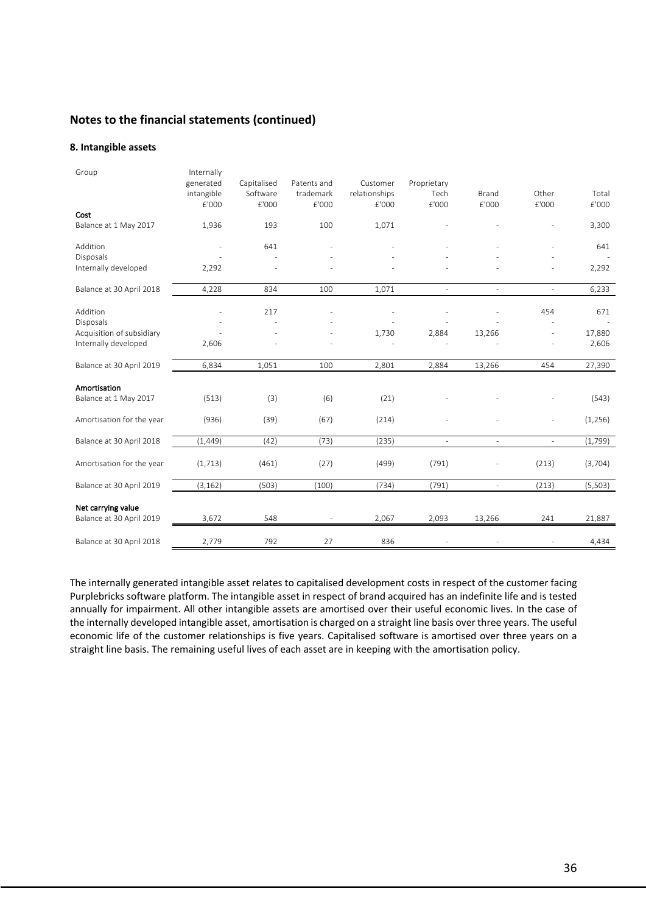## Notes to the financial statements (continued)

### 8. Intangible assets

| Group | Internally generated intangible £'000 | Capitalised Software £'000 | Patents and trademark £'000 | Customer relationships £'000 | Proprietary Tech £'000 | Brand £'000 | Other £'000 | Total £'000 |
|---|---|---|---|---|---|---|---|---|
| **Cost** | | | | | | | | |
| Balance at 1 May 2017 | 1,936 | 193 | 100 | 1,071 | - | - | - | 3,300 |
| Addition | - | 641 | - | - | - | - | - | 641 |
| Disposals | - | - | - | - | - | - | - | - |
| Internally developed | 2,292 | - | - | - | - | - | - | 2,292 |
| Balance at 30 April 2018 | 4,228 | 834 | 100 | 1,071 | - | - | - | 6,233 |
| Addition | - | 217 | - | - | - | - | 454 | 671 |
| Disposals | - | - | - | - | - | - | - | - |
| Acquisition of subsidiary | - | - | - | 1,730 | 2,884 | 13,266 | - | 17,880 |
| Internally developed | 2,606 | - | - | - | - | - | - | 2,606 |
| Balance at 30 April 2019 | 6,834 | 1,051 | 100 | 2,801 | 2,884 | 13,266 | 454 | 27,390 |
| **Amortisation** | | | | | | | | |
| Balance at 1 May 2017 | (513) | (3) | (6) | (21) | - | - | - | (543) |
| Amortisation for the year | (936) | (39) | (67) | (214) | - | - | - | (1,256) |
| Balance at 30 April 2018 | (1,449) | (42) | (73) | (235) | - | - | - | (1,799) |
| Amortisation for the year | (1,713) | (461) | (27) | (499) | (791) | - | (213) | (3,704) |
| Balance at 30 April 2019 | (3,162) | (503) | (100) | (734) | (791) | - | (213) | (5,503) |
| **Net carrying value** | | | | | | | | |
| Balance at 30 April 2019 | 3,672 | 548 | - | 2,067 | 2,093 | 13,266 | 241 | 21,887 |
| Balance at 30 April 2018 | 2,779 | 792 | 27 | 836 | - | - | - | 4,434 |

The internally generated intangible asset relates to capitalised development costs in respect of the customer facing Purplebricks software platform. The intangible asset in respect of brand acquired has an indefinite life and is tested annually for impairment. All other intangible assets are amortised over their useful economic lives. In the case of the internally developed intangible asset, amortisation is charged on a straight line basis over three years. The useful economic life of the customer relationships is five years. Capitalised software is amortised over three years on a straight line basis. The remaining useful lives of each asset are in keeping with the amortisation policy.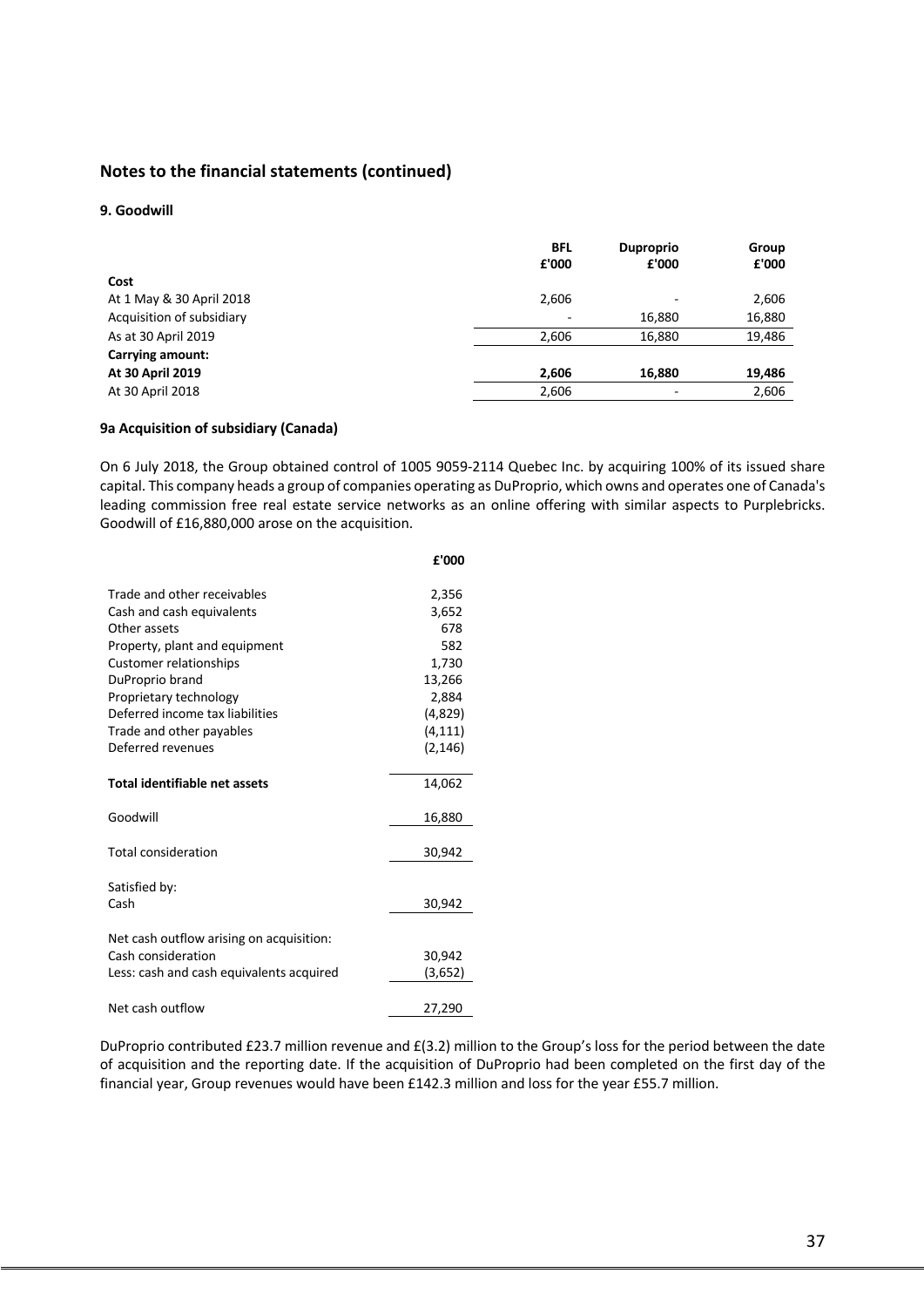## Notes to the financial statements (continued)

### 9. Goodwill

| | BFL £'000 | Duproprio £'000 | Group £'000 |
|---|---|---|---|
| **Cost** | | | |
| At 1 May & 30 April 2018 | 2,606 | - | 2,606 |
| Acquisition of subsidiary | - | 16,880 | 16,880 |
| As at 30 April 2019 | 2,606 | 16,880 | 19,486 |
| **Carrying amount:** | | | |
| **At 30 April 2019** | **2,606** | **16,880** | **19,486** |
| At 30 April 2018 | 2,606 | - | 2,606 |

### 9a Acquisition of subsidiary (Canada)

On 6 July 2018, the Group obtained control of 1005 9059-2114 Quebec Inc. by acquiring 100% of its issued share capital. This company heads a group of companies operating as DuProprio, which owns and operates one of Canada's leading commission free real estate service networks as an online offering with similar aspects to Purplebricks. Goodwill of £16,880,000 arose on the acquisition.

| | £'000 |
|---|---|
| Trade and other receivables | 2,356 |
| Cash and cash equivalents | 3,652 |
| Other assets | 678 |
| Property, plant and equipment | 582 |
| Customer relationships | 1,730 |
| DuProprio brand | 13,266 |
| Proprietary technology | 2,884 |
| Deferred income tax liabilities | (4,829) |
| Trade and other payables | (4,111) |
| Deferred revenues | (2,146) |
| **Total identifiable net assets** | 14,062 |
| Goodwill | 16,880 |
| Total consideration | 30,942 |
| Satisfied by: | |
| Cash | 30,942 |
| Net cash outflow arising on acquisition: | |
| Cash consideration | 30,942 |
| Less: cash and cash equivalents acquired | (3,652) |
| Net cash outflow | 27,290 |

DuProprio contributed £23.7 million revenue and £(3.2) million to the Group's loss for the period between the date of acquisition and the reporting date. If the acquisition of DuProprio had been completed on the first day of the financial year, Group revenues would have been £142.3 million and loss for the year £55.7 million.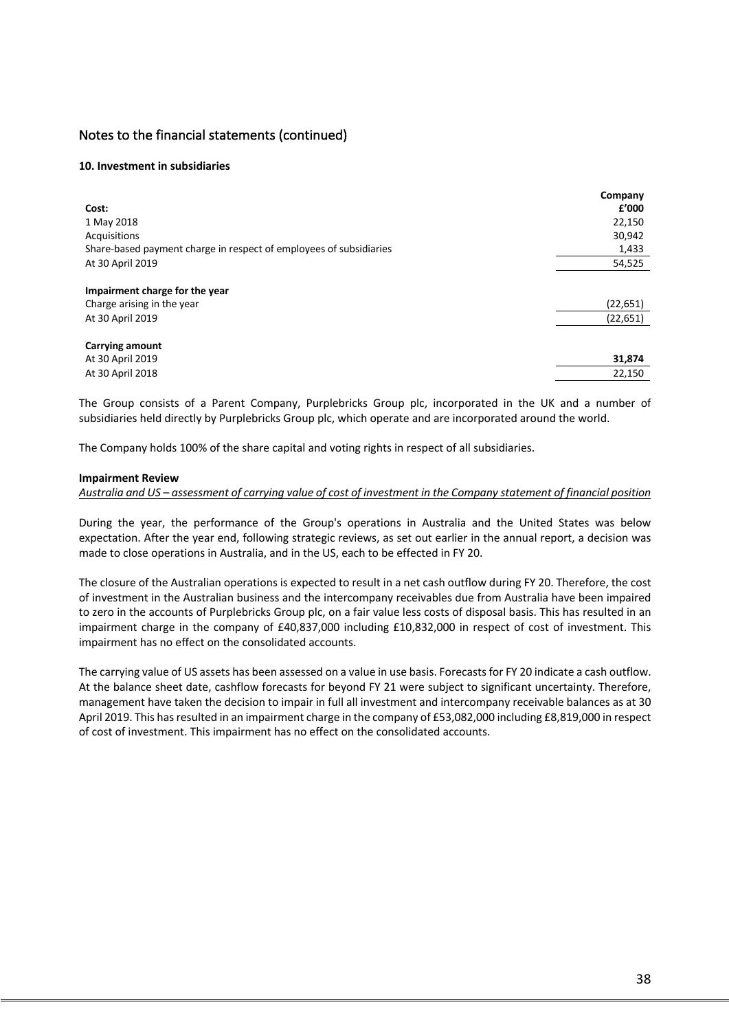## Notes to the financial statements (continued)

**10. Investment in subsidiaries**

| Cost: | Company £'000 |
|---|---|
| 1 May 2018 | 22,150 |
| Acquisitions | 30,942 |
| Share-based payment charge in respect of employees of subsidiaries | 1,433 |
| At 30 April 2019 | 54,525 |
| | |
| **Impairment charge for the year** | |
| Charge arising in the year | (22,651) |
| At 30 April 2019 | (22,651) |
| | |
| **Carrying amount** | |
| At 30 April 2019 | **31,874** |
| At 30 April 2018 | 22,150 |

The Group consists of a Parent Company, Purplebricks Group plc, incorporated in the UK and a number of subsidiaries held directly by Purplebricks Group plc, which operate and are incorporated around the world.

The Company holds 100% of the share capital and voting rights in respect of all subsidiaries.

**Impairment Review**

*Australia and US – assessment of carrying value of cost of investment in the Company statement of financial position*

During the year, the performance of the Group's operations in Australia and the United States was below expectation. After the year end, following strategic reviews, as set out earlier in the annual report, a decision was made to close operations in Australia, and in the US, each to be effected in FY 20.

The closure of the Australian operations is expected to result in a net cash outflow during FY 20. Therefore, the cost of investment in the Australian business and the intercompany receivables due from Australia have been impaired to zero in the accounts of Purplebricks Group plc, on a fair value less costs of disposal basis. This has resulted in an impairment charge in the company of £40,837,000 including £10,832,000 in respect of cost of investment. This impairment has no effect on the consolidated accounts.

The carrying value of US assets has been assessed on a value in use basis. Forecasts for FY 20 indicate a cash outflow. At the balance sheet date, cashflow forecasts for beyond FY 21 were subject to significant uncertainty. Therefore, management have taken the decision to impair in full all investment and intercompany receivable balances as at 30 April 2019. This has resulted in an impairment charge in the company of £53,082,000 including £8,819,000 in respect of cost of investment. This impairment has no effect on the consolidated accounts.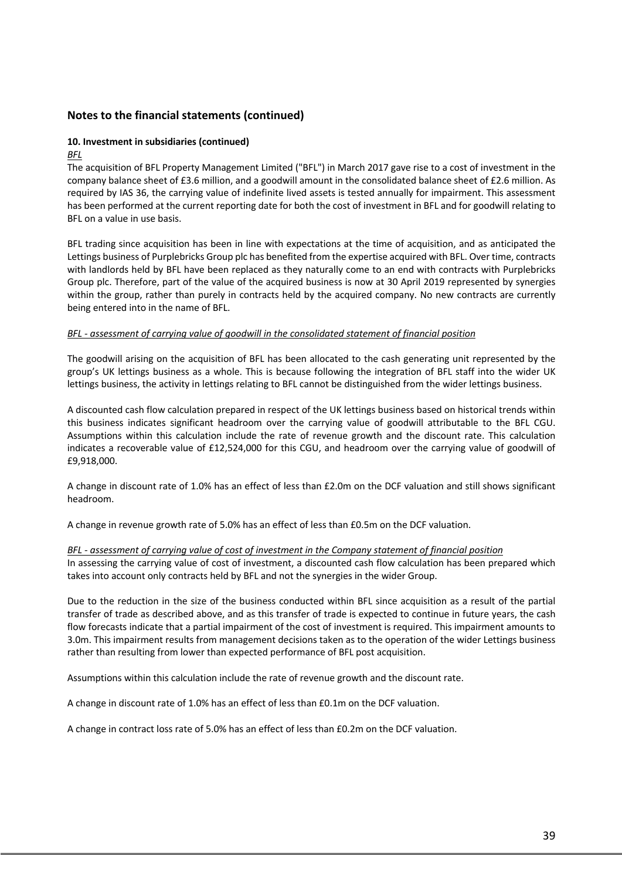## Notes to the financial statements (continued)

**10. Investment in subsidiaries (continued)**

*BFL*

The acquisition of BFL Property Management Limited ("BFL") in March 2017 gave rise to a cost of investment in the company balance sheet of £3.6 million, and a goodwill amount in the consolidated balance sheet of £2.6 million. As required by IAS 36, the carrying value of indefinite lived assets is tested annually for impairment. This assessment has been performed at the current reporting date for both the cost of investment in BFL and for goodwill relating to BFL on a value in use basis.

BFL trading since acquisition has been in line with expectations at the time of acquisition, and as anticipated the Lettings business of Purplebricks Group plc has benefited from the expertise acquired with BFL. Over time, contracts with landlords held by BFL have been replaced as they naturally come to an end with contracts with Purplebricks Group plc. Therefore, part of the value of the acquired business is now at 30 April 2019 represented by synergies within the group, rather than purely in contracts held by the acquired company. No new contracts are currently being entered into in the name of BFL.

*BFL - assessment of carrying value of goodwill in the consolidated statement of financial position*

The goodwill arising on the acquisition of BFL has been allocated to the cash generating unit represented by the group's UK lettings business as a whole. This is because following the integration of BFL staff into the wider UK lettings business, the activity in lettings relating to BFL cannot be distinguished from the wider lettings business.

A discounted cash flow calculation prepared in respect of the UK lettings business based on historical trends within this business indicates significant headroom over the carrying value of goodwill attributable to the BFL CGU. Assumptions within this calculation include the rate of revenue growth and the discount rate. This calculation indicates a recoverable value of £12,524,000 for this CGU, and headroom over the carrying value of goodwill of £9,918,000.

A change in discount rate of 1.0% has an effect of less than £2.0m on the DCF valuation and still shows significant headroom.

A change in revenue growth rate of 5.0% has an effect of less than £0.5m on the DCF valuation.

*BFL - assessment of carrying value of cost of investment in the Company statement of financial position*

In assessing the carrying value of cost of investment, a discounted cash flow calculation has been prepared which takes into account only contracts held by BFL and not the synergies in the wider Group.

Due to the reduction in the size of the business conducted within BFL since acquisition as a result of the partial transfer of trade as described above, and as this transfer of trade is expected to continue in future years, the cash flow forecasts indicate that a partial impairment of the cost of investment is required. This impairment amounts to 3.0m. This impairment results from management decisions taken as to the operation of the wider Lettings business rather than resulting from lower than expected performance of BFL post acquisition.

Assumptions within this calculation include the rate of revenue growth and the discount rate.

A change in discount rate of 1.0% has an effect of less than £0.1m on the DCF valuation.

A change in contract loss rate of 5.0% has an effect of less than £0.2m on the DCF valuation.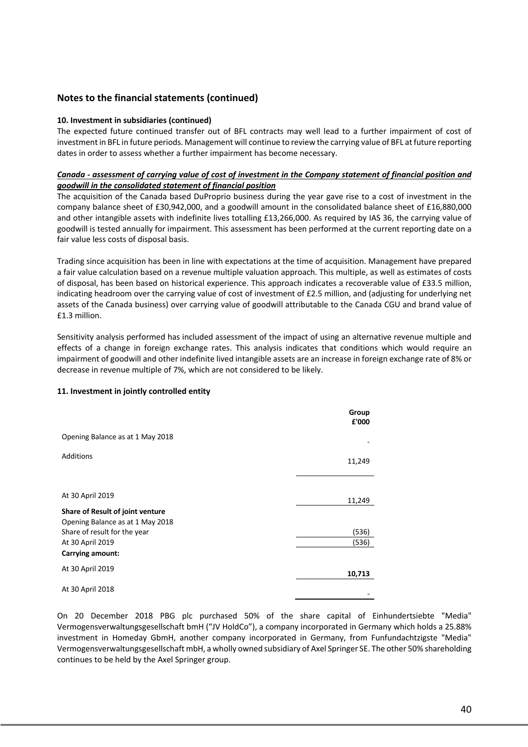## Notes to the financial statements (continued)

**10. Investment in subsidiaries (continued)**

The expected future continued transfer out of BFL contracts may well lead to a further impairment of cost of investment in BFL in future periods. Management will continue to review the carrying value of BFL at future reporting dates in order to assess whether a further impairment has become necessary.

***Canada - assessment of carrying value of cost of investment in the Company statement of financial position and goodwill in the consolidated statement of financial position***

The acquisition of the Canada based DuProprio business during the year gave rise to a cost of investment in the company balance sheet of £30,942,000, and a goodwill amount in the consolidated balance sheet of £16,880,000 and other intangible assets with indefinite lives totalling £13,266,000. As required by IAS 36, the carrying value of goodwill is tested annually for impairment. This assessment has been performed at the current reporting date on a fair value less costs of disposal basis.

Trading since acquisition has been in line with expectations at the time of acquisition. Management have prepared a fair value calculation based on a revenue multiple valuation approach. This multiple, as well as estimates of costs of disposal, has been based on historical experience. This approach indicates a recoverable value of £33.5 million, indicating headroom over the carrying value of cost of investment of £2.5 million, and (adjusting for underlying net assets of the Canada business) over carrying value of goodwill attributable to the Canada CGU and brand value of £1.3 million.

Sensitivity analysis performed has included assessment of the impact of using an alternative revenue multiple and effects of a change in foreign exchange rates. This analysis indicates that conditions which would require an impairment of goodwill and other indefinite lived intangible assets are an increase in foreign exchange rate of 8% or decrease in revenue multiple of 7%, which are not considered to be likely.

**11. Investment in jointly controlled entity**

| | **Group £'000** |
|---|---|
| Opening Balance as at 1 May 2018 | - |
| Additions | 11,249 |
| At 30 April 2019 | 11,249 |
| **Share of Result of joint venture** | |
| Opening Balance as at 1 May 2018 | |
| Share of result for the year | (536) |
| At 30 April 2019 | (536) |
| **Carrying amount:** | |
| At 30 April 2019 | **10,713** |
| At 30 April 2018 | - |

On 20 December 2018 PBG plc purchased 50% of the share capital of Einhundertsiebte "Media" Vermogensverwaltungsgesellschaft bmH ("JV HoldCo"), a company incorporated in Germany which holds a 25.88% investment in Homeday GbmH, another company incorporated in Germany, from Funfundachtzigste "Media" Vermogensverwaltungsgesellschaft mbH, a wholly owned subsidiary of Axel Springer SE. The other 50% shareholding continues to be held by the Axel Springer group.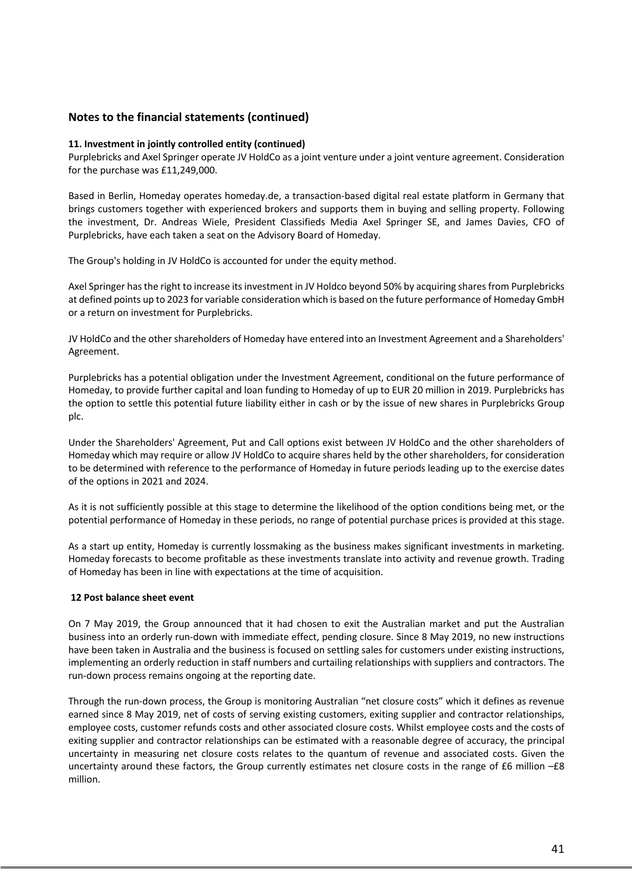## Notes to the financial statements (continued)

**11. Investment in jointly controlled entity (continued)**

Purplebricks and Axel Springer operate JV HoldCo as a joint venture under a joint venture agreement. Consideration for the purchase was £11,249,000.

Based in Berlin, Homeday operates homeday.de, a transaction-based digital real estate platform in Germany that brings customers together with experienced brokers and supports them in buying and selling property. Following the investment, Dr. Andreas Wiele, President Classifieds Media Axel Springer SE, and James Davies, CFO of Purplebricks, have each taken a seat on the Advisory Board of Homeday.

The Group's holding in JV HoldCo is accounted for under the equity method.

Axel Springer has the right to increase its investment in JV Holdco beyond 50% by acquiring shares from Purplebricks at defined points up to 2023 for variable consideration which is based on the future performance of Homeday GmbH or a return on investment for Purplebricks.

JV HoldCo and the other shareholders of Homeday have entered into an Investment Agreement and a Shareholders' Agreement.

Purplebricks has a potential obligation under the Investment Agreement, conditional on the future performance of Homeday, to provide further capital and loan funding to Homeday of up to EUR 20 million in 2019. Purplebricks has the option to settle this potential future liability either in cash or by the issue of new shares in Purplebricks Group plc.

Under the Shareholders' Agreement, Put and Call options exist between JV HoldCo and the other shareholders of Homeday which may require or allow JV HoldCo to acquire shares held by the other shareholders, for consideration to be determined with reference to the performance of Homeday in future periods leading up to the exercise dates of the options in 2021 and 2024.

As it is not sufficiently possible at this stage to determine the likelihood of the option conditions being met, or the potential performance of Homeday in these periods, no range of potential purchase prices is provided at this stage.

As a start up entity, Homeday is currently lossmaking as the business makes significant investments in marketing. Homeday forecasts to become profitable as these investments translate into activity and revenue growth. Trading of Homeday has been in line with expectations at the time of acquisition.

**12 Post balance sheet event**

On 7 May 2019, the Group announced that it had chosen to exit the Australian market and put the Australian business into an orderly run-down with immediate effect, pending closure. Since 8 May 2019, no new instructions have been taken in Australia and the business is focused on settling sales for customers under existing instructions, implementing an orderly reduction in staff numbers and curtailing relationships with suppliers and contractors. The run-down process remains ongoing at the reporting date.

Through the run-down process, the Group is monitoring Australian "net closure costs" which it defines as revenue earned since 8 May 2019, net of costs of serving existing customers, exiting supplier and contractor relationships, employee costs, customer refunds costs and other associated closure costs. Whilst employee costs and the costs of exiting supplier and contractor relationships can be estimated with a reasonable degree of accuracy, the principal uncertainty in measuring net closure costs relates to the quantum of revenue and associated costs. Given the uncertainty around these factors, the Group currently estimates net closure costs in the range of £6 million –£8 million.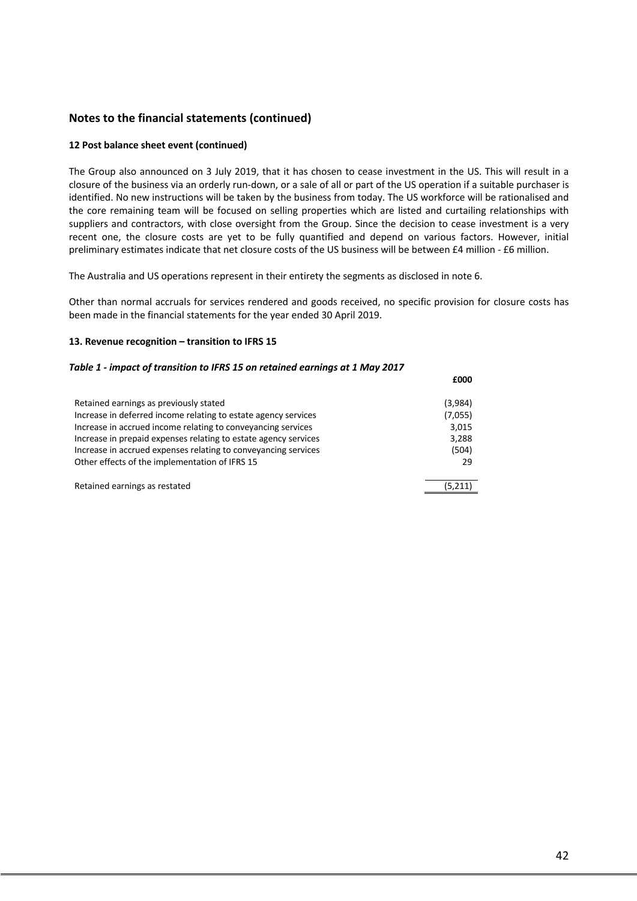## Notes to the financial statements (continued)

### 12 Post balance sheet event (continued)

The Group also announced on 3 July 2019, that it has chosen to cease investment in the US. This will result in a closure of the business via an orderly run-down, or a sale of all or part of the US operation if a suitable purchaser is identified. No new instructions will be taken by the business from today. The US workforce will be rationalised and the core remaining team will be focused on selling properties which are listed and curtailing relationships with suppliers and contractors, with close oversight from the Group. Since the decision to cease investment is a very recent one, the closure costs are yet to be fully quantified and depend on various factors. However, initial preliminary estimates indicate that net closure costs of the US business will be between £4 million - £6 million.

The Australia and US operations represent in their entirety the segments as disclosed in note 6.

Other than normal accruals for services rendered and goods received, no specific provision for closure costs has been made in the financial statements for the year ended 30 April 2019.

### 13. Revenue recognition – transition to IFRS 15

***Table 1 - impact of transition to IFRS 15 on retained earnings at 1 May 2017***

| | £000 |
|---|---|
| Retained earnings as previously stated | (3,984) |
| Increase in deferred income relating to estate agency services | (7,055) |
| Increase in accrued income relating to conveyancing services | 3,015 |
| Increase in prepaid expenses relating to estate agency services | 3,288 |
| Increase in accrued expenses relating to conveyancing services | (504) |
| Other effects of the implementation of IFRS 15 | 29 |
| Retained earnings as restated | (5,211) |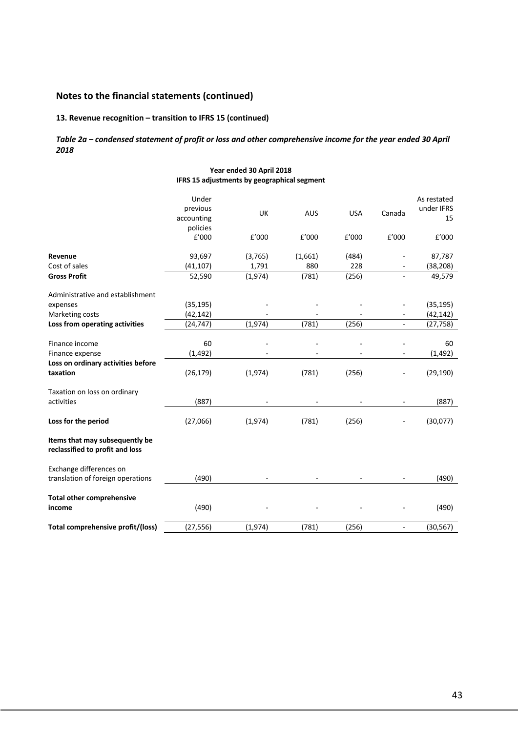## Notes to the financial statements (continued)

### 13. Revenue recognition – transition to IFRS 15 (continued)

***Table 2a – condensed statement of profit or loss and other comprehensive income for the year ended 30 April 2018***

**Year ended 30 April 2018**
**IFRS 15 adjustments by geographical segment**

| | Under previous accounting policies | UK | AUS | USA | Canada | As restated under IFRS 15 |
|---|---|---|---|---|---|---|
| | £'000 | £'000 | £'000 | £'000 | £'000 | £'000 |
| **Revenue** | 93,697 | (3,765) | (1,661) | (484) | - | 87,787 |
| Cost of sales | (41,107) | 1,791 | 880 | 228 | - | (38,208) |
| **Gross Profit** | 52,590 | (1,974) | (781) | (256) | - | 49,579 |
| Administrative and establishment expenses | (35,195) | - | - | - | - | (35,195) |
| Marketing costs | (42,142) | - | - | - | - | (42,142) |
| **Loss from operating activities** | (24,747) | (1,974) | (781) | (256) | - | (27,758) |
| Finance income | 60 | - | - | - | - | 60 |
| Finance expense | (1,492) | - | - | - | - | (1,492) |
| **Loss on ordinary activities before taxation** | (26,179) | (1,974) | (781) | (256) | - | (29,190) |
| Taxation on loss on ordinary activities | (887) | - | - | - | - | (887) |
| **Loss for the period** | (27,066) | (1,974) | (781) | (256) | - | (30,077) |
| **Items that may subsequently be reclassified to profit and loss** | | | | | | |
| Exchange differences on translation of foreign operations | (490) | - | - | - | - | (490) |
| **Total other comprehensive income** | (490) | - | - | - | - | (490) |
| **Total comprehensive profit/(loss)** | (27,556) | (1,974) | (781) | (256) | - | (30,567) |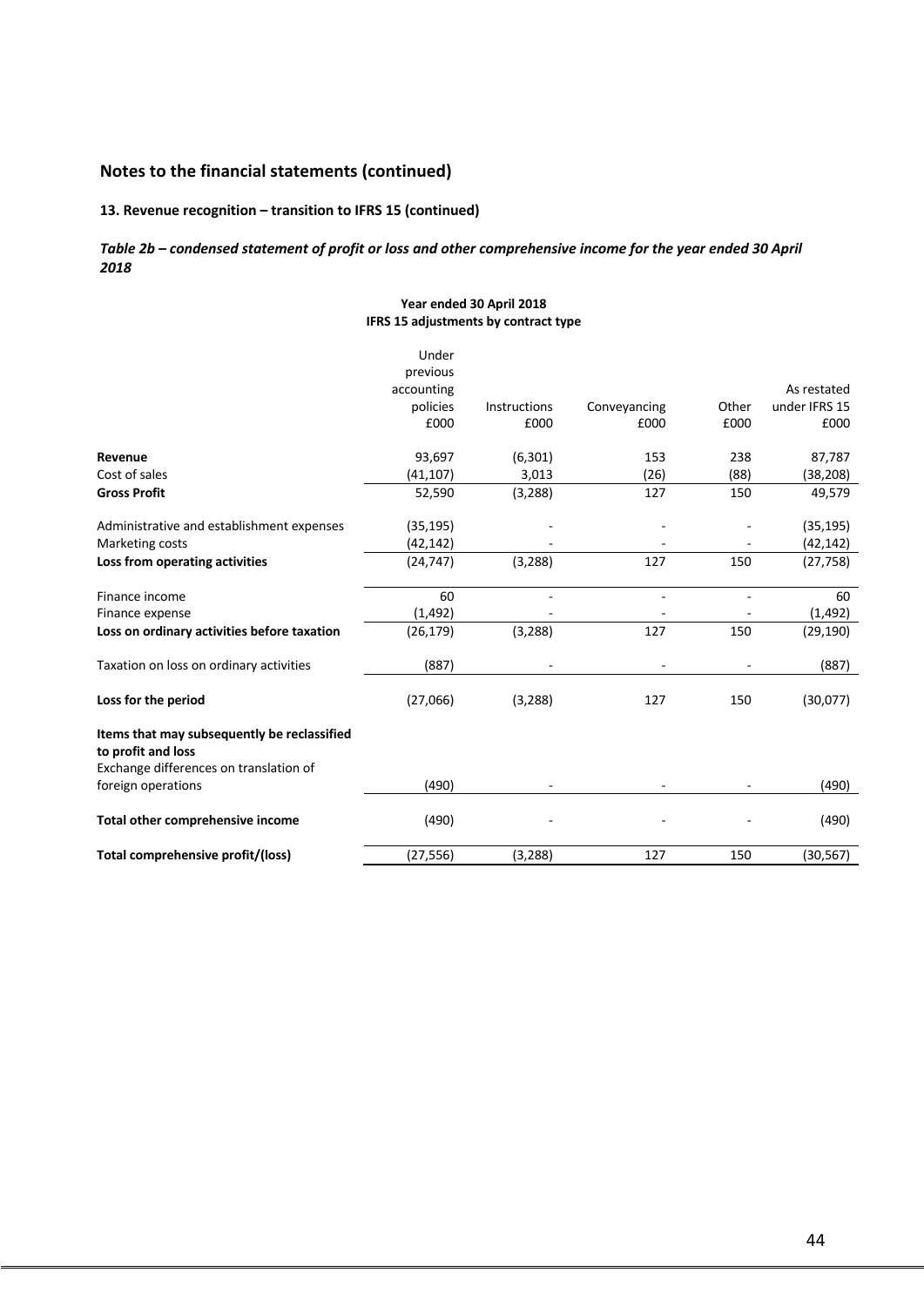## Notes to the financial statements (continued)

### 13. Revenue recognition – transition to IFRS 15 (continued)

***Table 2b – condensed statement of profit or loss and other comprehensive income for the year ended 30 April 2018***

| | Year ended 30 April 2018 IFRS 15 adjustments by contract type | | | | |
|---|---|---|---|---|---|
| | Under previous accounting policies £000 | Instructions £000 | Conveyancing £000 | Other £000 | As restated under IFRS 15 £000 |
| **Revenue** | 93,697 | (6,301) | 153 | 238 | 87,787 |
| Cost of sales | (41,107) | 3,013 | (26) | (88) | (38,208) |
| **Gross Profit** | 52,590 | (3,288) | 127 | 150 | 49,579 |
| Administrative and establishment expenses | (35,195) | - | - | - | (35,195) |
| Marketing costs | (42,142) | - | - | - | (42,142) |
| **Loss from operating activities** | (24,747) | (3,288) | 127 | 150 | (27,758) |
| Finance income | 60 | - | - | - | 60 |
| Finance expense | (1,492) | - | - | - | (1,492) |
| **Loss on ordinary activities before taxation** | (26,179) | (3,288) | 127 | 150 | (29,190) |
| Taxation on loss on ordinary activities | (887) | - | - | - | (887) |
| **Loss for the period** | (27,066) | (3,288) | 127 | 150 | (30,077) |
| **Items that may subsequently be reclassified to profit and loss** | | | | | |
| Exchange differences on translation of foreign operations | (490) | - | - | - | (490) |
| **Total other comprehensive income** | (490) | - | - | - | (490) |
| **Total comprehensive profit/(loss)** | (27,556) | (3,288) | 127 | 150 | (30,567) |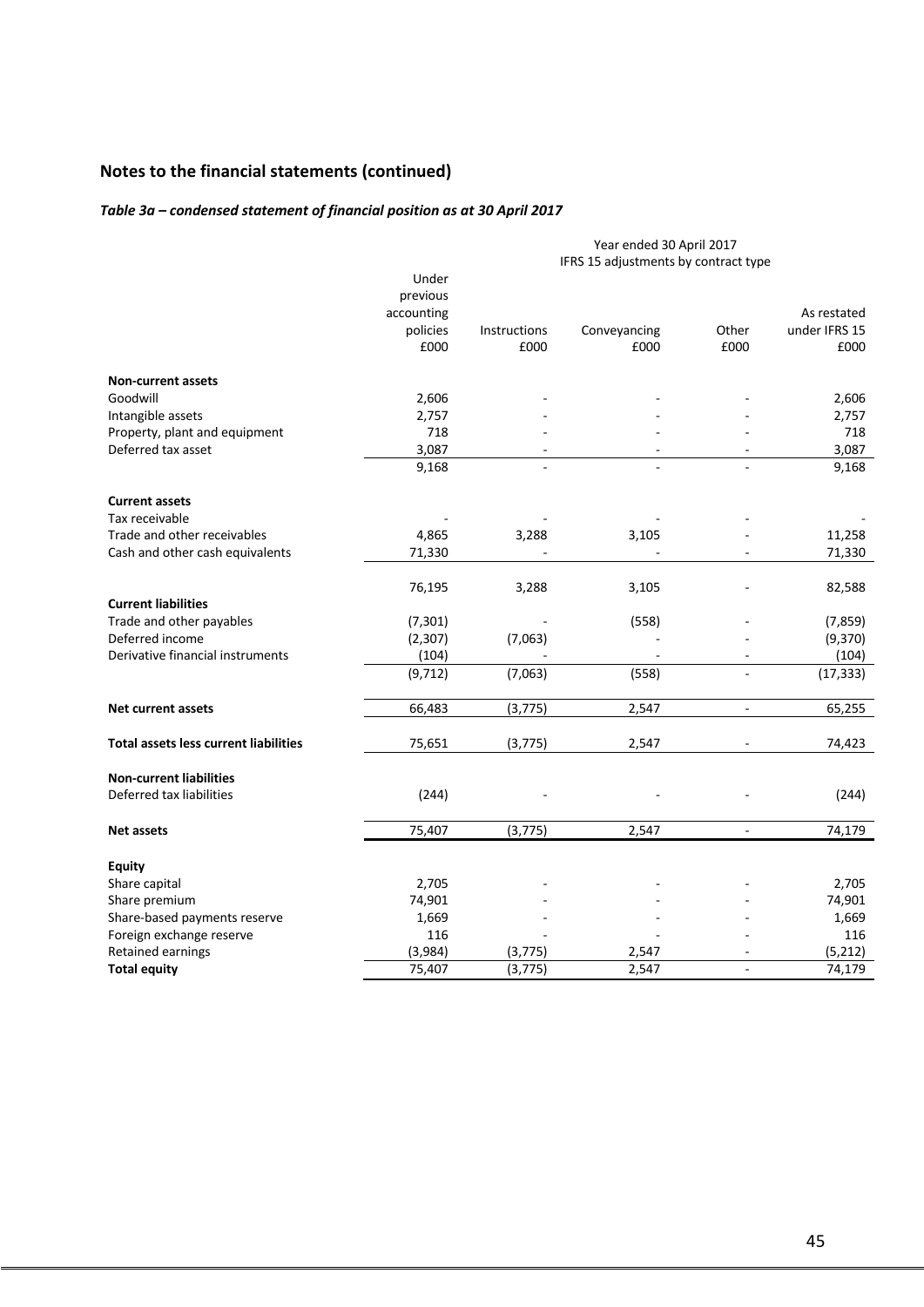## Notes to the financial statements (continued)

### *Table 3a – condensed statement of financial position as at 30 April 2017*

| | | Year ended 30 April 2017 | | | |
|---|---|---|---|---|---|
| | | IFRS 15 adjustments by contract type | | | |
| | Under previous accounting policies £000 | Instructions £000 | Conveyancing £000 | Other £000 | As restated under IFRS 15 £000 |
| **Non-current assets** | | | | | |
| Goodwill | 2,606 | - | - | - | 2,606 |
| Intangible assets | 2,757 | - | - | - | 2,757 |
| Property, plant and equipment | 718 | - | - | - | 718 |
| Deferred tax asset | 3,087 | - | - | - | 3,087 |
| | 9,168 | - | - | - | 9,168 |
| **Current assets** | | | | | |
| Tax receivable | - | - | - | - | - |
| Trade and other receivables | 4,865 | 3,288 | 3,105 | - | 11,258 |
| Cash and other cash equivalents | 71,330 | - | - | - | 71,330 |
| | 76,195 | 3,288 | 3,105 | - | 82,588 |
| **Current liabilities** | | | | | |
| Trade and other payables | (7,301) | - | (558) | - | (7,859) |
| Deferred income | (2,307) | (7,063) | - | - | (9,370) |
| Derivative financial instruments | (104) | - | - | - | (104) |
| | (9,712) | (7,063) | (558) | - | (17,333) |
| **Net current assets** | 66,483 | (3,775) | 2,547 | - | 65,255 |
| **Total assets less current liabilities** | 75,651 | (3,775) | 2,547 | - | 74,423 |
| **Non-current liabilities** | | | | | |
| Deferred tax liabilities | (244) | - | - | - | (244) |
| **Net assets** | 75,407 | (3,775) | 2,547 | - | 74,179 |
| **Equity** | | | | | |
| Share capital | 2,705 | - | - | - | 2,705 |
| Share premium | 74,901 | - | - | - | 74,901 |
| Share-based payments reserve | 1,669 | - | - | - | 1,669 |
| Foreign exchange reserve | 116 | - | - | - | 116 |
| Retained earnings | (3,984) | (3,775) | 2,547 | - | (5,212) |
| **Total equity** | 75,407 | (3,775) | 2,547 | - | 74,179 |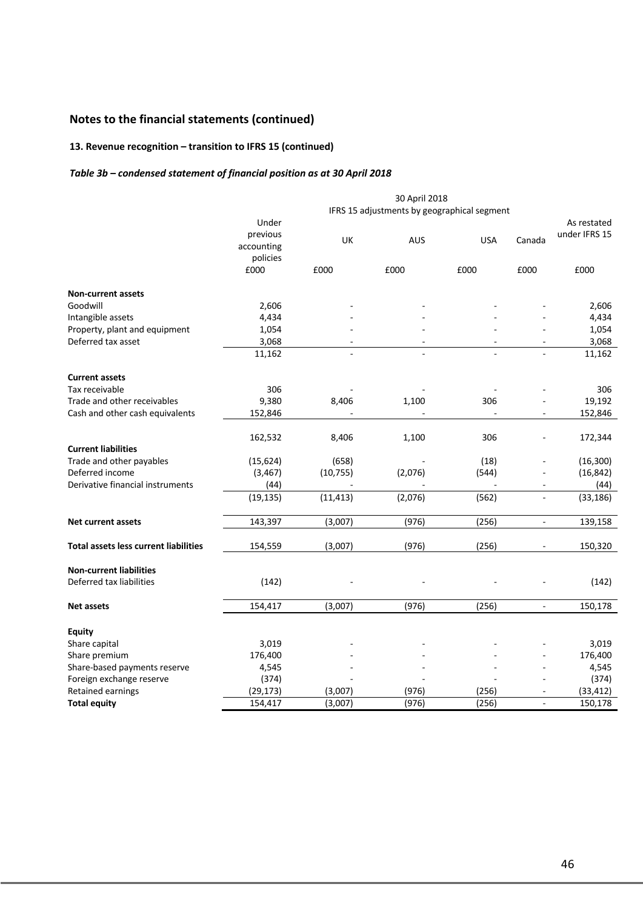## Notes to the financial statements (continued)

### 13. Revenue recognition – transition to IFRS 15 (continued)

***Table 3b – condensed statement of financial position as at 30 April 2018***

| | 30 April 2018 | | | | | |
|---|---|---|---|---|---|---|
| | | IFRS 15 adjustments by geographical segment | | | | |
| | Under previous accounting policies | UK | AUS | USA | Canada | As restated under IFRS 15 |
| | £000 | £000 | £000 | £000 | £000 | £000 |
| **Non-current assets** | | | | | | |
| Goodwill | 2,606 | - | - | - | - | 2,606 |
| Intangible assets | 4,434 | - | - | - | - | 4,434 |
| Property, plant and equipment | 1,054 | - | - | - | - | 1,054 |
| Deferred tax asset | 3,068 | - | - | - | - | 3,068 |
| | 11,162 | - | - | - | - | 11,162 |
| **Current assets** | | | | | | |
| Tax receivable | 306 | - | - | - | - | 306 |
| Trade and other receivables | 9,380 | 8,406 | 1,100 | 306 | - | 19,192 |
| Cash and other cash equivalents | 152,846 | - | - | - | - | 152,846 |
| | 162,532 | 8,406 | 1,100 | 306 | - | 172,344 |
| **Current liabilities** | | | | | | |
| Trade and other payables | (15,624) | (658) | - | (18) | - | (16,300) |
| Deferred income | (3,467) | (10,755) | (2,076) | (544) | - | (16,842) |
| Derivative financial instruments | (44) | - | - | - | - | (44) |
| | (19,135) | (11,413) | (2,076) | (562) | - | (33,186) |
| **Net current assets** | 143,397 | (3,007) | (976) | (256) | - | 139,158 |
| **Total assets less current liabilities** | 154,559 | (3,007) | (976) | (256) | - | 150,320 |
| **Non-current liabilities** | | | | | | |
| Deferred tax liabilities | (142) | - | - | - | - | (142) |
| **Net assets** | 154,417 | (3,007) | (976) | (256) | - | 150,178 |
| **Equity** | | | | | | |
| Share capital | 3,019 | - | - | - | - | 3,019 |
| Share premium | 176,400 | - | - | - | - | 176,400 |
| Share-based payments reserve | 4,545 | - | - | - | - | 4,545 |
| Foreign exchange reserve | (374) | - | - | - | - | (374) |
| Retained earnings | (29,173) | (3,007) | (976) | (256) | - | (33,412) |
| **Total equity** | 154,417 | (3,007) | (976) | (256) | - | 150,178 |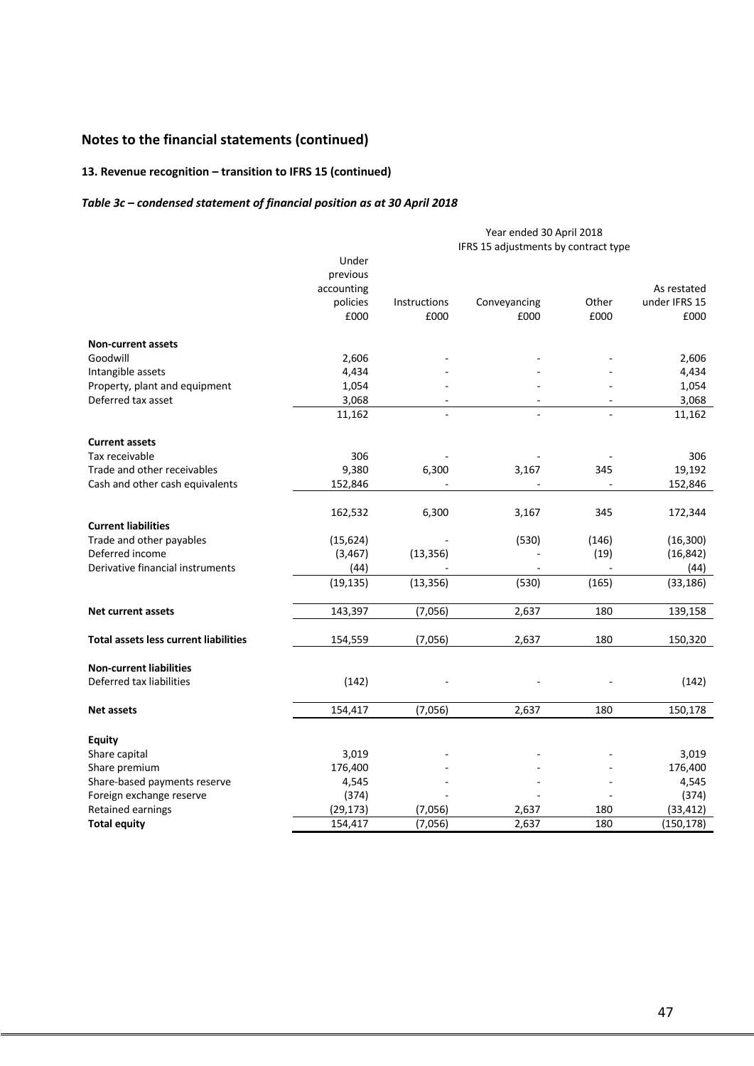## Notes to the financial statements (continued)

### 13. Revenue recognition – transition to IFRS 15 (continued)

#### *Table 3c – condensed statement of financial position as at 30 April 2018*

| | Year ended 30 April 2018 | | | | |
|---|---|---|---|---|---|
| | | IFRS 15 adjustments by contract type | | | |
| | Under previous accounting policies £000 | Instructions £000 | Conveyancing £000 | Other £000 | As restated under IFRS 15 £000 |
| **Non-current assets** | | | | | |
| Goodwill | 2,606 | - | - | - | 2,606 |
| Intangible assets | 4,434 | - | - | - | 4,434 |
| Property, plant and equipment | 1,054 | - | - | - | 1,054 |
| Deferred tax asset | 3,068 | - | - | - | 3,068 |
| | 11,162 | - | - | - | 11,162 |
| **Current assets** | | | | | |
| Tax receivable | 306 | - | - | - | 306 |
| Trade and other receivables | 9,380 | 6,300 | 3,167 | 345 | 19,192 |
| Cash and other cash equivalents | 152,846 | - | - | - | 152,846 |
| | 162,532 | 6,300 | 3,167 | 345 | 172,344 |
| **Current liabilities** | | | | | |
| Trade and other payables | (15,624) | - | (530) | (146) | (16,300) |
| Deferred income | (3,467) | (13,356) | - | (19) | (16,842) |
| Derivative financial instruments | (44) | - | - | - | (44) |
| | (19,135) | (13,356) | (530) | (165) | (33,186) |
| **Net current assets** | 143,397 | (7,056) | 2,637 | 180 | 139,158 |
| **Total assets less current liabilities** | 154,559 | (7,056) | 2,637 | 180 | 150,320 |
| **Non-current liabilities** | | | | | |
| Deferred tax liabilities | (142) | - | - | - | (142) |
| **Net assets** | 154,417 | (7,056) | 2,637 | 180 | 150,178 |
| **Equity** | | | | | |
| Share capital | 3,019 | - | - | - | 3,019 |
| Share premium | 176,400 | - | - | - | 176,400 |
| Share-based payments reserve | 4,545 | - | - | - | 4,545 |
| Foreign exchange reserve | (374) | - | - | - | (374) |
| Retained earnings | (29,173) | (7,056) | 2,637 | 180 | (33,412) |
| **Total equity** | 154,417 | (7,056) | 2,637 | 180 | (150,178) |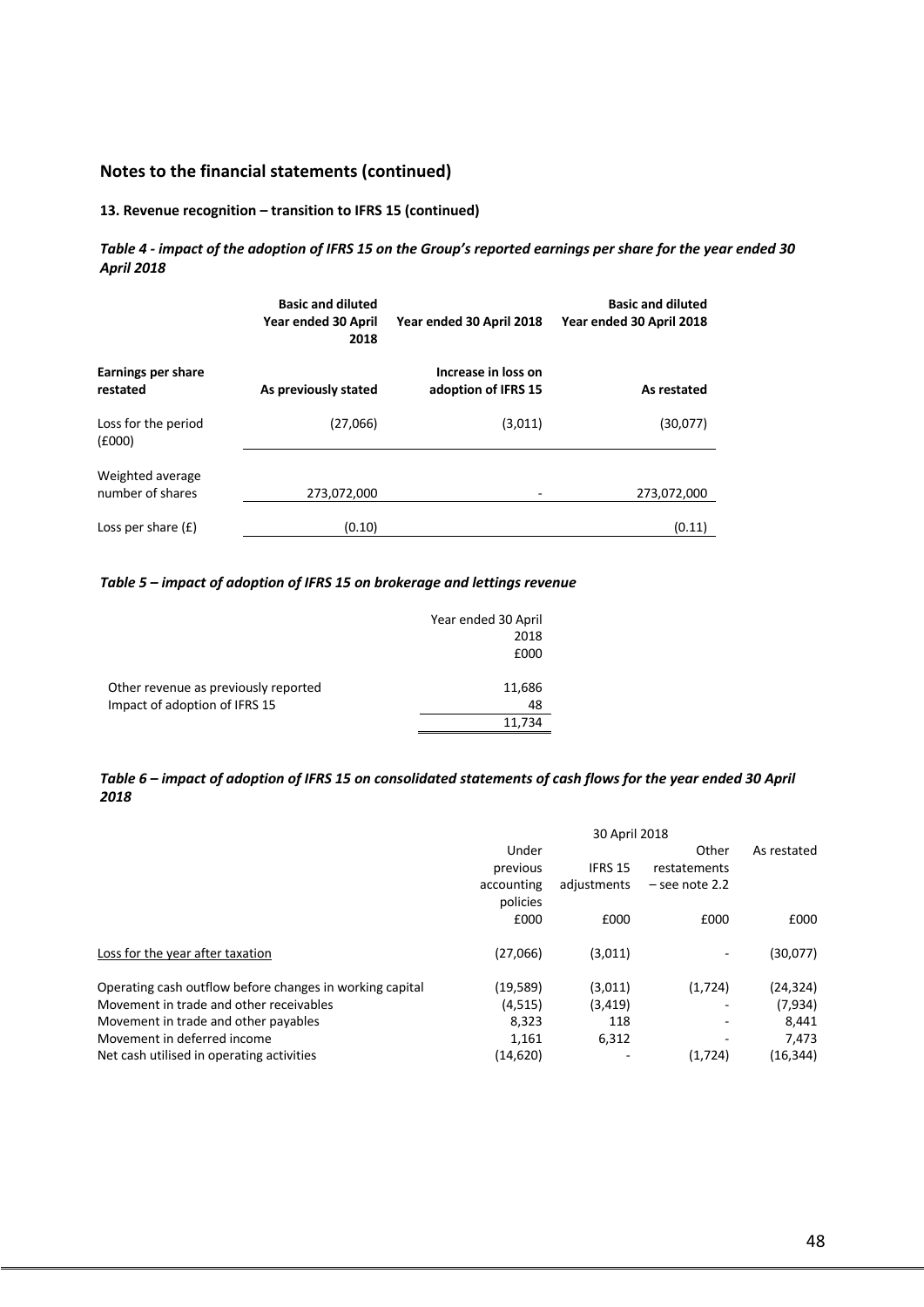## Notes to the financial statements (continued)

**13. Revenue recognition – transition to IFRS 15 (continued)**

***Table 4 - impact of the adoption of IFRS 15 on the Group's reported earnings per share for the year ended 30 April 2018***

| | Basic and diluted Year ended 30 April 2018 | Year ended 30 April 2018 | Basic and diluted Year ended 30 April 2018 |
|---|---|---|---|
| **Earnings per share restated** | **As previously stated** | **Increase in loss on adoption of IFRS 15** | **As restated** |
| Loss for the period (£000) | (27,066) | (3,011) | (30,077) |
| Weighted average number of shares | 273,072,000 | - | 273,072,000 |
| Loss per share (£) | (0.10) | | (0.11) |

***Table 5 – impact of adoption of IFRS 15 on brokerage and lettings revenue***

| | Year ended 30 April 2018 £000 |
|---|---|
| Other revenue as previously reported | 11,686 |
| Impact of adoption of IFRS 15 | 48 |
| | 11,734 |

***Table 6 – impact of adoption of IFRS 15 on consolidated statements of cash flows for the year ended 30 April 2018***

| | 30 April 2018 | | | |
|---|---|---|---|---|
| | Under previous accounting policies | IFRS 15 adjustments | Other restatements – see note 2.2 | As restated |
| | £000 | £000 | £000 | £000 |
| Loss for the year after taxation | (27,066) | (3,011) | - | (30,077) |
| Operating cash outflow before changes in working capital | (19,589) | (3,011) | (1,724) | (24,324) |
| Movement in trade and other receivables | (4,515) | (3,419) | - | (7,934) |
| Movement in trade and other payables | 8,323 | 118 | - | 8,441 |
| Movement in deferred income | 1,161 | 6,312 | - | 7,473 |
| Net cash utilised in operating activities | (14,620) | - | (1,724) | (16,344) |